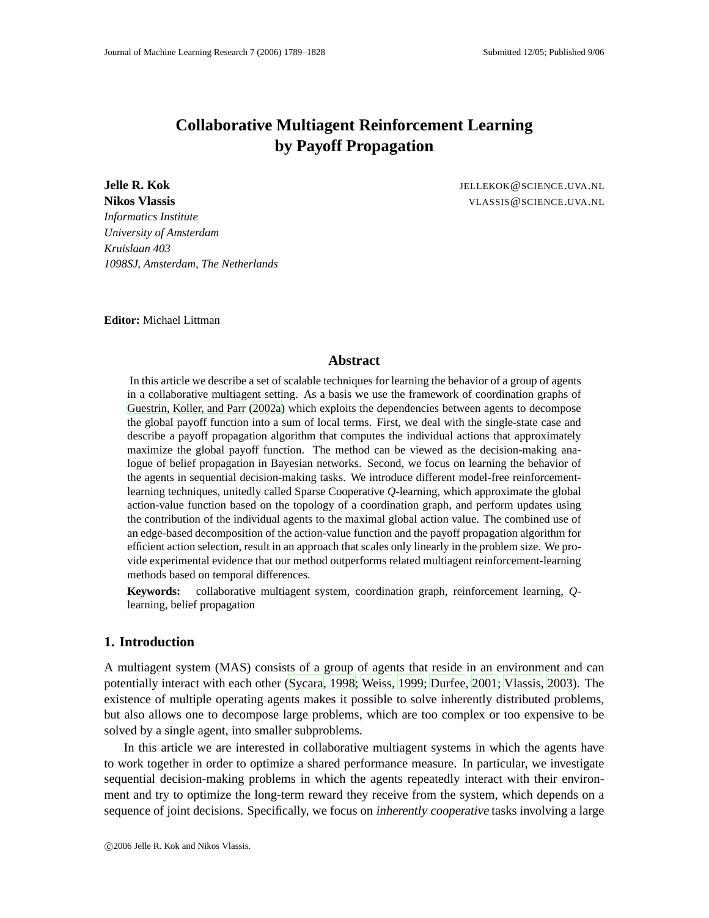# Collaborative Multiagent Reinforcement Learning by Payoff Propagation

**Jelle R. Kok** JELLEKOK@SCIENCE.UVA.NL
**Nikos Vlassis** VLASSIS@SCIENCE.UVA.NL
*Informatics Institute*
*University of Amsterdam*
*Kruislaan 403*
*1098SJ, Amsterdam, The Netherlands*

**Editor:** Michael Littman

## Abstract

In this article we describe a set of scalable techniques for learning the behavior of a group of agents in a collaborative multiagent setting. As a basis we use the framework of coordination graphs of Guestrin, Koller, and Parr (2002a) which exploits the dependencies between agents to decompose the global payoff function into a sum of local terms. First, we deal with the single-state case and describe a payoff propagation algorithm that computes the individual actions that approximately maximize the global payoff function. The method can be viewed as the decision-making analogue of belief propagation in Bayesian networks. Second, we focus on learning the behavior of the agents in sequential decision-making tasks. We introduce different model-free reinforcement-learning techniques, unitedly called Sparse Cooperative $Q$-learning, which approximate the global action-value function based on the topology of a coordination graph, and perform updates using the contribution of the individual agents to the maximal global action value. The combined use of an edge-based decomposition of the action-value function and the payoff propagation algorithm for efficient action selection, result in an approach that scales only linearly in the problem size. We provide experimental evidence that our method outperforms related multiagent reinforcement-learning methods based on temporal differences.

**Keywords:** collaborative multiagent system, coordination graph, reinforcement learning, $Q$-learning, belief propagation

## 1. Introduction

A multiagent system (MAS) consists of a group of agents that reside in an environment and can potentially interact with each other (Sycara, 1998; Weiss, 1999; Durfee, 2001; Vlassis, 2003). The existence of multiple operating agents makes it possible to solve inherently distributed problems, but also allows one to decompose large problems, which are too complex or too expensive to be solved by a single agent, into smaller subproblems.

In this article we are interested in collaborative multiagent systems in which the agents have to work together in order to optimize a shared performance measure. In particular, we investigate sequential decision-making problems in which the agents repeatedly interact with their environment and try to optimize the long-term reward they receive from the system, which depends on a sequence of joint decisions. Specifically, we focus on *inherently cooperative* tasks involving a large

©2006 Jelle R. Kok and Nikos Vlassis.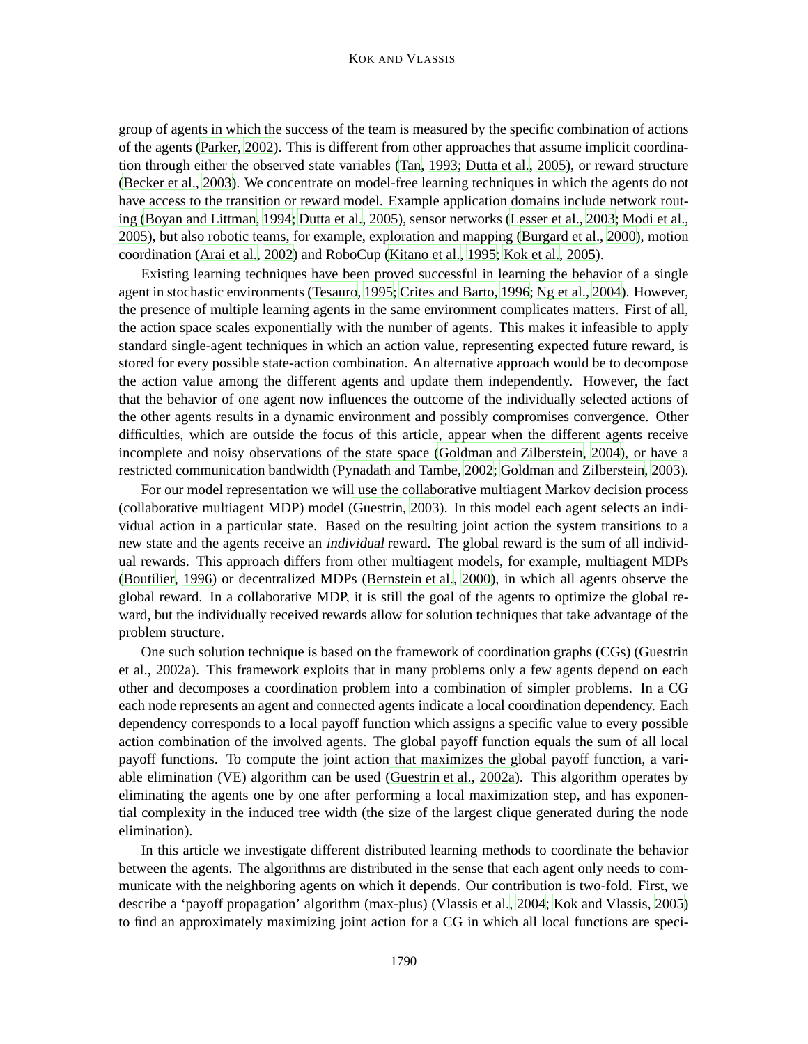group of agents in which the success of the team is measured by the specific combination of actions of the agents (Parker, 2002). This is different from other approaches that assume implicit coordination through either the observed state variables (Tan, 1993; Dutta et al., 2005), or reward structure (Becker et al., 2003). We concentrate on model-free learning techniques in which the agents do not have access to the transition or reward model. Example application domains include network routing (Boyan and Littman, 1994; Dutta et al., 2005), sensor networks (Lesser et al., 2003; Modi et al., 2005), but also robotic teams, for example, exploration and mapping (Burgard et al., 2000), motion coordination (Arai et al., 2002) and RoboCup (Kitano et al., 1995; Kok et al., 2005).

Existing learning techniques have been proved successful in learning the behavior of a single agent in stochastic environments (Tesauro, 1995; Crites and Barto, 1996; Ng et al., 2004). However, the presence of multiple learning agents in the same environment complicates matters. First of all, the action space scales exponentially with the number of agents. This makes it infeasible to apply standard single-agent techniques in which an action value, representing expected future reward, is stored for every possible state-action combination. An alternative approach would be to decompose the action value among the different agents and update them independently. However, the fact that the behavior of one agent now influences the outcome of the individually selected actions of the other agents results in a dynamic environment and possibly compromises convergence. Other difficulties, which are outside the focus of this article, appear when the different agents receive incomplete and noisy observations of the state space (Goldman and Zilberstein, 2004), or have a restricted communication bandwidth (Pynadath and Tambe, 2002; Goldman and Zilberstein, 2003).

For our model representation we will use the collaborative multiagent Markov decision process (collaborative multiagent MDP) model (Guestrin, 2003). In this model each agent selects an individual action in a particular state. Based on the resulting joint action the system transitions to a new state and the agents receive an *individual* reward. The global reward is the sum of all individual rewards. This approach differs from other multiagent models, for example, multiagent MDPs (Boutilier, 1996) or decentralized MDPs (Bernstein et al., 2000), in which all agents observe the global reward. In a collaborative MDP, it is still the goal of the agents to optimize the global reward, but the individually received rewards allow for solution techniques that take advantage of the problem structure.

One such solution technique is based on the framework of coordination graphs (CGs) (Guestrin et al., 2002a). This framework exploits that in many problems only a few agents depend on each other and decomposes a coordination problem into a combination of simpler problems. In a CG each node represents an agent and connected agents indicate a local coordination dependency. Each dependency corresponds to a local payoff function which assigns a specific value to every possible action combination of the involved agents. The global payoff function equals the sum of all local payoff functions. To compute the joint action that maximizes the global payoff function, a variable elimination (VE) algorithm can be used (Guestrin et al., 2002a). This algorithm operates by eliminating the agents one by one after performing a local maximization step, and has exponential complexity in the induced tree width (the size of the largest clique generated during the node elimination).

In this article we investigate different distributed learning methods to coordinate the behavior between the agents. The algorithms are distributed in the sense that each agent only needs to communicate with the neighboring agents on which it depends. Our contribution is two-fold. First, we describe a 'payoff propagation' algorithm (max-plus) (Vlassis et al., 2004; Kok and Vlassis, 2005) to find an approximately maximizing joint action for a CG in which all local functions are speci-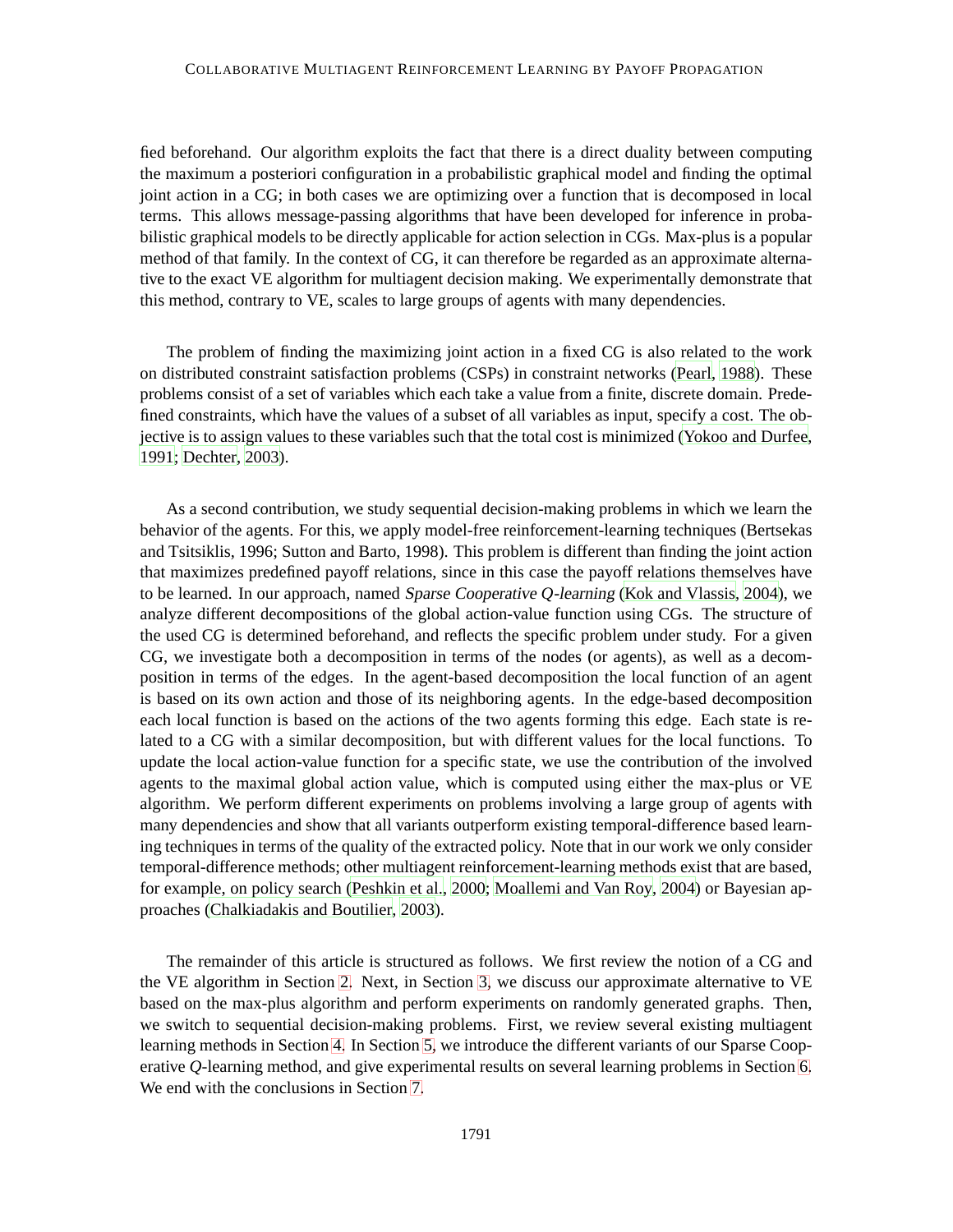fied beforehand. Our algorithm exploits the fact that there is a direct duality between computing the maximum a posteriori configuration in a probabilistic graphical model and finding the optimal joint action in a CG; in both cases we are optimizing over a function that is decomposed in local terms. This allows message-passing algorithms that have been developed for inference in probabilistic graphical models to be directly applicable for action selection in CGs. Max-plus is a popular method of that family. In the context of CG, it can therefore be regarded as an approximate alternative to the exact VE algorithm for multiagent decision making. We experimentally demonstrate that this method, contrary to VE, scales to large groups of agents with many dependencies.

The problem of finding the maximizing joint action in a fixed CG is also related to the work on distributed constraint satisfaction problems (CSPs) in constraint networks (Pearl, 1988). These problems consist of a set of variables which each take a value from a finite, discrete domain. Predefined constraints, which have the values of a subset of all variables as input, specify a cost. The objective is to assign values to these variables such that the total cost is minimized (Yokoo and Durfee, 1991; Dechter, 2003).

As a second contribution, we study sequential decision-making problems in which we learn the behavior of the agents. For this, we apply model-free reinforcement-learning techniques (Bertsekas and Tsitsiklis, 1996; Sutton and Barto, 1998). This problem is different than finding the joint action that maximizes predefined payoff relations, since in this case the payoff relations themselves have to be learned. In our approach, named *Sparse Cooperative Q-learning* (Kok and Vlassis, 2004), we analyze different decompositions of the global action-value function using CGs. The structure of the used CG is determined beforehand, and reflects the specific problem under study. For a given CG, we investigate both a decomposition in terms of the nodes (or agents), as well as a decomposition in terms of the edges. In the agent-based decomposition the local function of an agent is based on its own action and those of its neighboring agents. In the edge-based decomposition each local function is based on the actions of the two agents forming this edge. Each state is related to a CG with a similar decomposition, but with different values for the local functions. To update the local action-value function for a specific state, we use the contribution of the involved agents to the maximal global action value, which is computed using either the max-plus or VE algorithm. We perform different experiments on problems involving a large group of agents with many dependencies and show that all variants outperform existing temporal-difference based learning techniques in terms of the quality of the extracted policy. Note that in our work we only consider temporal-difference methods; other multiagent reinforcement-learning methods exist that are based, for example, on policy search (Peshkin et al., 2000; Moallemi and Van Roy, 2004) or Bayesian approaches (Chalkiadakis and Boutilier, 2003).

The remainder of this article is structured as follows. We first review the notion of a CG and the VE algorithm in Section 2. Next, in Section 3, we discuss our approximate alternative to VE based on the max-plus algorithm and perform experiments on randomly generated graphs. Then, we switch to sequential decision-making problems. First, we review several existing multiagent learning methods in Section 4. In Section 5, we introduce the different variants of our Sparse Cooperative *Q*-learning method, and give experimental results on several learning problems in Section 6. We end with the conclusions in Section 7.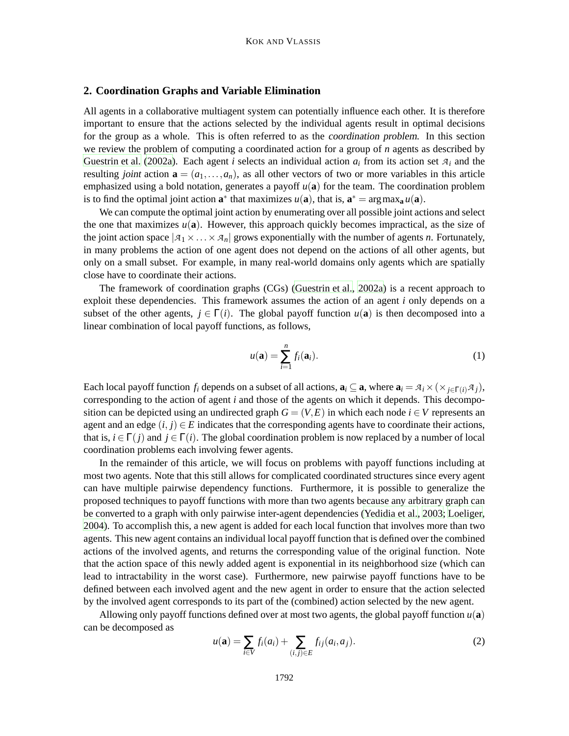## 2. Coordination Graphs and Variable Elimination

All agents in a collaborative multiagent system can potentially influence each other. It is therefore important to ensure that the actions selected by the individual agents result in optimal decisions for the group as a whole. This is often referred to as the *coordination problem*. In this section we review the problem of computing a coordinated action for a group of $n$ agents as described by Guestrin et al. (2002a). Each agent $i$ selects an individual action $a_i$ from its action set $\mathcal{A}_i$ and the resulting *joint* action $\mathbf{a} = (a_1, \ldots, a_n)$, as all other vectors of two or more variables in this article emphasized using a bold notation, generates a payoff $u(\mathbf{a})$ for the team. The coordination problem is to find the optimal joint action $\mathbf{a}^*$ that maximizes $u(\mathbf{a})$, that is, $\mathbf{a}^* = \arg\max_{\mathbf{a}} u(\mathbf{a})$.

We can compute the optimal joint action by enumerating over all possible joint actions and select the one that maximizes $u(\mathbf{a})$. However, this approach quickly becomes impractical, as the size of the joint action space $|\mathcal{A}_1 \times \ldots \times \mathcal{A}_n|$ grows exponentially with the number of agents $n$. Fortunately, in many problems the action of one agent does not depend on the actions of all other agents, but only on a small subset. For example, in many real-world domains only agents which are spatially close have to coordinate their actions.

The framework of coordination graphs (CGs) (Guestrin et al., 2002a) is a recent approach to exploit these dependencies. This framework assumes the action of an agent $i$ only depends on a subset of the other agents, $j \in \Gamma(i)$. The global payoff function $u(\mathbf{a})$ is then decomposed into a linear combination of local payoff functions, as follows,

$$u(\mathbf{a}) = \sum_{i=1}^{n} f_i(\mathbf{a}_i). \tag{1}$$

Each local payoff function $f_i$ depends on a subset of all actions, $\mathbf{a}_i \subseteq \mathbf{a}$, where $\mathbf{a}_i = \mathcal{A}_i \times (\times_{j \in \Gamma(i)} \mathcal{A}_j)$, corresponding to the action of agent $i$ and those of the agents on which it depends. This decomposition can be depicted using an undirected graph $G = (V, E)$ in which each node $i \in V$ represents an agent and an edge $(i, j) \in E$ indicates that the corresponding agents have to coordinate their actions, that is, $i \in \Gamma(j)$ and $j \in \Gamma(i)$. The global coordination problem is now replaced by a number of local coordination problems each involving fewer agents.

In the remainder of this article, we will focus on problems with payoff functions including at most two agents. Note that this still allows for complicated coordinated structures since every agent can have multiple pairwise dependency functions. Furthermore, it is possible to generalize the proposed techniques to payoff functions with more than two agents because any arbitrary graph can be converted to a graph with only pairwise inter-agent dependencies (Yedidia et al., 2003; Loeliger, 2004). To accomplish this, a new agent is added for each local function that involves more than two agents. This new agent contains an individual local payoff function that is defined over the combined actions of the involved agents, and returns the corresponding value of the original function. Note that the action space of this newly added agent is exponential in its neighborhood size (which can lead to intractability in the worst case). Furthermore, new pairwise payoff functions have to be defined between each involved agent and the new agent in order to ensure that the action selected by the involved agent corresponds to its part of the (combined) action selected by the new agent.

Allowing only payoff functions defined over at most two agents, the global payoff function $u(\mathbf{a})$ can be decomposed as

$$u(\mathbf{a}) = \sum_{i \in V} f_i(a_i) + \sum_{(i,j) \in E} f_{ij}(a_i, a_j). \tag{2}$$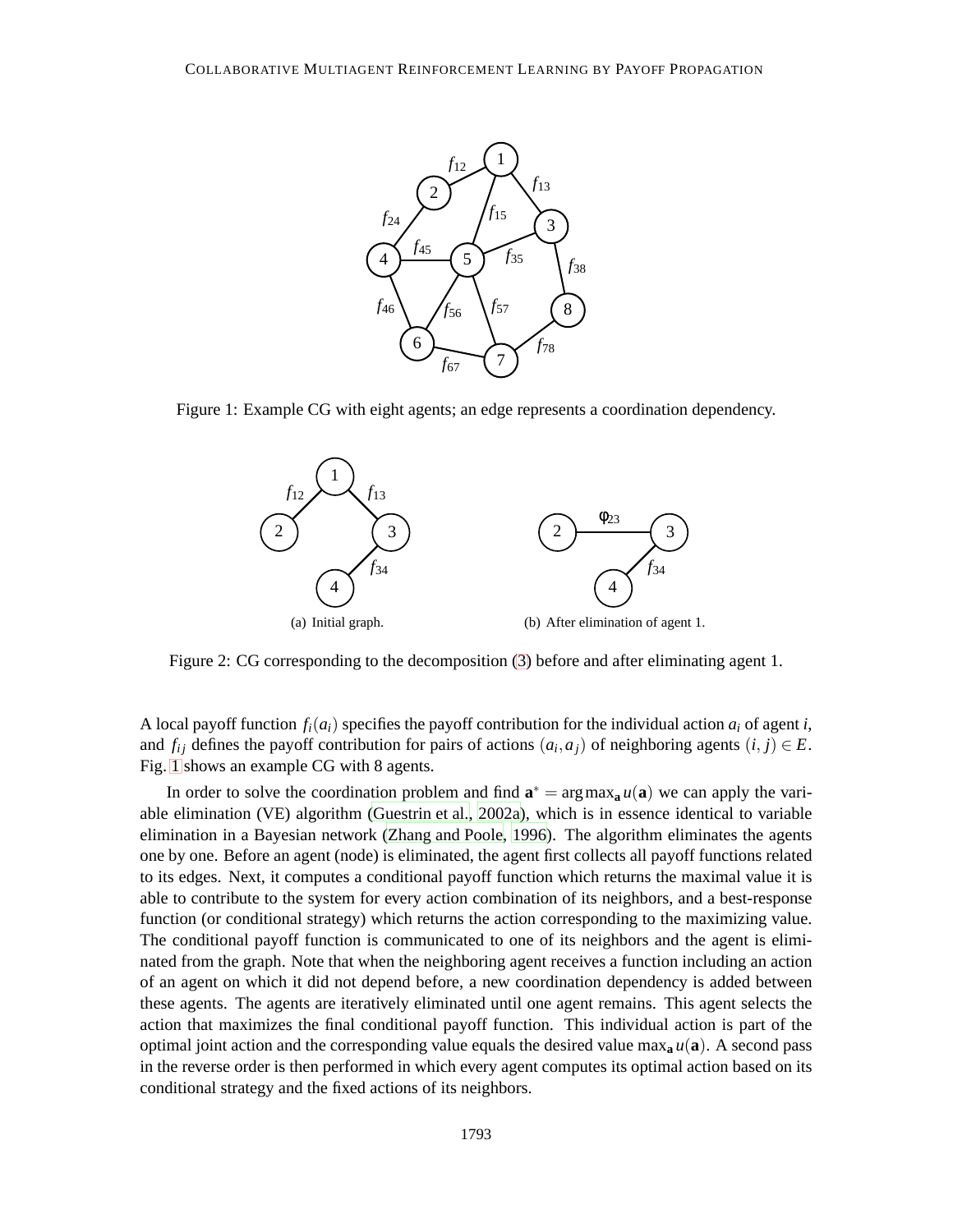Figure 1: Example CG with eight agents; an edge represents a coordination dependency.

(a) Initial graph.

(b) After elimination of agent 1.

Figure 2: CG corresponding to the decomposition (3) before and after eliminating agent 1.

A local payoff function $f_i(a_i)$ specifies the payoff contribution for the individual action $a_i$ of agent $i$, and $f_{ij}$ defines the payoff contribution for pairs of actions $(a_i, a_j)$ of neighboring agents $(i, j) \in E$. Fig. 1 shows an example CG with 8 agents.

In order to solve the coordination problem and find $\mathbf{a}^* = \arg\max_{\mathbf{a}} u(\mathbf{a})$ we can apply the variable elimination (VE) algorithm (Guestrin et al., 2002a), which is in essence identical to variable elimination in a Bayesian network (Zhang and Poole, 1996). The algorithm eliminates the agents one by one. Before an agent (node) is eliminated, the agent first collects all payoff functions related to its edges. Next, it computes a conditional payoff function which returns the maximal value it is able to contribute to the system for every action combination of its neighbors, and a best-response function (or conditional strategy) which returns the action corresponding to the maximizing value. The conditional payoff function is communicated to one of its neighbors and the agent is eliminated from the graph. Note that when the neighboring agent receives a function including an action of an agent on which it did not depend before, a new coordination dependency is added between these agents. The agents are iteratively eliminated until one agent remains. This agent selects the action that maximizes the final conditional payoff function. This individual action is part of the optimal joint action and the corresponding value equals the desired value $\max_{\mathbf{a}} u(\mathbf{a})$. A second pass in the reverse order is then performed in which every agent computes its optimal action based on its conditional strategy and the fixed actions of its neighbors.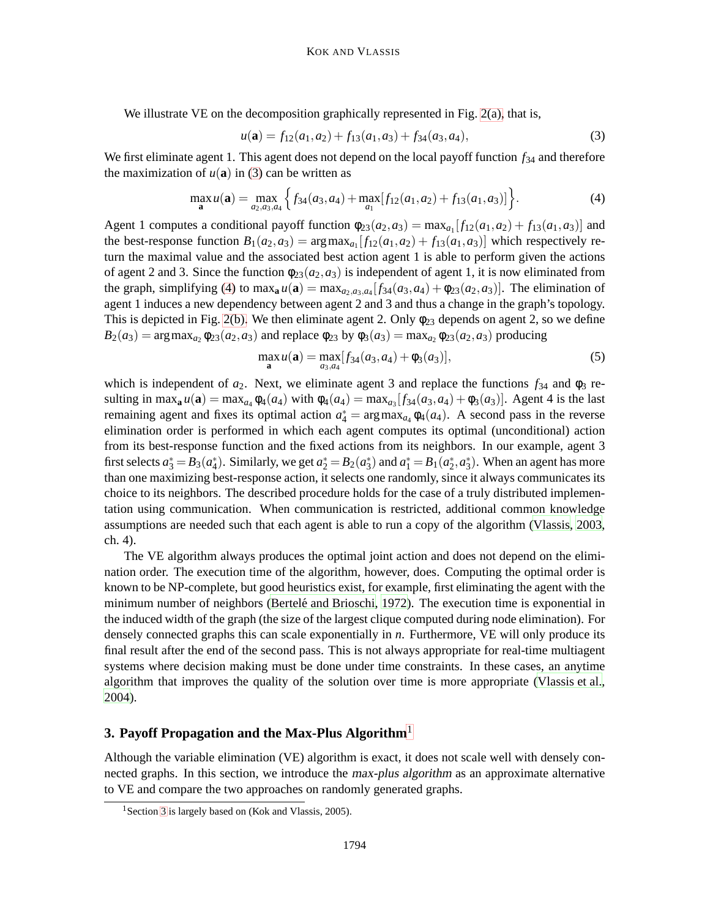We illustrate VE on the decomposition graphically represented in Fig. 2(a), that is,

$$u(\mathbf{a}) = f_{12}(a_1, a_2) + f_{13}(a_1, a_3) + f_{34}(a_3, a_4), \tag{3}$$

We first eliminate agent 1. This agent does not depend on the local payoff function $f_{34}$ and therefore the maximization of $u(\mathbf{a})$ in (3) can be written as

$$\max_{\mathbf{a}} u(\mathbf{a}) = \max_{a_2,a_3,a_4} \Big\{ f_{34}(a_3, a_4) + \max_{a_1} [f_{12}(a_1, a_2) + f_{13}(a_1, a_3)] \Big\}. \tag{4}$$

Agent 1 computes a conditional payoff function $\phi_{23}(a_2, a_3) = \max_{a_1} [f_{12}(a_1, a_2) + f_{13}(a_1, a_3)]$ and the best-response function $B_1(a_2, a_3) = \arg\max_{a_1} [f_{12}(a_1, a_2) + f_{13}(a_1, a_3)]$ which respectively return the maximal value and the associated best action agent 1 is able to perform given the actions of agent 2 and 3. Since the function $\phi_{23}(a_2, a_3)$ is independent of agent 1, it is now eliminated from the graph, simplifying (4) to $\max_{\mathbf{a}} u(\mathbf{a}) = \max_{a_2,a_3,a_4} [f_{34}(a_3, a_4) + \phi_{23}(a_2, a_3)]$. The elimination of agent 1 induces a new dependency between agent 2 and 3 and thus a change in the graph's topology. This is depicted in Fig. 2(b). We then eliminate agent 2. Only $\phi_{23}$ depends on agent 2, so we define $B_2(a_3) = \arg\max_{a_2} \phi_{23}(a_2, a_3)$ and replace $\phi_{23}$ by $\phi_3(a_3) = \max_{a_2} \phi_{23}(a_2, a_3)$ producing

$$\max_{\mathbf{a}} u(\mathbf{a}) = \max_{a_3,a_4} [f_{34}(a_3, a_4) + \phi_3(a_3)], \tag{5}$$

which is independent of $a_2$. Next, we eliminate agent 3 and replace the functions $f_{34}$ and $\phi_3$ resulting in $\max_{\mathbf{a}} u(\mathbf{a}) = \max_{a_4} \phi_4(a_4)$ with $\phi_4(a_4) = \max_{a_3} [f_{34}(a_3, a_4) + \phi_3(a_3)]$. Agent 4 is the last remaining agent and fixes its optimal action $a_4^* = \arg\max_{a_4} \phi_4(a_4)$. A second pass in the reverse elimination order is performed in which each agent computes its optimal (unconditional) action from its best-response function and the fixed actions from its neighbors. In our example, agent 3 first selects $a_3^* = B_3(a_4^*)$. Similarly, we get $a_2^* = B_2(a_3^*)$ and $a_1^* = B_1(a_2^*, a_3^*)$. When an agent has more than one maximizing best-response action, it selects one randomly, since it always communicates its choice to its neighbors. The described procedure holds for the case of a truly distributed implementation using communication. When communication is restricted, additional common knowledge assumptions are needed such that each agent is able to run a copy of the algorithm (Vlassis, 2003, ch. 4).

The VE algorithm always produces the optimal joint action and does not depend on the elimination order. The execution time of the algorithm, however, does. Computing the optimal order is known to be NP-complete, but good heuristics exist, for example, first eliminating the agent with the minimum number of neighbors (Bertelé and Brioschi, 1972). The execution time is exponential in the induced width of the graph (the size of the largest clique computed during node elimination). For densely connected graphs this can scale exponentially in $n$. Furthermore, VE will only produce its final result after the end of the second pass. This is not always appropriate for real-time multiagent systems where decision making must be done under time constraints. In these cases, an anytime algorithm that improves the quality of the solution over time is more appropriate (Vlassis et al., 2004).

## 3. Payoff Propagation and the Max-Plus Algorithm[1]

Although the variable elimination (VE) algorithm is exact, it does not scale well with densely connected graphs. In this section, we introduce the *max-plus algorithm* as an approximate alternative to VE and compare the two approaches on randomly generated graphs.

[1] Section 3 is largely based on (Kok and Vlassis, 2005).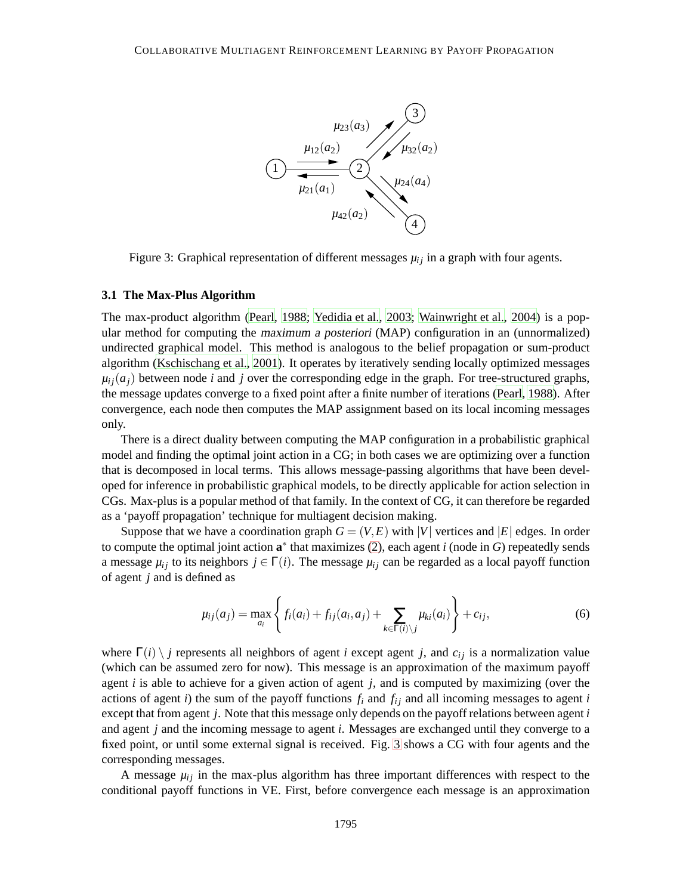Figure 3: Graphical representation of different messages $\mu_{ij}$ in a graph with four agents.

### 3.1 The Max-Plus Algorithm

The max-product algorithm (Pearl, 1988; Yedidia et al., 2003; Wainwright et al., 2004) is a popular method for computing the *maximum a posteriori* (MAP) configuration in an (unnormalized) undirected graphical model. This method is analogous to the belief propagation or sum-product algorithm (Kschischang et al., 2001). It operates by iteratively sending locally optimized messages $\mu_{ij}(a_j)$ between node $i$ and $j$ over the corresponding edge in the graph. For tree-structured graphs, the message updates converge to a fixed point after a finite number of iterations (Pearl, 1988). After convergence, each node then computes the MAP assignment based on its local incoming messages only.

There is a direct duality between computing the MAP configuration in a probabilistic graphical model and finding the optimal joint action in a CG; in both cases we are optimizing over a function that is decomposed in local terms. This allows message-passing algorithms that have been developed for inference in probabilistic graphical models, to be directly applicable for action selection in CGs. Max-plus is a popular method of that family. In the context of CG, it can therefore be regarded as a 'payoff propagation' technique for multiagent decision making.

Suppose that we have a coordination graph $G = (V, E)$ with $|V|$ vertices and $|E|$ edges. In order to compute the optimal joint action $\mathbf{a}^*$ that maximizes (2), each agent $i$ (node in $G$) repeatedly sends a message $\mu_{ij}$ to its neighbors $j \in \Gamma(i)$. The message $\mu_{ij}$ can be regarded as a local payoff function of agent $j$ and is defined as

$$\mu_{ij}(a_j) = \max_{a_i} \left\{ f_i(a_i) + f_{ij}(a_i, a_j) + \sum_{k \in \Gamma(i) \setminus j} \mu_{ki}(a_i) \right\} + c_{ij}, \tag{6}$$

where $\Gamma(i) \setminus j$ represents all neighbors of agent $i$ except agent $j$, and $c_{ij}$ is a normalization value (which can be assumed zero for now). This message is an approximation of the maximum payoff agent $i$ is able to achieve for a given action of agent $j$, and is computed by maximizing (over the actions of agent $i$) the sum of the payoff functions $f_i$ and $f_{ij}$ and all incoming messages to agent $i$ except that from agent $j$. Note that this message only depends on the payoff relations between agent $i$ and agent $j$ and the incoming message to agent $i$. Messages are exchanged until they converge to a fixed point, or until some external signal is received. Fig. 3 shows a CG with four agents and the corresponding messages.

A message $\mu_{ij}$ in the max-plus algorithm has three important differences with respect to the conditional payoff functions in VE. First, before convergence each message is an approximation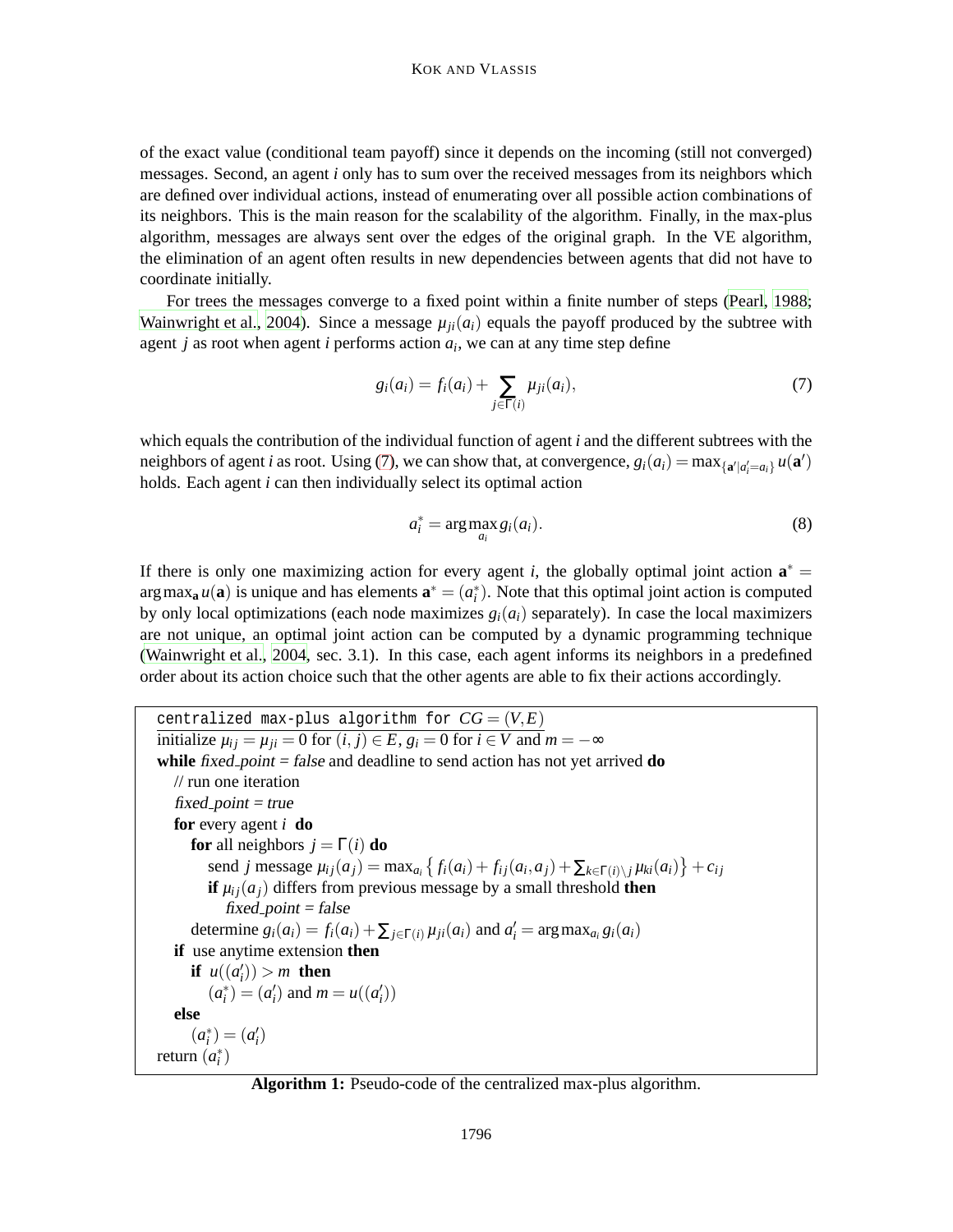of the exact value (conditional team payoff) since it depends on the incoming (still not converged) messages. Second, an agent $i$ only has to sum over the received messages from its neighbors which are defined over individual actions, instead of enumerating over all possible action combinations of its neighbors. This is the main reason for the scalability of the algorithm. Finally, in the max-plus algorithm, messages are always sent over the edges of the original graph. In the VE algorithm, the elimination of an agent often results in new dependencies between agents that did not have to coordinate initially.

For trees the messages converge to a fixed point within a finite number of steps (Pearl, 1988; Wainwright et al., 2004). Since a message $\mu_{ji}(a_i)$ equals the payoff produced by the subtree with agent $j$ as root when agent $i$ performs action $a_i$, we can at any time step define

$$g_i(a_i) = f_i(a_i) + \sum_{j \in \Gamma(i)} \mu_{ji}(a_i), \tag{7}$$

which equals the contribution of the individual function of agent $i$ and the different subtrees with the neighbors of agent $i$ as root. Using (7), we can show that, at convergence, $g_i(a_i) = \max_{\{\mathbf{a}' | a'_i = a_i\}} u(\mathbf{a}')$ holds. Each agent $i$ can then individually select its optimal action

$$a_i^* = \arg\max_{a_i} g_i(a_i). \tag{8}$$

If there is only one maximizing action for every agent $i$, the globally optimal joint action $\mathbf{a}^* = \arg\max_{\mathbf{a}} u(\mathbf{a})$ is unique and has elements $\mathbf{a}^* = (a_i^*)$. Note that this optimal joint action is computed by only local optimizations (each node maximizes $g_i(a_i)$ separately). In case the local maximizers are not unique, an optimal joint action can be computed by a dynamic programming technique (Wainwright et al., 2004, sec. 3.1). In this case, each agent informs its neighbors in a predefined order about its action choice such that the other agents are able to fix their actions accordingly.

```
centralized max-plus algorithm for CG = (V,E)
initialize μ_ij = μ_ji = 0 for (i,j) ∈ E, g_i = 0 for i ∈ V and m = −∞
while fixed_point = false and deadline to send action has not yet arrived do
    // run one iteration
    fixed_point = true
    for every agent i do
        for all neighbors j = Γ(i) do
            send j message μ_ij(a_j) = max_{a_i} { f_i(a_i) + f_ij(a_i,a_j) + Σ_{k∈Γ(i)\j} μ_ki(a_i) } + c_ij
            if μ_ij(a_j) differs from previous message by a small threshold then
                fixed_point = false
        determine g_i(a_i) = f_i(a_i) + Σ_{j∈Γ(i)} μ_ji(a_i) and a'_i = argmax_{a_i} g_i(a_i)
    if use anytime extension then
        if u((a'_i)) > m then
            (a*_i) = (a'_i) and m = u((a'_i))
    else
        (a*_i) = (a'_i)
return (a*_i)
```

**Algorithm 1:** Pseudo-code of the centralized max-plus algorithm.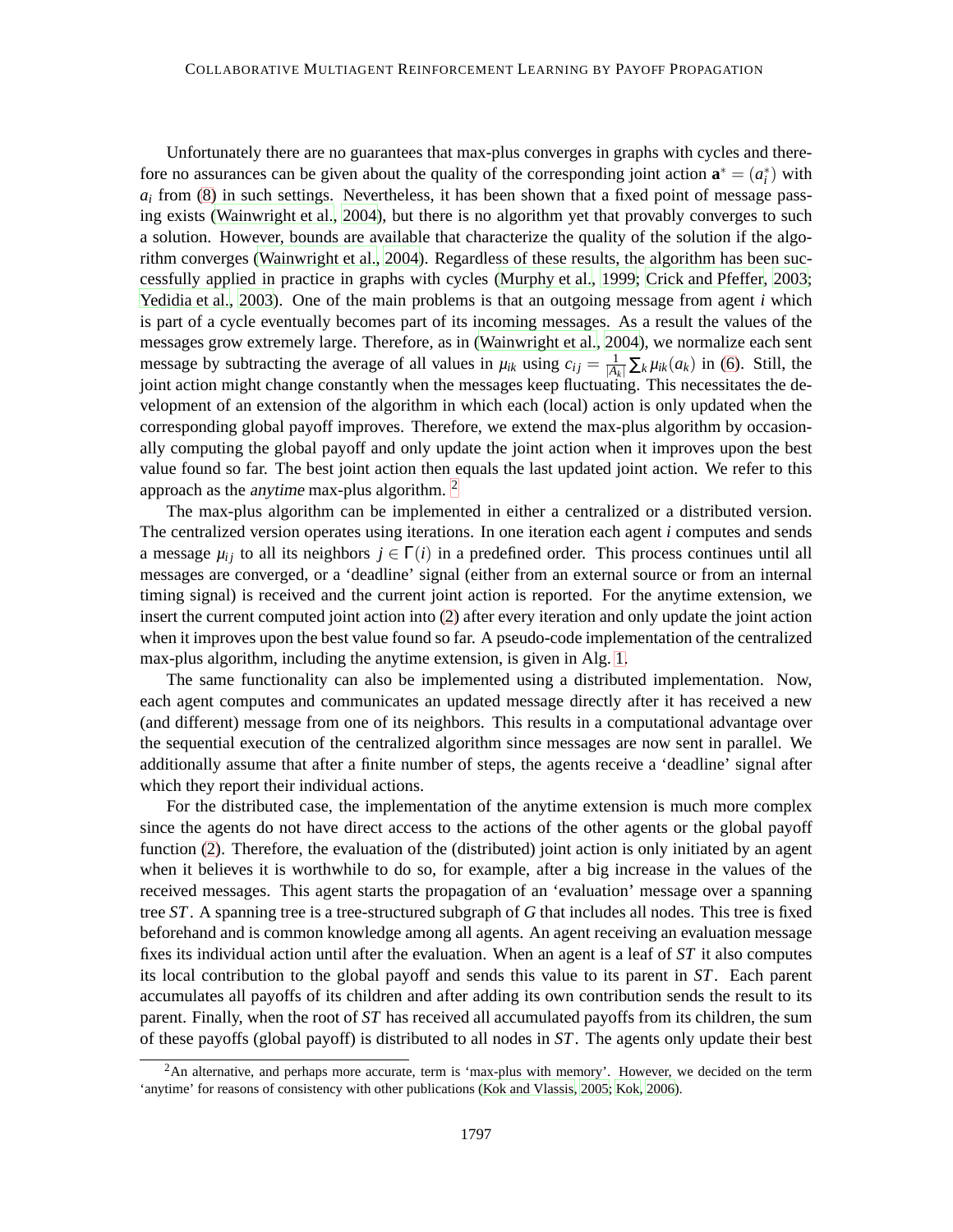Unfortunately there are no guarantees that max-plus converges in graphs with cycles and therefore no assurances can be given about the quality of the corresponding joint action $\mathbf{a}^* = (a_i^*)$ with $a_i$ from (8) in such settings. Nevertheless, it has been shown that a fixed point of message passing exists (Wainwright et al., 2004), but there is no algorithm yet that provably converges to such a solution. However, bounds are available that characterize the quality of the solution if the algorithm converges (Wainwright et al., 2004). Regardless of these results, the algorithm has been successfully applied in practice in graphs with cycles (Murphy et al., 1999; Crick and Pfeffer, 2003; Yedidia et al., 2003). One of the main problems is that an outgoing message from agent $i$ which is part of a cycle eventually becomes part of its incoming messages. As a result the values of the messages grow extremely large. Therefore, as in (Wainwright et al., 2004), we normalize each sent message by subtracting the average of all values in $\mu_{ik}$ using $c_{ij} = \frac{1}{|A_k|}\sum_k \mu_{ik}(a_k)$ in (6). Still, the joint action might change constantly when the messages keep fluctuating. This necessitates the development of an extension of the algorithm in which each (local) action is only updated when the corresponding global payoff improves. Therefore, we extend the max-plus algorithm by occasionally computing the global payoff and only update the joint action when it improves upon the best value found so far. The best joint action then equals the last updated joint action. We refer to this approach as the *anytime* max-plus algorithm. [2]

The max-plus algorithm can be implemented in either a centralized or a distributed version. The centralized version operates using iterations. In one iteration each agent $i$ computes and sends a message $\mu_{ij}$ to all its neighbors $j \in \Gamma(i)$ in a predefined order. This process continues until all messages are converged, or a 'deadline' signal (either from an external source or from an internal timing signal) is received and the current joint action is reported. For the anytime extension, we insert the current computed joint action into (2) after every iteration and only update the joint action when it improves upon the best value found so far. A pseudo-code implementation of the centralized max-plus algorithm, including the anytime extension, is given in Alg. 1.

The same functionality can also be implemented using a distributed implementation. Now, each agent computes and communicates an updated message directly after it has received a new (and different) message from one of its neighbors. This results in a computational advantage over the sequential execution of the centralized algorithm since messages are now sent in parallel. We additionally assume that after a finite number of steps, the agents receive a 'deadline' signal after which they report their individual actions.

For the distributed case, the implementation of the anytime extension is much more complex since the agents do not have direct access to the actions of the other agents or the global payoff function (2). Therefore, the evaluation of the (distributed) joint action is only initiated by an agent when it believes it is worthwhile to do so, for example, after a big increase in the values of the received messages. This agent starts the propagation of an 'evaluation' message over a spanning tree $ST$. A spanning tree is a tree-structured subgraph of $G$ that includes all nodes. This tree is fixed beforehand and is common knowledge among all agents. An agent receiving an evaluation message fixes its individual action until after the evaluation. When an agent is a leaf of $ST$ it also computes its local contribution to the global payoff and sends this value to its parent in $ST$. Each parent accumulates all payoffs of its children and after adding its own contribution sends the result to its parent. Finally, when the root of $ST$ has received all accumulated payoffs from its children, the sum of these payoffs (global payoff) is distributed to all nodes in $ST$. The agents only update their best

[2] An alternative, and perhaps more accurate, term is 'max-plus with memory'. However, we decided on the term 'anytime' for reasons of consistency with other publications (Kok and Vlassis, 2005; Kok, 2006).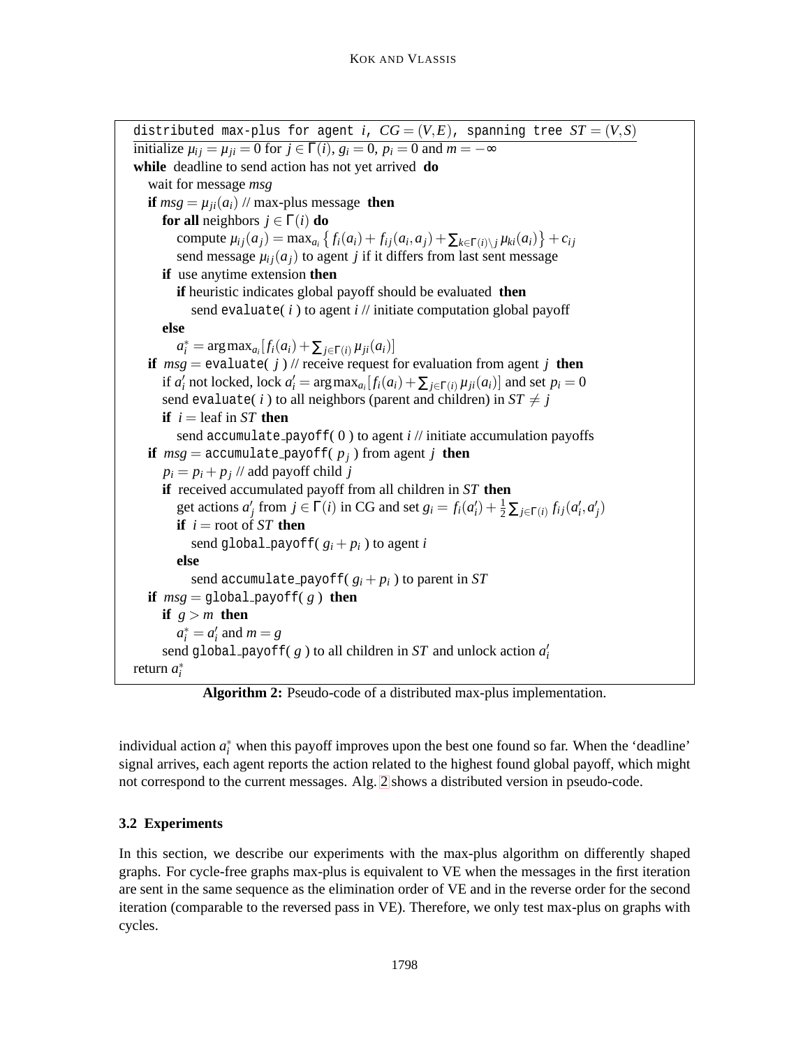```
distributed max-plus for agent i, CG = (V,E), spanning tree ST = (V,S)
initialize μ_ij = μ_ji = 0 for j ∈ Γ(i), g_i = 0, p_i = 0 and m = −∞
while deadline to send action has not yet arrived do
    wait for message msg
    if msg = μ_ji(a_i) // max-plus message then
        for all neighbors j ∈ Γ(i) do
            compute μ_ij(a_j) = max_{a_i} { f_i(a_i) + f_ij(a_i, a_j) + Σ_{k∈Γ(i)\j} μ_ki(a_i) } + c_ij
            send message μ_ij(a_j) to agent j if it differs from last sent message
        if use anytime extension then
            if heuristic indicates global payoff should be evaluated then
                send evaluate( i ) to agent i // initiate computation global payoff
        else
            a*_i = argmax_{a_i} [ f_i(a_i) + Σ_{j∈Γ(i)} μ_ji(a_i) ]
    if msg = evaluate( j ) // receive request for evaluation from agent j then
        if a'_i not locked, lock a'_i = argmax_{a_i} [ f_i(a_i) + Σ_{j∈Γ(i)} μ_ji(a_i) ] and set p_i = 0
        send evaluate( i ) to all neighbors (parent and children) in ST ≠ j
        if i = leaf in ST then
            send accumulate_payoff( 0 ) to agent i // initiate accumulation payoffs
    if msg = accumulate_payoff( p_j ) from agent j then
        p_i = p_i + p_j // add payoff child j
        if received accumulated payoff from all children in ST then
            get actions a'_j from j ∈ Γ(i) in CG and set g_i = f_i(a'_i) + 1/2 Σ_{j∈Γ(i)} f_ij(a'_i, a'_j)
            if i = root of ST then
                send global_payoff( g_i + p_i ) to agent i
            else
                send accumulate_payoff( g_i + p_i ) to parent in ST
    if msg = global_payoff( g ) then
        if g > m then
            a*_i = a'_i and m = g
        send global_payoff( g ) to all children in ST and unlock action a'_i
return a*_i
```

**Algorithm 2:** Pseudo-code of a distributed max-plus implementation.

individual action $a_i^*$ when this payoff improves upon the best one found so far. When the 'deadline' signal arrives, each agent reports the action related to the highest found global payoff, which might not correspond to the current messages. Alg. 2 shows a distributed version in pseudo-code.

### 3.2 Experiments

In this section, we describe our experiments with the max-plus algorithm on differently shaped graphs. For cycle-free graphs max-plus is equivalent to VE when the messages in the first iteration are sent in the same sequence as the elimination order of VE and in the reverse order for the second iteration (comparable to the reversed pass in VE). Therefore, we only test max-plus on graphs with cycles.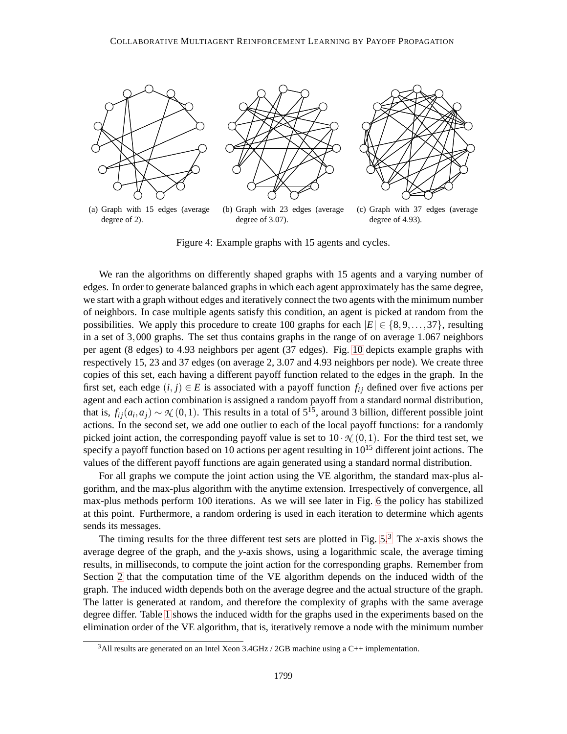(a) Graph with 15 edges (average degree of 2).

(b) Graph with 23 edges (average degree of 3.07).

(c) Graph with 37 edges (average degree of 4.93).

Figure 4: Example graphs with 15 agents and cycles.

We ran the algorithms on differently shaped graphs with 15 agents and a varying number of edges. In order to generate balanced graphs in which each agent approximately has the same degree, we start with a graph without edges and iteratively connect the two agents with the minimum number of neighbors. In case multiple agents satisfy this condition, an agent is picked at random from the possibilities. We apply this procedure to create 100 graphs for each $|E| \in \{8, 9, \ldots, 37\}$, resulting in a set of 3,000 graphs. The set thus contains graphs in the range of on average 1.067 neighbors per agent (8 edges) to 4.93 neighbors per agent (37 edges). Fig. 10 depicts example graphs with respectively 15, 23 and 37 edges (on average 2, 3.07 and 4.93 neighbors per node). We create three copies of this set, each having a different payoff function related to the edges in the graph. In the first set, each edge $(i, j) \in E$ is associated with a payoff function $f_{ij}$ defined over five actions per agent and each action combination is assigned a random payoff from a standard normal distribution, that is, $f_{ij}(a_i, a_j) \sim \mathcal{N}(0, 1)$. This results in a total of $5^{15}$, around 3 billion, different possible joint actions. In the second set, we add one outlier to each of the local payoff functions: for a randomly picked joint action, the corresponding payoff value is set to $10 \cdot \mathcal{N}(0, 1)$. For the third test set, we specify a payoff function based on 10 actions per agent resulting in $10^{15}$ different joint actions. The values of the different payoff functions are again generated using a standard normal distribution.

For all graphs we compute the joint action using the VE algorithm, the standard max-plus algorithm, and the max-plus algorithm with the anytime extension. Irrespectively of convergence, all max-plus methods perform 100 iterations. As we will see later in Fig. 6 the policy has stabilized at this point. Furthermore, a random ordering is used in each iteration to determine which agents sends its messages.

The timing results for the three different test sets are plotted in Fig. 5.[3] The *x*-axis shows the average degree of the graph, and the *y*-axis shows, using a logarithmic scale, the average timing results, in milliseconds, to compute the joint action for the corresponding graphs. Remember from Section 2 that the computation time of the VE algorithm depends on the induced width of the graph. The induced width depends both on the average degree and the actual structure of the graph. The latter is generated at random, and therefore the complexity of graphs with the same average degree differ. Table 1 shows the induced width for the graphs used in the experiments based on the elimination order of the VE algorithm, that is, iteratively remove a node with the minimum number

[3] All results are generated on an Intel Xeon 3.4GHz / 2GB machine using a C++ implementation.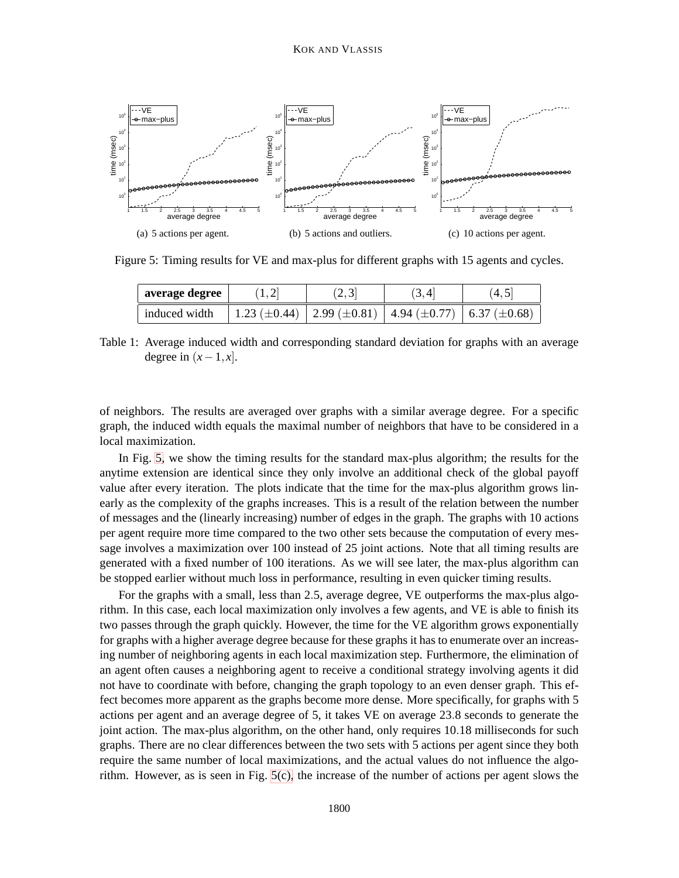(a) 5 actions per agent.

(b) 5 actions and outliers.

(c) 10 actions per agent.

Figure 5: Timing results for VE and max-plus for different graphs with 15 agents and cycles.

| **average degree** | $(1,2]$ | $(2,3]$ | $(3,4]$ | $(4,5]$ |
|---|---|---|---|---|
| induced width | 1.23 ($\pm$0.44) | 2.99 ($\pm$0.81) | 4.94 ($\pm$0.77) | 6.37 ($\pm$0.68) |

Table 1: Average induced width and corresponding standard deviation for graphs with an average degree in $(x-1,x]$.

of neighbors. The results are averaged over graphs with a similar average degree. For a specific graph, the induced width equals the maximal number of neighbors that have to be considered in a local maximization.

In Fig. 5, we show the timing results for the standard max-plus algorithm; the results for the anytime extension are identical since they only involve an additional check of the global payoff value after every iteration. The plots indicate that the time for the max-plus algorithm grows linearly as the complexity of the graphs increases. This is a result of the relation between the number of messages and the (linearly increasing) number of edges in the graph. The graphs with 10 actions per agent require more time compared to the two other sets because the computation of every message involves a maximization over 100 instead of 25 joint actions. Note that all timing results are generated with a fixed number of 100 iterations. As we will see later, the max-plus algorithm can be stopped earlier without much loss in performance, resulting in even quicker timing results.

For the graphs with a small, less than 2.5, average degree, VE outperforms the max-plus algorithm. In this case, each local maximization only involves a few agents, and VE is able to finish its two passes through the graph quickly. However, the time for the VE algorithm grows exponentially for graphs with a higher average degree because for these graphs it has to enumerate over an increasing number of neighboring agents in each local maximization step. Furthermore, the elimination of an agent often causes a neighboring agent to receive a conditional strategy involving agents it did not have to coordinate with before, changing the graph topology to an even denser graph. This effect becomes more apparent as the graphs become more dense. More specifically, for graphs with 5 actions per agent and an average degree of 5, it takes VE on average 23.8 seconds to generate the joint action. The max-plus algorithm, on the other hand, only requires 10.18 milliseconds for such graphs. There are no clear differences between the two sets with 5 actions per agent since they both require the same number of local maximizations, and the actual values do not influence the algorithm. However, as is seen in Fig. 5(c), the increase of the number of actions per agent slows the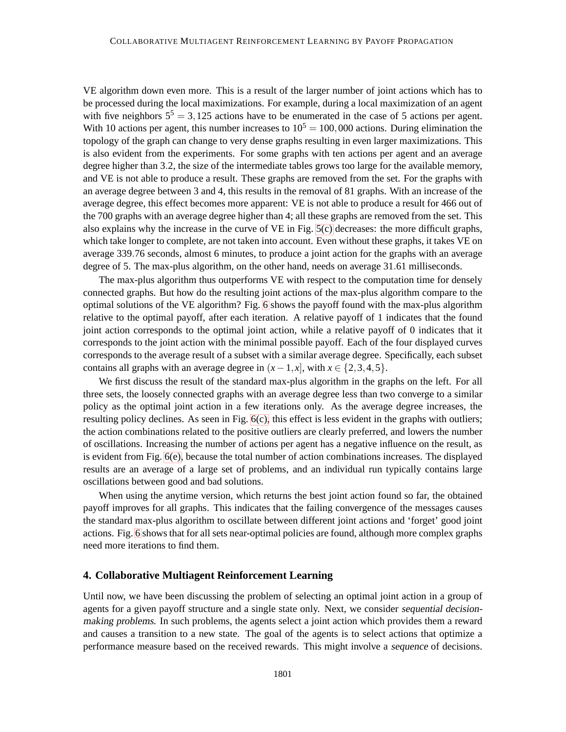VE algorithm down even more. This is a result of the larger number of joint actions which has to be processed during the local maximizations. For example, during a local maximization of an agent with five neighbors $5^5 = 3,125$ actions have to be enumerated in the case of 5 actions per agent. With 10 actions per agent, this number increases to $10^5 = 100,000$ actions. During elimination the topology of the graph can change to very dense graphs resulting in even larger maximizations. This is also evident from the experiments. For some graphs with ten actions per agent and an average degree higher than 3.2, the size of the intermediate tables grows too large for the available memory, and VE is not able to produce a result. These graphs are removed from the set. For the graphs with an average degree between 3 and 4, this results in the removal of 81 graphs. With an increase of the average degree, this effect becomes more apparent: VE is not able to produce a result for 466 out of the 700 graphs with an average degree higher than 4; all these graphs are removed from the set. This also explains why the increase in the curve of VE in Fig. 5(c) decreases: the more difficult graphs, which take longer to complete, are not taken into account. Even without these graphs, it takes VE on average 339.76 seconds, almost 6 minutes, to produce a joint action for the graphs with an average degree of 5. The max-plus algorithm, on the other hand, needs on average 31.61 milliseconds.

The max-plus algorithm thus outperforms VE with respect to the computation time for densely connected graphs. But how do the resulting joint actions of the max-plus algorithm compare to the optimal solutions of the VE algorithm? Fig. 6 shows the payoff found with the max-plus algorithm relative to the optimal payoff, after each iteration. A relative payoff of 1 indicates that the found joint action corresponds to the optimal joint action, while a relative payoff of 0 indicates that it corresponds to the joint action with the minimal possible payoff. Each of the four displayed curves corresponds to the average result of a subset with a similar average degree. Specifically, each subset contains all graphs with an average degree in $(x-1, x]$, with $x \in \{2, 3, 4, 5\}$.

We first discuss the result of the standard max-plus algorithm in the graphs on the left. For all three sets, the loosely connected graphs with an average degree less than two converge to a similar policy as the optimal joint action in a few iterations only. As the average degree increases, the resulting policy declines. As seen in Fig. 6(c), this effect is less evident in the graphs with outliers; the action combinations related to the positive outliers are clearly preferred, and lowers the number of oscillations. Increasing the number of actions per agent has a negative influence on the result, as is evident from Fig. 6(e), because the total number of action combinations increases. The displayed results are an average of a large set of problems, and an individual run typically contains large oscillations between good and bad solutions.

When using the anytime version, which returns the best joint action found so far, the obtained payoff improves for all graphs. This indicates that the failing convergence of the messages causes the standard max-plus algorithm to oscillate between different joint actions and 'forget' good joint actions. Fig. 6 shows that for all sets near-optimal policies are found, although more complex graphs need more iterations to find them.

## 4. Collaborative Multiagent Reinforcement Learning

Until now, we have been discussing the problem of selecting an optimal joint action in a group of agents for a given payoff structure and a single state only. Next, we consider *sequential decision-making problems*. In such problems, the agents select a joint action which provides them a reward and causes a transition to a new state. The goal of the agents is to select actions that optimize a performance measure based on the received rewards. This might involve a *sequence* of decisions.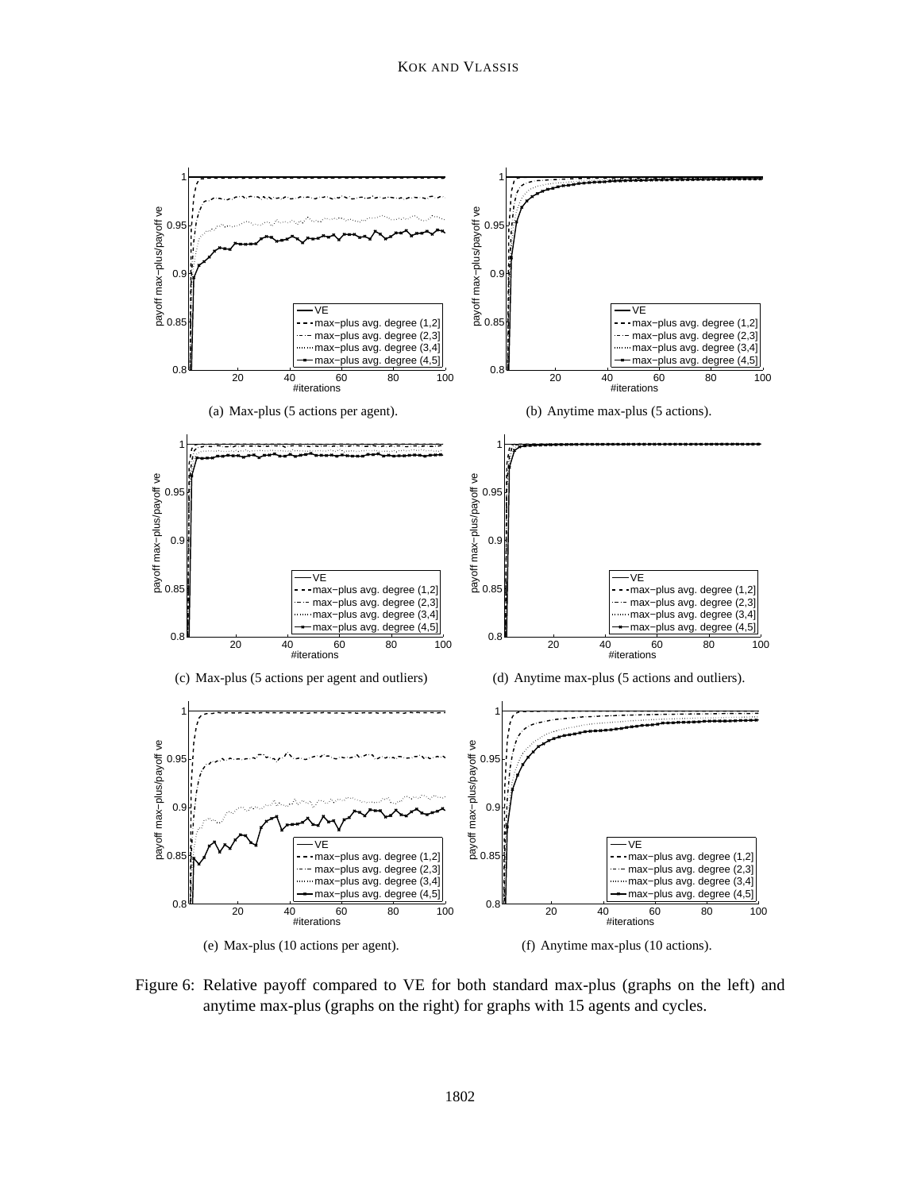(a) Max-plus (5 actions per agent).

(b) Anytime max-plus (5 actions).

(c) Max-plus (5 actions per agent and outliers)

(d) Anytime max-plus (5 actions and outliers).

(e) Max-plus (10 actions per agent).

(f) Anytime max-plus (10 actions).

Figure 6: Relative payoff compared to VE for both standard max-plus (graphs on the left) and anytime max-plus (graphs on the right) for graphs with 15 agents and cycles.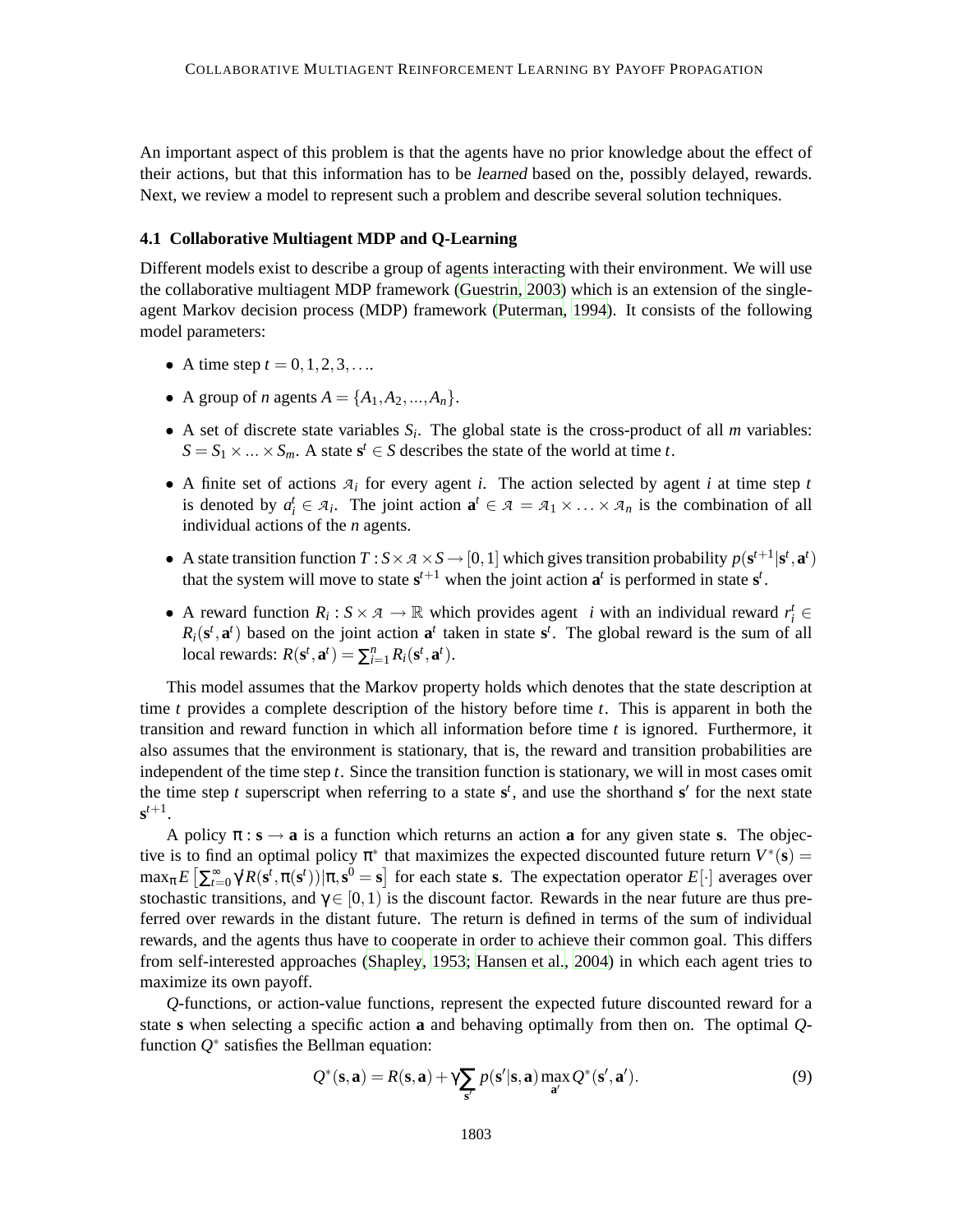An important aspect of this problem is that the agents have no prior knowledge about the effect of their actions, but that this information has to be *learned* based on the, possibly delayed, rewards. Next, we review a model to represent such a problem and describe several solution techniques.

### 4.1 Collaborative Multiagent MDP and Q-Learning

Different models exist to describe a group of agents interacting with their environment. We will use the collaborative multiagent MDP framework (Guestrin, 2003) which is an extension of the single-agent Markov decision process (MDP) framework (Puterman, 1994). It consists of the following model parameters:

- A time step $t = 0, 1, 2, 3, \ldots$.
- A group of $n$ agents $A = \{A_1, A_2, ..., A_n\}$.
- A set of discrete state variables $S_i$. The global state is the cross-product of all $m$ variables: $S = S_1 \times ... \times S_m$. A state $\mathbf{s}^t \in S$ describes the state of the world at time $t$.
- A finite set of actions $\mathcal{A}_i$ for every agent $i$. The action selected by agent $i$ at time step $t$ is denoted by $a_i^t \in \mathcal{A}_i$. The joint action $\mathbf{a}^t \in \mathcal{A} = \mathcal{A}_1 \times \ldots \times \mathcal{A}_n$ is the combination of all individual actions of the $n$ agents.
- A state transition function $T : S \times \mathcal{A} \times S \rightarrow [0, 1]$ which gives transition probability $p(\mathbf{s}^{t+1}|\mathbf{s}^t, \mathbf{a}^t)$ that the system will move to state $\mathbf{s}^{t+1}$ when the joint action $\mathbf{a}^t$ is performed in state $\mathbf{s}^t$.
- A reward function $R_i : S \times \mathcal{A} \rightarrow \mathbb{R}$ which provides agent $i$ with an individual reward $r_i^t \in R_i(\mathbf{s}^t, \mathbf{a}^t)$ based on the joint action $\mathbf{a}^t$ taken in state $\mathbf{s}^t$. The global reward is the sum of all local rewards: $R(\mathbf{s}^t, \mathbf{a}^t) = \sum_{i=1}^n R_i(\mathbf{s}^t, \mathbf{a}^t)$.

This model assumes that the Markov property holds which denotes that the state description at time $t$ provides a complete description of the history before time $t$. This is apparent in both the transition and reward function in which all information before time $t$ is ignored. Furthermore, it also assumes that the environment is stationary, that is, the reward and transition probabilities are independent of the time step $t$. Since the transition function is stationary, we will in most cases omit the time step $t$ superscript when referring to a state $\mathbf{s}^t$, and use the shorthand $\mathbf{s}'$ for the next state $\mathbf{s}^{t+1}$.

A policy $\pi : \mathbf{s} \rightarrow \mathbf{a}$ is a function which returns an action $\mathbf{a}$ for any given state $\mathbf{s}$. The objective is to find an optimal policy $\pi^*$ that maximizes the expected discounted future return $V^*(\mathbf{s}) = \max_\pi E\left[\sum_{t=0}^\infty \gamma^t R(\mathbf{s}^t, \pi(\mathbf{s}^t))|\pi, \mathbf{s}^0 = \mathbf{s}\right]$ for each state $\mathbf{s}$. The expectation operator $E[\cdot]$ averages over stochastic transitions, and $\gamma \in [0, 1)$ is the discount factor. Rewards in the near future are thus preferred over rewards in the distant future. The return is defined in terms of the sum of individual rewards, and the agents thus have to cooperate in order to achieve their common goal. This differs from self-interested approaches (Shapley, 1953; Hansen et al., 2004) in which each agent tries to maximize its own payoff.

*Q*-functions, or action-value functions, represent the expected future discounted reward for a state $\mathbf{s}$ when selecting a specific action $\mathbf{a}$ and behaving optimally from then on. The optimal *Q*-function $Q^*$ satisfies the Bellman equation:

$$Q^*(\mathbf{s}, \mathbf{a}) = R(\mathbf{s}, \mathbf{a}) + \gamma \sum_{\mathbf{s}'} p(\mathbf{s}'|\mathbf{s}, \mathbf{a}) \max_{\mathbf{a}'} Q^*(\mathbf{s}', \mathbf{a}'). \tag{9}$$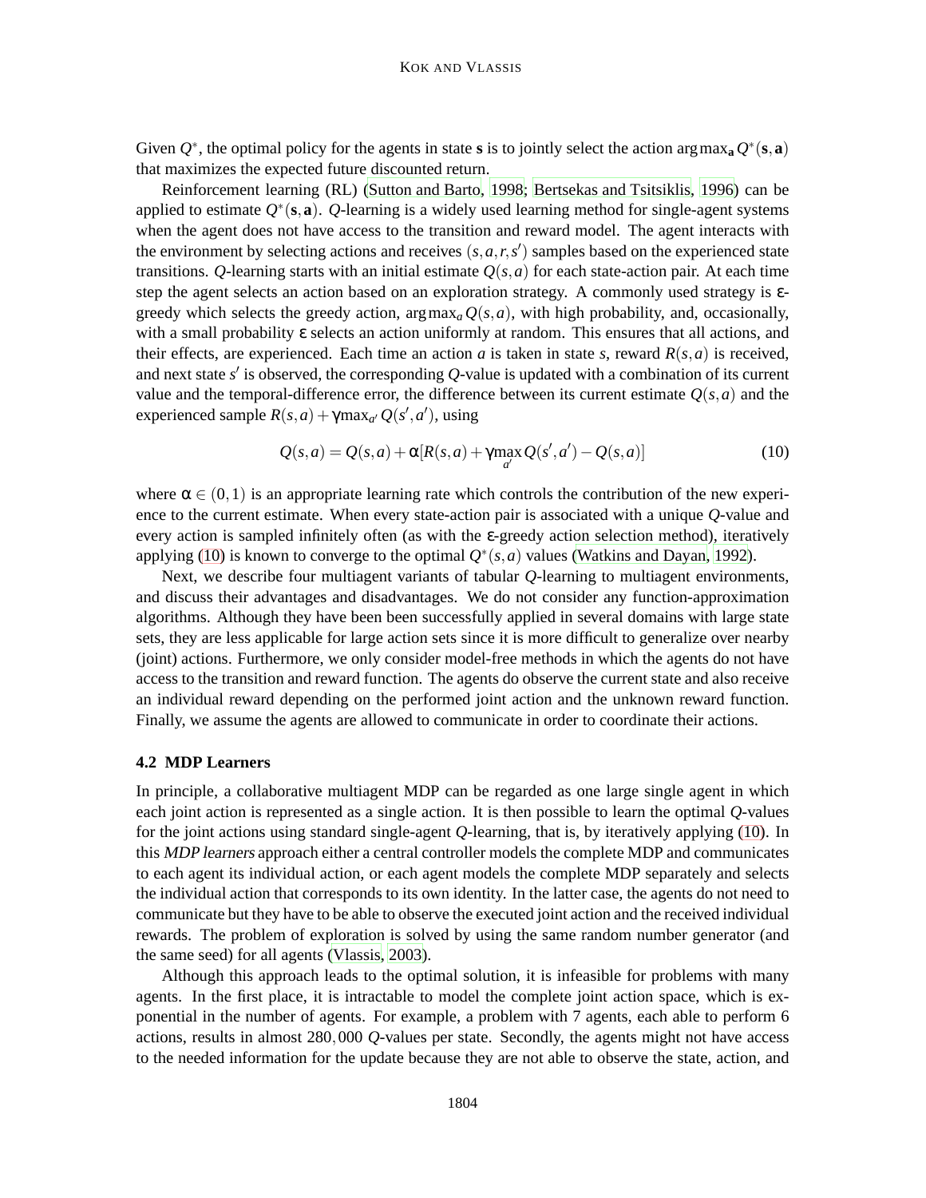Given $Q^*$, the optimal policy for the agents in state $\mathbf{s}$ is to jointly select the action $\arg\max_{\mathbf{a}} Q^*(\mathbf{s}, \mathbf{a})$ that maximizes the expected future discounted return.

Reinforcement learning (RL) (Sutton and Barto, 1998; Bertsekas and Tsitsiklis, 1996) can be applied to estimate $Q^*(\mathbf{s}, \mathbf{a})$. $Q$-learning is a widely used learning method for single-agent systems when the agent does not have access to the transition and reward model. The agent interacts with the environment by selecting actions and receives $(s, a, r, s')$ samples based on the experienced state transitions. $Q$-learning starts with an initial estimate $Q(s, a)$ for each state-action pair. At each time step the agent selects an action based on an exploration strategy. A commonly used strategy is $\varepsilon$-greedy which selects the greedy action, $\arg\max_a Q(s, a)$, with high probability, and, occasionally, with a small probability $\varepsilon$ selects an action uniformly at random. This ensures that all actions, and their effects, are experienced. Each time an action $a$ is taken in state $s$, reward $R(s, a)$ is received, and next state $s'$ is observed, the corresponding $Q$-value is updated with a combination of its current value and the temporal-difference error, the difference between its current estimate $Q(s, a)$ and the experienced sample $R(s, a) + \gamma \max_{a'} Q(s', a')$, using

$$Q(s,a) = Q(s,a) + \alpha[R(s,a) + \gamma \max_{a'} Q(s', a') - Q(s,a)] \tag{10}$$

where $\alpha \in (0, 1)$ is an appropriate learning rate which controls the contribution of the new experience to the current estimate. When every state-action pair is associated with a unique $Q$-value and every action is sampled infinitely often (as with the $\varepsilon$-greedy action selection method), iteratively applying (10) is known to converge to the optimal $Q^*(s, a)$ values (Watkins and Dayan, 1992).

Next, we describe four multiagent variants of tabular $Q$-learning to multiagent environments, and discuss their advantages and disadvantages. We do not consider any function-approximation algorithms. Although they have been been successfully applied in several domains with large state sets, they are less applicable for large action sets since it is more difficult to generalize over nearby (joint) actions. Furthermore, we only consider model-free methods in which the agents do not have access to the transition and reward function. The agents do observe the current state and also receive an individual reward depending on the performed joint action and the unknown reward function. Finally, we assume the agents are allowed to communicate in order to coordinate their actions.

### 4.2 MDP Learners

In principle, a collaborative multiagent MDP can be regarded as one large single agent in which each joint action is represented as a single action. It is then possible to learn the optimal $Q$-values for the joint actions using standard single-agent $Q$-learning, that is, by iteratively applying (10). In this *MDP learners* approach either a central controller models the complete MDP and communicates to each agent its individual action, or each agent models the complete MDP separately and selects the individual action that corresponds to its own identity. In the latter case, the agents do not need to communicate but they have to be able to observe the executed joint action and the received individual rewards. The problem of exploration is solved by using the same random number generator (and the same seed) for all agents (Vlassis, 2003).

Although this approach leads to the optimal solution, it is infeasible for problems with many agents. In the first place, it is intractable to model the complete joint action space, which is exponential in the number of agents. For example, a problem with 7 agents, each able to perform 6 actions, results in almost $280,000$ $Q$-values per state. Secondly, the agents might not have access to the needed information for the update because they are not able to observe the state, action, and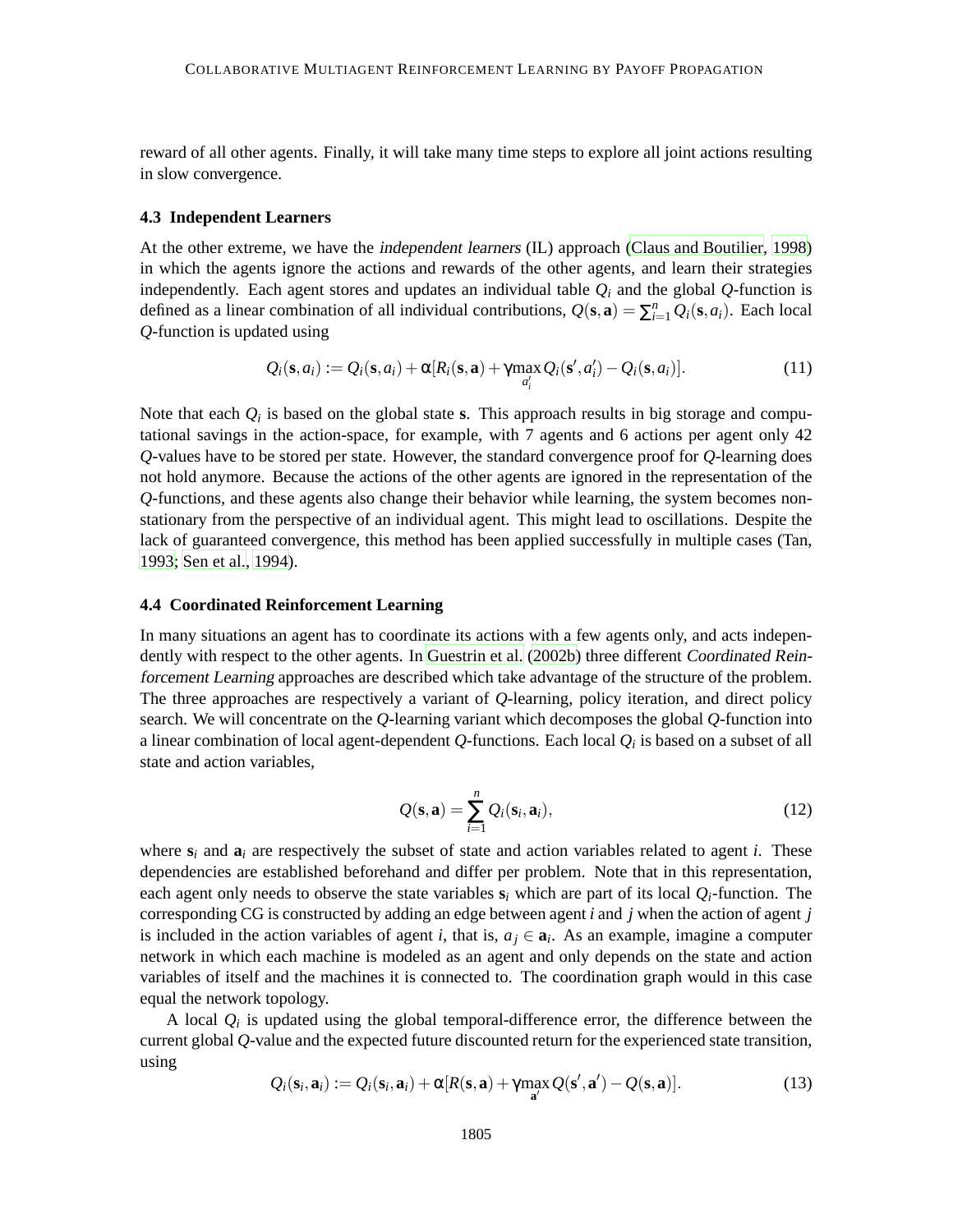reward of all other agents. Finally, it will take many time steps to explore all joint actions resulting in slow convergence.

### 4.3 Independent Learners

At the other extreme, we have the *independent learners* (IL) approach (Claus and Boutilier, 1998) in which the agents ignore the actions and rewards of the other agents, and learn their strategies independently. Each agent stores and updates an individual table $Q_i$ and the global $Q$-function is defined as a linear combination of all individual contributions, $Q(\mathbf{s},\mathbf{a}) = \sum_{i=1}^{n} Q_i(\mathbf{s}, a_i)$. Each local $Q$-function is updated using

$$Q_i(\mathbf{s}, a_i) := Q_i(\mathbf{s}, a_i) + \alpha[R_i(\mathbf{s},\mathbf{a}) + \gamma \max_{a'_i} Q_i(\mathbf{s}', a'_i) - Q_i(\mathbf{s}, a_i)]. \tag{11}$$

Note that each $Q_i$ is based on the global state $\mathbf{s}$. This approach results in big storage and computational savings in the action-space, for example, with 7 agents and 6 actions per agent only 42 $Q$-values have to be stored per state. However, the standard convergence proof for $Q$-learning does not hold anymore. Because the actions of the other agents are ignored in the representation of the $Q$-functions, and these agents also change their behavior while learning, the system becomes non-stationary from the perspective of an individual agent. This might lead to oscillations. Despite the lack of guaranteed convergence, this method has been applied successfully in multiple cases (Tan, 1993; Sen et al., 1994).

### 4.4 Coordinated Reinforcement Learning

In many situations an agent has to coordinate its actions with a few agents only, and acts independently with respect to the other agents. In Guestrin et al. (2002b) three different *Coordinated Reinforcement Learning* approaches are described which take advantage of the structure of the problem. The three approaches are respectively a variant of $Q$-learning, policy iteration, and direct policy search. We will concentrate on the $Q$-learning variant which decomposes the global $Q$-function into a linear combination of local agent-dependent $Q$-functions. Each local $Q_i$ is based on a subset of all state and action variables,

$$Q(\mathbf{s},\mathbf{a}) = \sum_{i=1}^{n} Q_i(\mathbf{s}_i, \mathbf{a}_i), \tag{12}$$

where $\mathbf{s}_i$ and $\mathbf{a}_i$ are respectively the subset of state and action variables related to agent $i$. These dependencies are established beforehand and differ per problem. Note that in this representation, each agent only needs to observe the state variables $\mathbf{s}_i$ which are part of its local $Q_i$-function. The corresponding CG is constructed by adding an edge between agent $i$ and $j$ when the action of agent $j$ is included in the action variables of agent $i$, that is, $a_j \in \mathbf{a}_i$. As an example, imagine a computer network in which each machine is modeled as an agent and only depends on the state and action variables of itself and the machines it is connected to. The coordination graph would in this case equal the network topology.

A local $Q_i$ is updated using the global temporal-difference error, the difference between the current global $Q$-value and the expected future discounted return for the experienced state transition, using

$$Q_i(\mathbf{s}_i, \mathbf{a}_i) := Q_i(\mathbf{s}_i, \mathbf{a}_i) + \alpha[R(\mathbf{s},\mathbf{a}) + \gamma \max_{\mathbf{a}'} Q(\mathbf{s}', \mathbf{a}') - Q(\mathbf{s},\mathbf{a})]. \tag{13}$$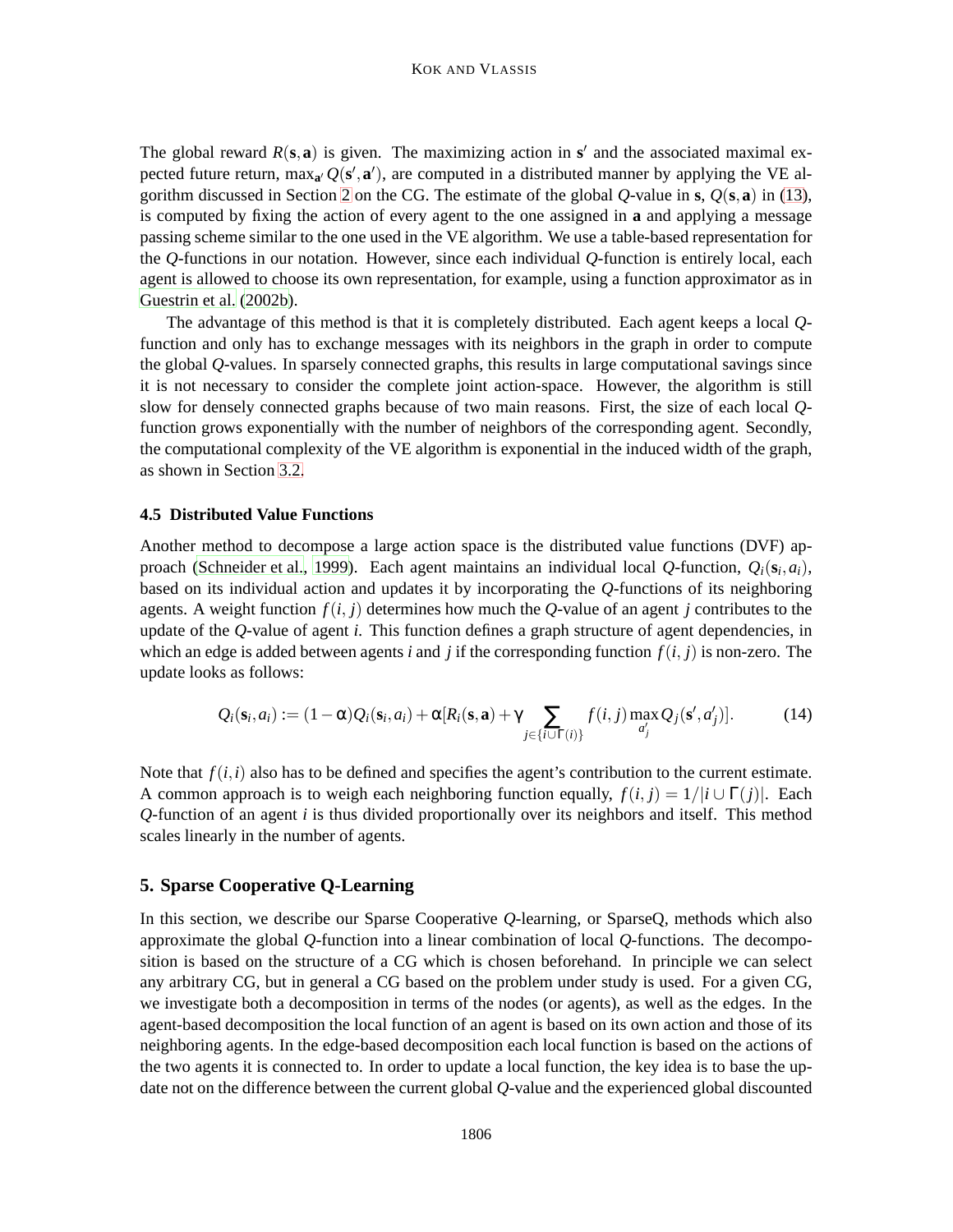The global reward $R(\mathbf{s}, \mathbf{a})$ is given. The maximizing action in $\mathbf{s}'$ and the associated maximal expected future return, $\max_{\mathbf{a}'} Q(\mathbf{s}', \mathbf{a}')$, are computed in a distributed manner by applying the VE algorithm discussed in Section 2 on the CG. The estimate of the global $Q$-value in $\mathbf{s}$, $Q(\mathbf{s}, \mathbf{a})$ in (13), is computed by fixing the action of every agent to the one assigned in $\mathbf{a}$ and applying a message passing scheme similar to the one used in the VE algorithm. We use a table-based representation for the $Q$-functions in our notation. However, since each individual $Q$-function is entirely local, each agent is allowed to choose its own representation, for example, using a function approximator as in Guestrin et al. (2002b).

The advantage of this method is that it is completely distributed. Each agent keeps a local $Q$-function and only has to exchange messages with its neighbors in the graph in order to compute the global $Q$-values. In sparsely connected graphs, this results in large computational savings since it is not necessary to consider the complete joint action-space. However, the algorithm is still slow for densely connected graphs because of two main reasons. First, the size of each local $Q$-function grows exponentially with the number of neighbors of the corresponding agent. Secondly, the computational complexity of the VE algorithm is exponential in the induced width of the graph, as shown in Section 3.2.

### 4.5 Distributed Value Functions

Another method to decompose a large action space is the distributed value functions (DVF) approach (Schneider et al., 1999). Each agent maintains an individual local $Q$-function, $Q_i(\mathbf{s}_i, a_i)$, based on its individual action and updates it by incorporating the $Q$-functions of its neighboring agents. A weight function $f(i, j)$ determines how much the $Q$-value of an agent $j$ contributes to the update of the $Q$-value of agent $i$. This function defines a graph structure of agent dependencies, in which an edge is added between agents $i$ and $j$ if the corresponding function $f(i, j)$ is non-zero. The update looks as follows:

$$Q_i(\mathbf{s}_i, a_i) := (1-\alpha)Q_i(\mathbf{s}_i, a_i) + \alpha[R_i(\mathbf{s}, \mathbf{a}) + \gamma \sum_{j \in \{i \cup \Gamma(i)\}} f(i, j) \max_{a'_j} Q_j(\mathbf{s}', a'_j)]. \tag{14}$$

Note that $f(i, i)$ also has to be defined and specifies the agent's contribution to the current estimate. A common approach is to weigh each neighboring function equally, $f(i, j) = 1/|i \cup \Gamma(j)|$. Each $Q$-function of an agent $i$ is thus divided proportionally over its neighbors and itself. This method scales linearly in the number of agents.

## 5. Sparse Cooperative Q-Learning

In this section, we describe our Sparse Cooperative $Q$-learning, or SparseQ, methods which also approximate the global $Q$-function into a linear combination of local $Q$-functions. The decomposition is based on the structure of a CG which is chosen beforehand. In principle we can select any arbitrary CG, but in general a CG based on the problem under study is used. For a given CG, we investigate both a decomposition in terms of the nodes (or agents), as well as the edges. In the agent-based decomposition the local function of an agent is based on its own action and those of its neighboring agents. In the edge-based decomposition each local function is based on the actions of the two agents it is connected to. In order to update a local function, the key idea is to base the update not on the difference between the current global $Q$-value and the experienced global discounted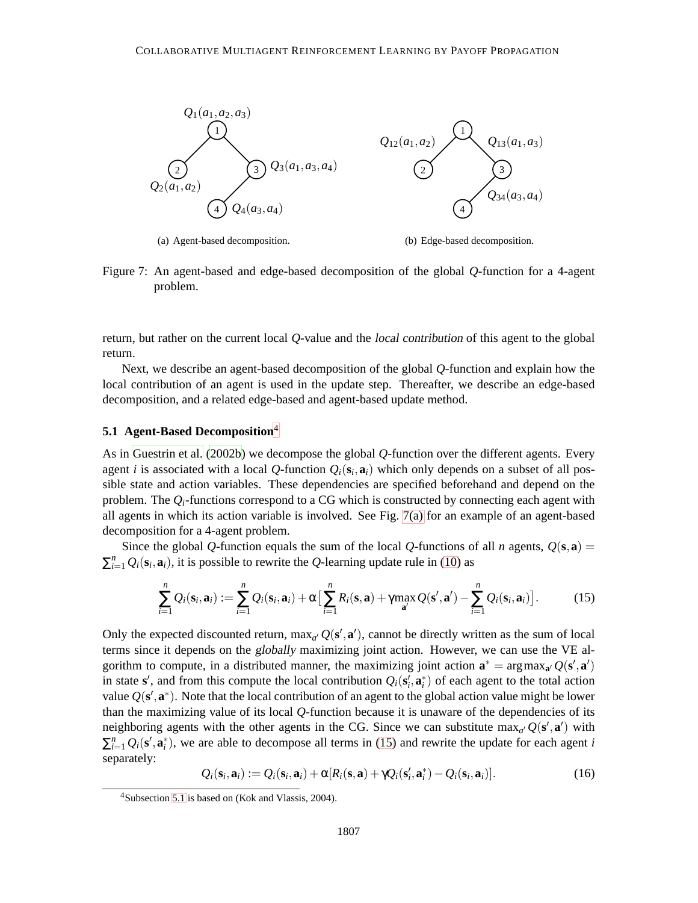Figure 7: An agent-based and edge-based decomposition of the global $Q$-function for a 4-agent problem.

(a) Agent-based decomposition.

(b) Edge-based decomposition.

return, but rather on the current local $Q$-value and the *local contribution* of this agent to the global return.

Next, we describe an agent-based decomposition of the global $Q$-function and explain how the local contribution of an agent is used in the update step. Thereafter, we describe an edge-based decomposition, and a related edge-based and agent-based update method.

### 5.1 Agent-Based Decomposition[4]

As in Guestrin et al. (2002b) we decompose the global $Q$-function over the different agents. Every agent $i$ is associated with a local $Q$-function $Q_i(\mathbf{s}_i, \mathbf{a}_i)$ which only depends on a subset of all possible state and action variables. These dependencies are specified beforehand and depend on the problem. The $Q_i$-functions correspond to a CG which is constructed by connecting each agent with all agents in which its action variable is involved. See Fig. 7(a) for an example of an agent-based decomposition for a 4-agent problem.

Since the global $Q$-function equals the sum of the local $Q$-functions of all $n$ agents, $Q(\mathbf{s}, \mathbf{a}) = \sum_{i=1}^{n} Q_i(\mathbf{s}_i, \mathbf{a}_i)$, it is possible to rewrite the $Q$-learning update rule in (10) as

$$\sum_{i=1}^{n} Q_i(\mathbf{s}_i, \mathbf{a}_i) := \sum_{i=1}^{n} Q_i(\mathbf{s}_i, \mathbf{a}_i) + \alpha \Big[ \sum_{i=1}^{n} R_i(\mathbf{s}, \mathbf{a}) + \gamma \max_{\mathbf{a}'} Q(\mathbf{s}', \mathbf{a}') - \sum_{i=1}^{n} Q_i(\mathbf{s}_i, \mathbf{a}_i) \Big]. \tag{15}$$

Only the expected discounted return, $\max_{a'} Q(\mathbf{s}', \mathbf{a}')$, cannot be directly written as the sum of local terms since it depends on the *globally* maximizing joint action. However, we can use the VE algorithm to compute, in a distributed manner, the maximizing joint action $\mathbf{a}^* = \arg\max_{\mathbf{a}'} Q(\mathbf{s}', \mathbf{a}')$ in state $\mathbf{s}'$, and from this compute the local contribution $Q_i(\mathbf{s}'_i, \mathbf{a}^*_i)$ of each agent to the total action value $Q(\mathbf{s}', \mathbf{a}^*)$. Note that the local contribution of an agent to the global action value might be lower than the maximizing value of its local $Q$-function because it is unaware of the dependencies of its neighboring agents with the other agents in the CG. Since we can substitute $\max_{a'} Q(\mathbf{s}', \mathbf{a}')$ with $\sum_{i=1}^{n} Q_i(\mathbf{s}', \mathbf{a}^*_i)$, we are able to decompose all terms in (15) and rewrite the update for each agent $i$ separately:

$$Q_i(\mathbf{s}_i, \mathbf{a}_i) := Q_i(\mathbf{s}_i, \mathbf{a}_i) + \alpha [R_i(\mathbf{s}, \mathbf{a}) + \gamma Q_i(\mathbf{s}'_i, \mathbf{a}^*_i) - Q_i(\mathbf{s}_i, \mathbf{a}_i)]. \tag{16}$$

[4] Subsection 5.1 is based on (Kok and Vlassis, 2004).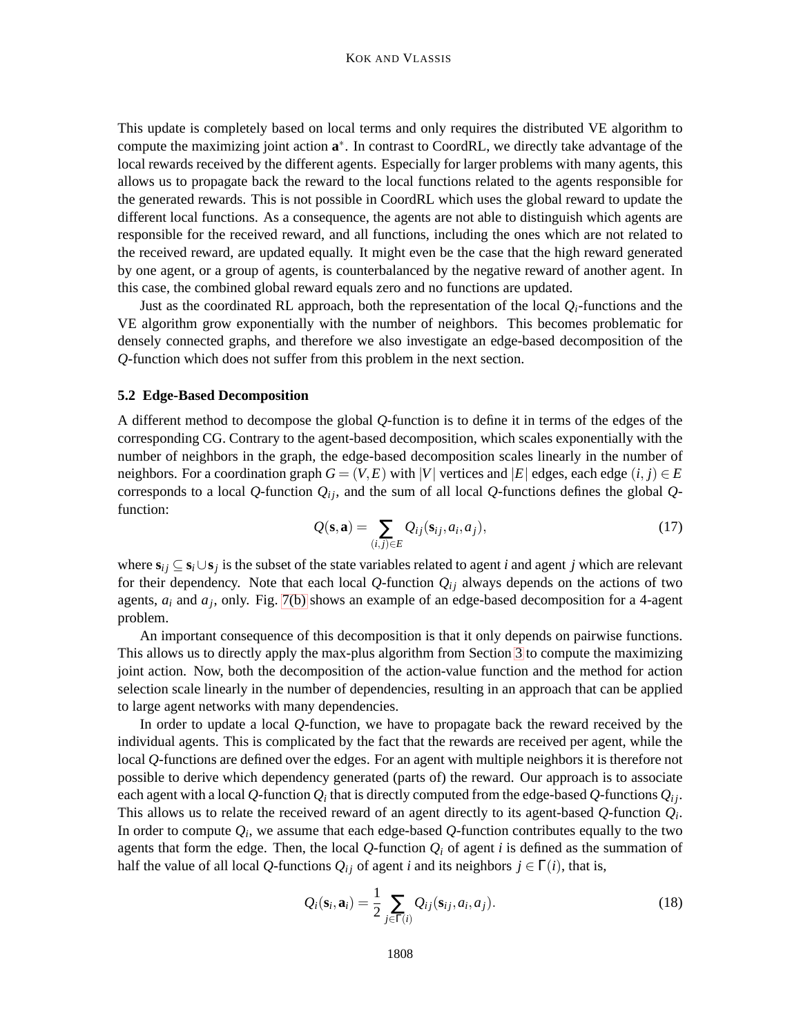This update is completely based on local terms and only requires the distributed VE algorithm to compute the maximizing joint action $\mathbf{a}^*$. In contrast to CoordRL, we directly take advantage of the local rewards received by the different agents. Especially for larger problems with many agents, this allows us to propagate back the reward to the local functions related to the agents responsible for the generated rewards. This is not possible in CoordRL which uses the global reward to update the different local functions. As a consequence, the agents are not able to distinguish which agents are responsible for the received reward, and all functions, including the ones which are not related to the received reward, are updated equally. It might even be the case that the high reward generated by one agent, or a group of agents, is counterbalanced by the negative reward of another agent. In this case, the combined global reward equals zero and no functions are updated.

Just as the coordinated RL approach, both the representation of the local $Q_i$-functions and the VE algorithm grow exponentially with the number of neighbors. This becomes problematic for densely connected graphs, and therefore we also investigate an edge-based decomposition of the $Q$-function which does not suffer from this problem in the next section.

### 5.2 Edge-Based Decomposition

A different method to decompose the global $Q$-function is to define it in terms of the edges of the corresponding CG. Contrary to the agent-based decomposition, which scales exponentially with the number of neighbors in the graph, the edge-based decomposition scales linearly in the number of neighbors. For a coordination graph $G = (V, E)$ with $|V|$ vertices and $|E|$ edges, each edge $(i, j) \in E$ corresponds to a local $Q$-function $Q_{ij}$, and the sum of all local $Q$-functions defines the global $Q$-function:

$$Q(\mathbf{s}, \mathbf{a}) = \sum_{(i,j)\in E} Q_{ij}(\mathbf{s}_{ij}, a_i, a_j), \tag{17}$$

where $\mathbf{s}_{ij} \subseteq \mathbf{s}_i \cup \mathbf{s}_j$ is the subset of the state variables related to agent $i$ and agent $j$ which are relevant for their dependency. Note that each local $Q$-function $Q_{ij}$ always depends on the actions of two agents, $a_i$ and $a_j$, only. Fig. 7(b) shows an example of an edge-based decomposition for a 4-agent problem.

An important consequence of this decomposition is that it only depends on pairwise functions. This allows us to directly apply the max-plus algorithm from Section 3 to compute the maximizing joint action. Now, both the decomposition of the action-value function and the method for action selection scale linearly in the number of dependencies, resulting in an approach that can be applied to large agent networks with many dependencies.

In order to update a local $Q$-function, we have to propagate back the reward received by the individual agents. This is complicated by the fact that the rewards are received per agent, while the local $Q$-functions are defined over the edges. For an agent with multiple neighbors it is therefore not possible to derive which dependency generated (parts of) the reward. Our approach is to associate each agent with a local $Q$-function $Q_i$ that is directly computed from the edge-based $Q$-functions $Q_{ij}$. This allows us to relate the received reward of an agent directly to its agent-based $Q$-function $Q_i$. In order to compute $Q_i$, we assume that each edge-based $Q$-function contributes equally to the two agents that form the edge. Then, the local $Q$-function $Q_i$ of agent $i$ is defined as the summation of half the value of all local $Q$-functions $Q_{ij}$ of agent $i$ and its neighbors $j \in \Gamma(i)$, that is,

$$Q_i(\mathbf{s}_i, \mathbf{a}_i) = \frac{1}{2} \sum_{j\in\Gamma(i)} Q_{ij}(\mathbf{s}_{ij}, a_i, a_j). \tag{18}$$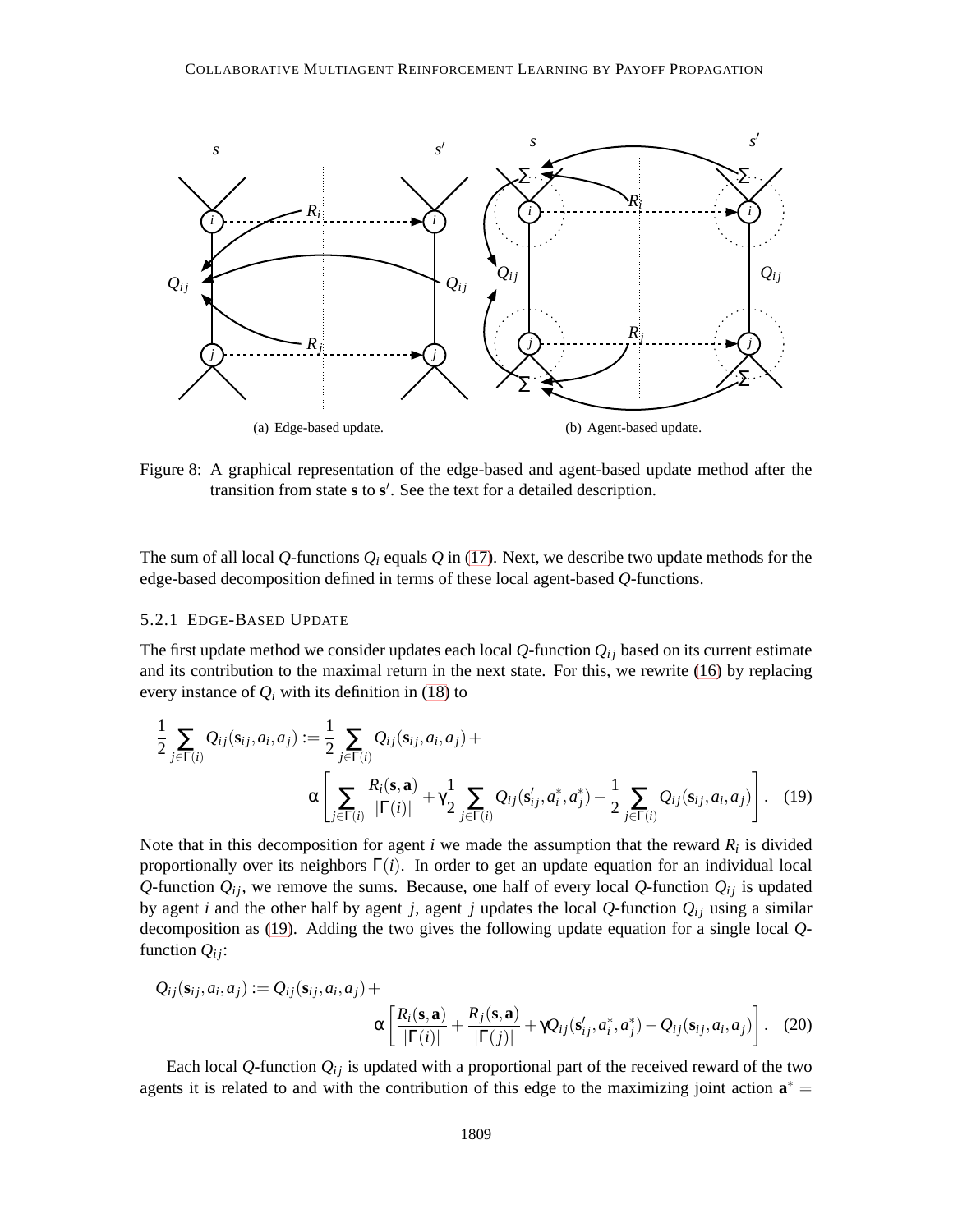(a) Edge-based update.

(b) Agent-based update.

Figure 8: A graphical representation of the edge-based and agent-based update method after the transition from state $\mathbf{s}$ to $\mathbf{s}'$. See the text for a detailed description.

The sum of all local $Q$-functions $Q_i$ equals $Q$ in (17). Next, we describe two update methods for the edge-based decomposition defined in terms of these local agent-based $Q$-functions.

#### 5.2.1 EDGE-BASED UPDATE

The first update method we consider updates each local $Q$-function $Q_{ij}$ based on its current estimate and its contribution to the maximal return in the next state. For this, we rewrite (16) by replacing every instance of $Q_i$ with its definition in (18) to

$$\frac{1}{2}\sum_{j\in\Gamma(i)} Q_{ij}(\mathbf{s}_{ij},a_i,a_j) := \frac{1}{2}\sum_{j\in\Gamma(i)} Q_{ij}(\mathbf{s}_{ij},a_i,a_j) + \alpha\left[\sum_{j\in\Gamma(i)} \frac{R_i(\mathbf{s},\mathbf{a})}{|\Gamma(i)|} + \gamma\frac{1}{2}\sum_{j\in\Gamma(i)} Q_{ij}(\mathbf{s}'_{ij},a_i^*,a_j^*) - \frac{1}{2}\sum_{j\in\Gamma(i)} Q_{ij}(\mathbf{s}_{ij},a_i,a_j)\right]. \quad (19)$$

Note that in this decomposition for agent $i$ we made the assumption that the reward $R_i$ is divided proportionally over its neighbors $\Gamma(i)$. In order to get an update equation for an individual local $Q$-function $Q_{ij}$, we remove the sums. Because, one half of every local $Q$-function $Q_{ij}$ is updated by agent $i$ and the other half by agent $j$, agent $j$ updates the local $Q$-function $Q_{ij}$ using a similar decomposition as (19). Adding the two gives the following update equation for a single local $Q$-function $Q_{ij}$:

$$Q_{ij}(\mathbf{s}_{ij},a_i,a_j) := Q_{ij}(\mathbf{s}_{ij},a_i,a_j) + \alpha\left[\frac{R_i(\mathbf{s},\mathbf{a})}{|\Gamma(i)|} + \frac{R_j(\mathbf{s},\mathbf{a})}{|\Gamma(j)|} + \gamma Q_{ij}(\mathbf{s}'_{ij},a_i^*,a_j^*) - Q_{ij}(\mathbf{s}_{ij},a_i,a_j)\right]. \quad (20)$$

Each local $Q$-function $Q_{ij}$ is updated with a proportional part of the received reward of the two agents it is related to and with the contribution of this edge to the maximizing joint action $\mathbf{a}^* =$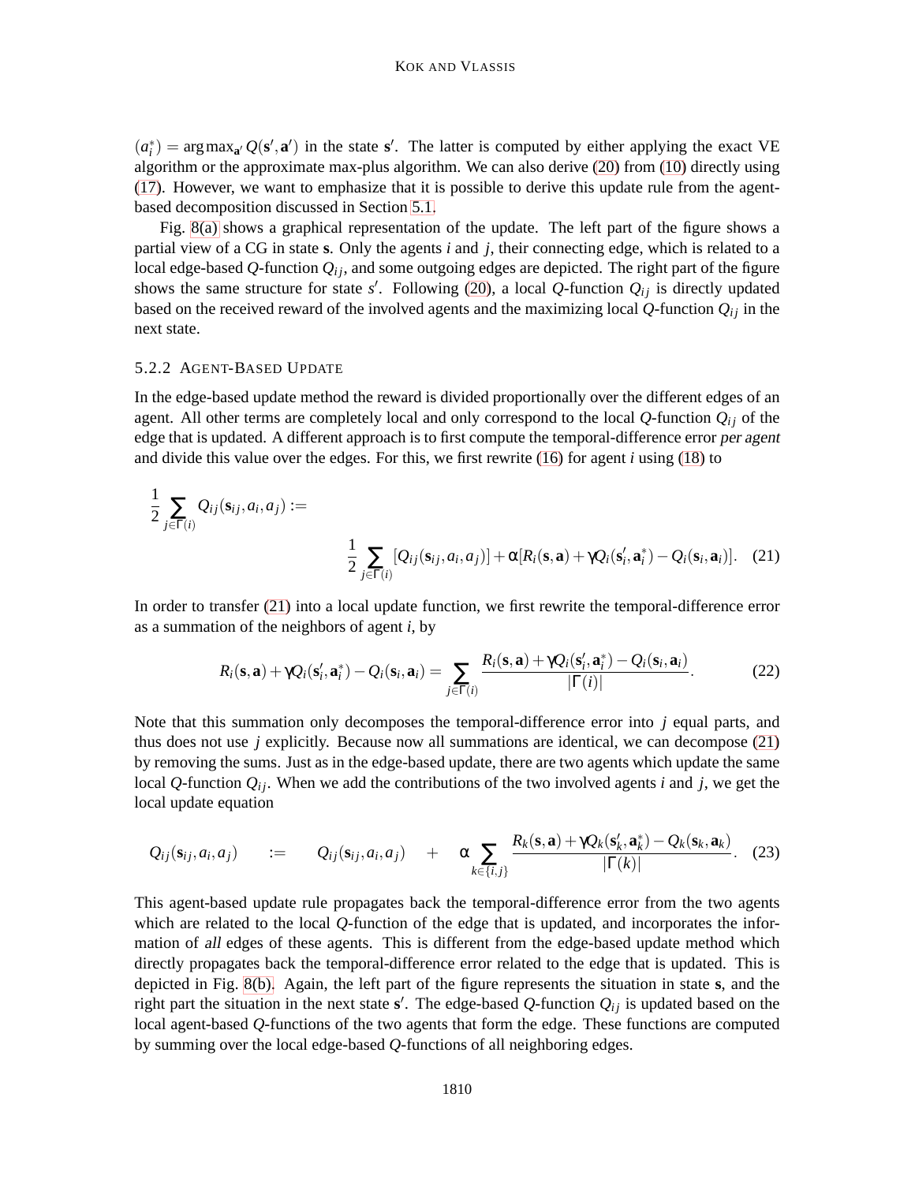$(a_i^*) = \arg\max_{\mathbf{a}'} Q(\mathbf{s}', \mathbf{a}')$ in the state $\mathbf{s}'$. The latter is computed by either applying the exact VE algorithm or the approximate max-plus algorithm. We can also derive (20) from (10) directly using (17). However, we want to emphasize that it is possible to derive this update rule from the agent-based decomposition discussed in Section 5.1.

Fig. 8(a) shows a graphical representation of the update. The left part of the figure shows a partial view of a CG in state $\mathbf{s}$. Only the agents $i$ and $j$, their connecting edge, which is related to a local edge-based $Q$-function $Q_{ij}$, and some outgoing edges are depicted. The right part of the figure shows the same structure for state $s'$. Following (20), a local $Q$-function $Q_{ij}$ is directly updated based on the received reward of the involved agents and the maximizing local $Q$-function $Q_{ij}$ in the next state.

### 5.2.2 Agent-Based Update

In the edge-based update method the reward is divided proportionally over the different edges of an agent. All other terms are completely local and only correspond to the local $Q$-function $Q_{ij}$ of the edge that is updated. A different approach is to first compute the temporal-difference error *per agent* and divide this value over the edges. For this, we first rewrite (16) for agent $i$ using (18) to

$$\frac{1}{2}\sum_{j\in\Gamma(i)} Q_{ij}(\mathbf{s}_{ij}, a_i, a_j) := \frac{1}{2}\sum_{j\in\Gamma(i)} [Q_{ij}(\mathbf{s}_{ij}, a_i, a_j)] + \alpha[R_i(\mathbf{s}, \mathbf{a}) + \gamma Q_i(\mathbf{s}'_i, \mathbf{a}_i^*) - Q_i(\mathbf{s}_i, \mathbf{a}_i)]. \quad (21)$$

In order to transfer (21) into a local update function, we first rewrite the temporal-difference error as a summation of the neighbors of agent $i$, by

$$R_i(\mathbf{s}, \mathbf{a}) + \gamma Q_i(\mathbf{s}'_i, \mathbf{a}_i^*) - Q_i(\mathbf{s}_i, \mathbf{a}_i) = \sum_{j\in\Gamma(i)} \frac{R_i(\mathbf{s}, \mathbf{a}) + \gamma Q_i(\mathbf{s}'_i, \mathbf{a}_i^*) - Q_i(\mathbf{s}_i, \mathbf{a}_i)}{|\Gamma(i)|}. \quad (22)$$

Note that this summation only decomposes the temporal-difference error into $j$ equal parts, and thus does not use $j$ explicitly. Because now all summations are identical, we can decompose (21) by removing the sums. Just as in the edge-based update, there are two agents which update the same local $Q$-function $Q_{ij}$. When we add the contributions of the two involved agents $i$ and $j$, we get the local update equation

$$Q_{ij}(\mathbf{s}_{ij}, a_i, a_j) \quad := \quad Q_{ij}(\mathbf{s}_{ij}, a_i, a_j) \quad + \quad \alpha \sum_{k\in\{i,j\}} \frac{R_k(\mathbf{s}, \mathbf{a}) + \gamma Q_k(\mathbf{s}'_k, \mathbf{a}_k^*) - Q_k(\mathbf{s}_k, \mathbf{a}_k)}{|\Gamma(k)|}. \quad (23)$$

This agent-based update rule propagates back the temporal-difference error from the two agents which are related to the local $Q$-function of the edge that is updated, and incorporates the information of *all* edges of these agents. This is different from the edge-based update method which directly propagates back the temporal-difference error related to the edge that is updated. This is depicted in Fig. 8(b). Again, the left part of the figure represents the situation in state $\mathbf{s}$, and the right part the situation in the next state $\mathbf{s}'$. The edge-based $Q$-function $Q_{ij}$ is updated based on the local agent-based $Q$-functions of the two agents that form the edge. These functions are computed by summing over the local edge-based $Q$-functions of all neighboring edges.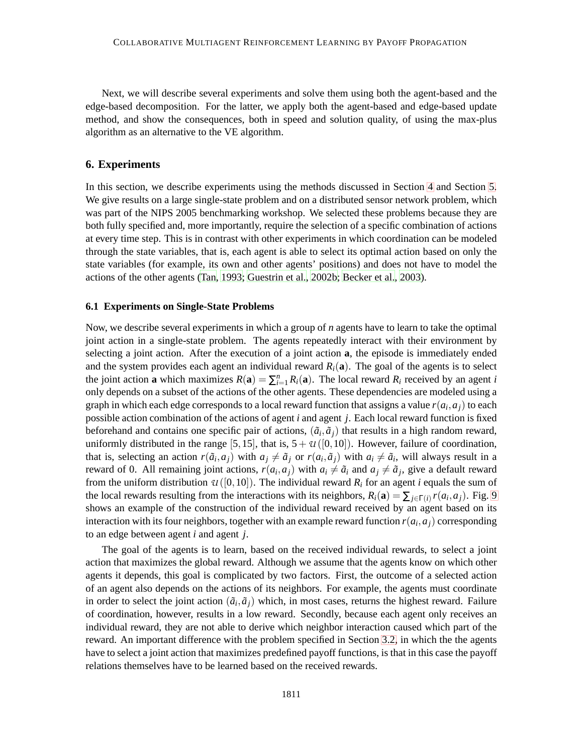Next, we will describe several experiments and solve them using both the agent-based and the edge-based decomposition. For the latter, we apply both the agent-based and edge-based update method, and show the consequences, both in speed and solution quality, of using the max-plus algorithm as an alternative to the VE algorithm.

## 6. Experiments

In this section, we describe experiments using the methods discussed in Section 4 and Section 5. We give results on a large single-state problem and on a distributed sensor network problem, which was part of the NIPS 2005 benchmarking workshop. We selected these problems because they are both fully specified and, more importantly, require the selection of a specific combination of actions at every time step. This is in contrast with other experiments in which coordination can be modeled through the state variables, that is, each agent is able to select its optimal action based on only the state variables (for example, its own and other agents' positions) and does not have to model the actions of the other agents (Tan, 1993; Guestrin et al., 2002b; Becker et al., 2003).

### 6.1 Experiments on Single-State Problems

Now, we describe several experiments in which a group of $n$ agents have to learn to take the optimal joint action in a single-state problem. The agents repeatedly interact with their environment by selecting a joint action. After the execution of a joint action $\mathbf{a}$, the episode is immediately ended and the system provides each agent an individual reward $R_i(\mathbf{a})$. The goal of the agents is to select the joint action $\mathbf{a}$ which maximizes $R(\mathbf{a}) = \sum_{i=1}^{n} R_i(\mathbf{a})$. The local reward $R_i$ received by an agent $i$ only depends on a subset of the actions of the other agents. These dependencies are modeled using a graph in which each edge corresponds to a local reward function that assigns a value $r(a_i, a_j)$ to each possible action combination of the actions of agent $i$ and agent $j$. Each local reward function is fixed beforehand and contains one specific pair of actions, $(\tilde{a}_i, \tilde{a}_j)$ that results in a high random reward, uniformly distributed in the range $[5, 15]$, that is, $5 + \mathcal{U}([0, 10])$. However, failure of coordination, that is, selecting an action $r(\tilde{a}_i, a_j)$ with $a_j \neq \tilde{a}_j$ or $r(a_i, \tilde{a}_j)$ with $a_i \neq \tilde{a}_i$, will always result in a reward of 0. All remaining joint actions, $r(a_i, a_j)$ with $a_i \neq \tilde{a}_i$ and $a_j \neq \tilde{a}_j$, give a default reward from the uniform distribution $\mathcal{U}([0, 10])$. The individual reward $R_i$ for an agent $i$ equals the sum of the local rewards resulting from the interactions with its neighbors, $R_i(\mathbf{a}) = \sum_{j \in \Gamma(i)} r(a_i, a_j)$. Fig. 9 shows an example of the construction of the individual reward received by an agent based on its interaction with its four neighbors, together with an example reward function $r(a_i, a_j)$ corresponding to an edge between agent $i$ and agent $j$.

The goal of the agents is to learn, based on the received individual rewards, to select a joint action that maximizes the global reward. Although we assume that the agents know on which other agents it depends, this goal is complicated by two factors. First, the outcome of a selected action of an agent also depends on the actions of its neighbors. For example, the agents must coordinate in order to select the joint action $(\tilde{a}_i, \tilde{a}_j)$ which, in most cases, returns the highest reward. Failure of coordination, however, results in a low reward. Secondly, because each agent only receives an individual reward, they are not able to derive which neighbor interaction caused which part of the reward. An important difference with the problem specified in Section 3.2, in which the the agents have to select a joint action that maximizes predefined payoff functions, is that in this case the payoff relations themselves have to be learned based on the received rewards.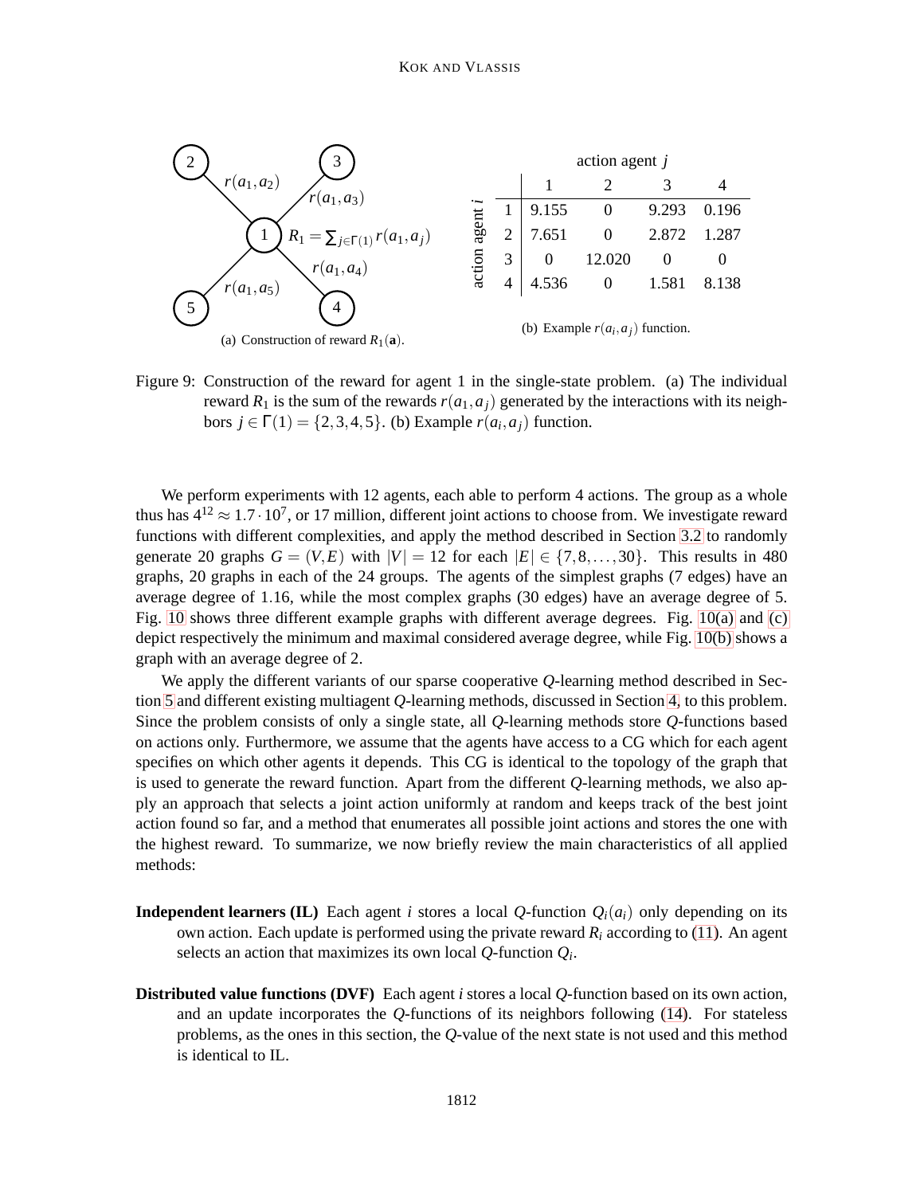(a) Construction of reward $R_1(\mathbf{a})$.

| | | action agent $j$ | | | |
|---|---|---|---|---|---|
| | | 1 | 2 | 3 | 4 |
| action agent $i$ | 1 | 9.155 | 0 | 9.293 | 0.196 |
| | 2 | 7.651 | 0 | 2.872 | 1.287 |
| | 3 | 0 | 12.020 | 0 | 0 |
| | 4 | 4.536 | 0 | 1.581 | 8.138 |

(b) Example $r(a_i, a_j)$ function.

Figure 9: Construction of the reward for agent 1 in the single-state problem. (a) The individual reward $R_1$ is the sum of the rewards $r(a_1, a_j)$ generated by the interactions with its neighbors $j \in \Gamma(1) = \{2, 3, 4, 5\}$. (b) Example $r(a_i, a_j)$ function.

We perform experiments with 12 agents, each able to perform 4 actions. The group as a whole thus has $4^{12} \approx 1.7 \cdot 10^7$, or 17 million, different joint actions to choose from. We investigate reward functions with different complexities, and apply the method described in Section 3.2 to randomly generate 20 graphs $G = (V, E)$ with $|V| = 12$ for each $|E| \in \{7, 8, \ldots, 30\}$. This results in 480 graphs, 20 graphs in each of the 24 groups. The agents of the simplest graphs (7 edges) have an average degree of 1.16, while the most complex graphs (30 edges) have an average degree of 5. Fig. 10 shows three different example graphs with different average degrees. Fig. 10(a) and (c) depict respectively the minimum and maximal considered average degree, while Fig. 10(b) shows a graph with an average degree of 2.

We apply the different variants of our sparse cooperative $Q$-learning method described in Section 5 and different existing multiagent $Q$-learning methods, discussed in Section 4, to this problem. Since the problem consists of only a single state, all $Q$-learning methods store $Q$-functions based on actions only. Furthermore, we assume that the agents have access to a CG which for each agent specifies on which other agents it depends. This CG is identical to the topology of the graph that is used to generate the reward function. Apart from the different $Q$-learning methods, we also apply an approach that selects a joint action uniformly at random and keeps track of the best joint action found so far, and a method that enumerates all possible joint actions and stores the one with the highest reward. To summarize, we now briefly review the main characteristics of all applied methods:

**Independent learners (IL)** Each agent $i$ stores a local $Q$-function $Q_i(a_i)$ only depending on its own action. Each update is performed using the private reward $R_i$ according to (11). An agent selects an action that maximizes its own local $Q$-function $Q_i$.

**Distributed value functions (DVF)** Each agent $i$ stores a local $Q$-function based on its own action, and an update incorporates the $Q$-functions of its neighbors following (14). For stateless problems, as the ones in this section, the $Q$-value of the next state is not used and this method is identical to IL.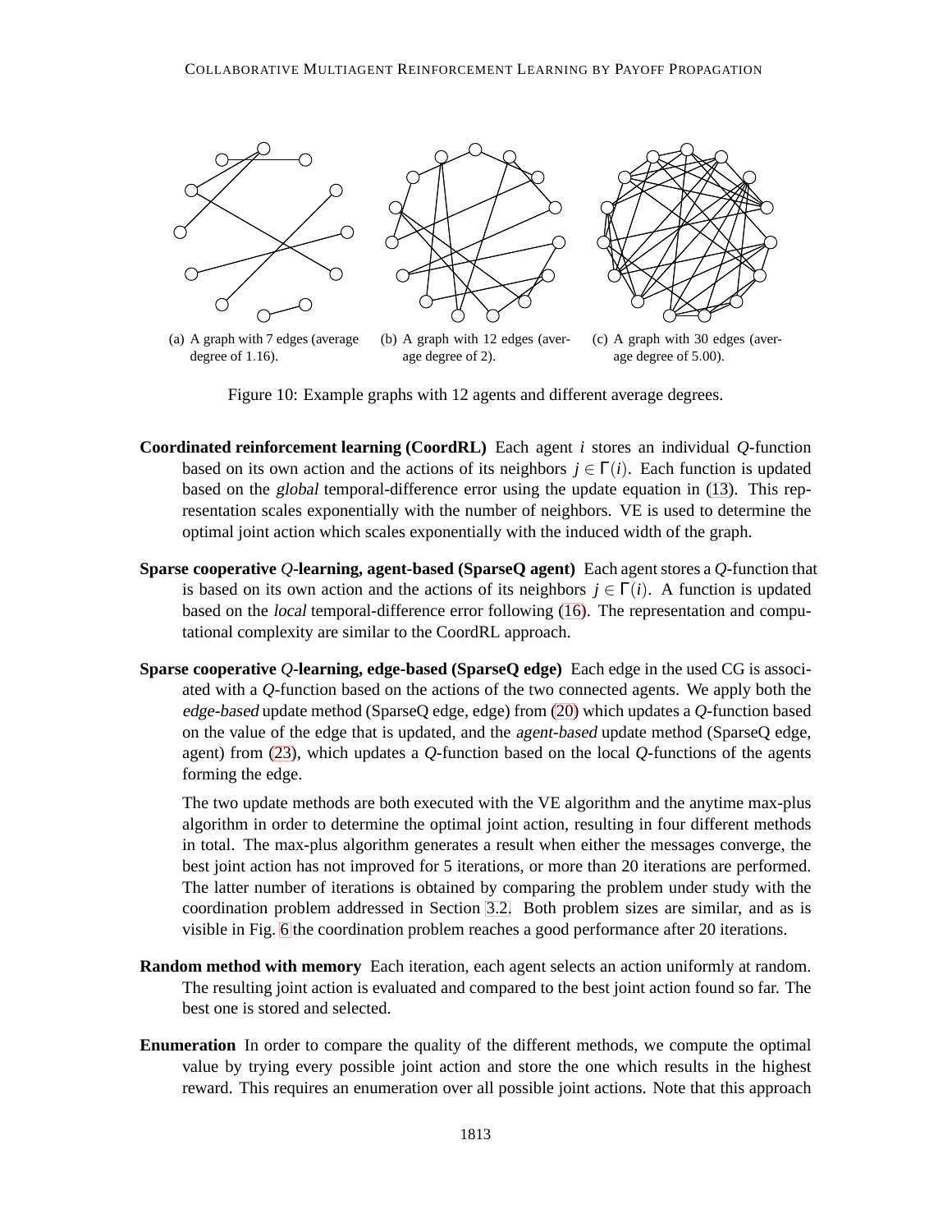(a) A graph with 7 edges (average degree of 1.16).

(b) A graph with 12 edges (average degree of 2).

(c) A graph with 30 edges (average degree of 5.00).

Figure 10: Example graphs with 12 agents and different average degrees.

**Coordinated reinforcement learning (CoordRL)** Each agent $i$ stores an individual $Q$-function based on its own action and the actions of its neighbors $j \in \Gamma(i)$. Each function is updated based on the *global* temporal-difference error using the update equation in (13). This representation scales exponentially with the number of neighbors. VE is used to determine the optimal joint action which scales exponentially with the induced width of the graph.

**Sparse cooperative $Q$-learning, agent-based (SparseQ agent)** Each agent stores a $Q$-function that is based on its own action and the actions of its neighbors $j \in \Gamma(i)$. A function is updated based on the *local* temporal-difference error following (16). The representation and computational complexity are similar to the CoordRL approach.

**Sparse cooperative $Q$-learning, edge-based (SparseQ edge)** Each edge in the used CG is associated with a $Q$-function based on the actions of the two connected agents. We apply both the *edge-based* update method (SparseQ edge, edge) from (20) which updates a $Q$-function based on the value of the edge that is updated, and the *agent-based* update method (SparseQ edge, agent) from (23), which updates a $Q$-function based on the local $Q$-functions of the agents forming the edge.

The two update methods are both executed with the VE algorithm and the anytime max-plus algorithm in order to determine the optimal joint action, resulting in four different methods in total. The max-plus algorithm generates a result when either the messages converge, the best joint action has not improved for 5 iterations, or more than 20 iterations are performed. The latter number of iterations is obtained by comparing the problem under study with the coordination problem addressed in Section 3.2. Both problem sizes are similar, and as is visible in Fig. 6 the coordination problem reaches a good performance after 20 iterations.

**Random method with memory** Each iteration, each agent selects an action uniformly at random. The resulting joint action is evaluated and compared to the best joint action found so far. The best one is stored and selected.

**Enumeration** In order to compare the quality of the different methods, we compute the optimal value by trying every possible joint action and store the one which results in the highest reward. This requires an enumeration over all possible joint actions. Note that this approach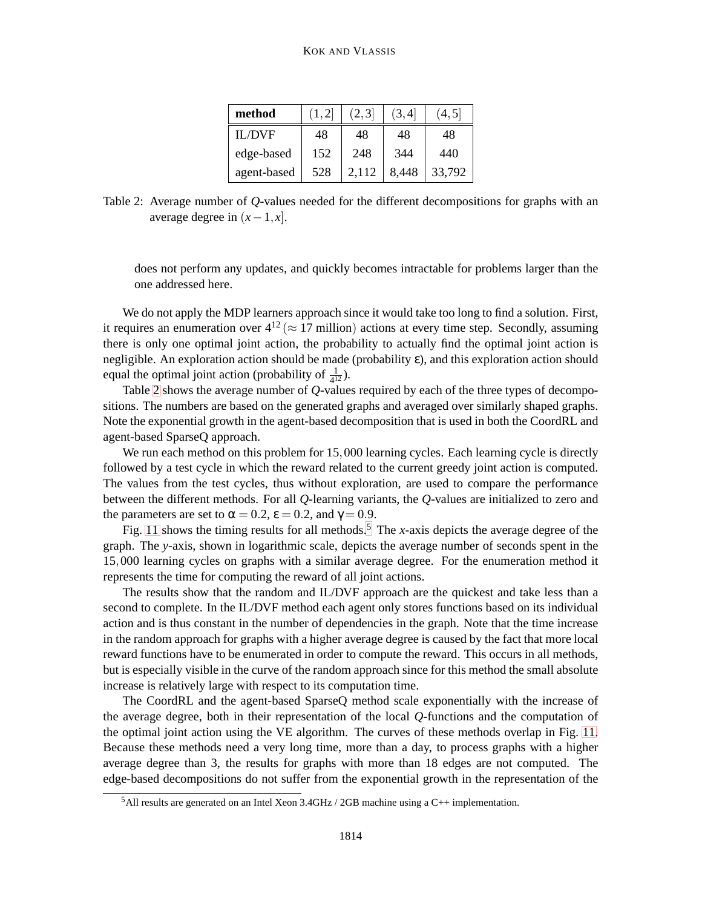| **method** | $(1,2]$ | $(2,3]$ | $(3,4]$ | $(4,5]$ |
|---|---|---|---|---|
| IL/DVF | 48 | 48 | 48 | 48 |
| edge-based | 152 | 248 | 344 | 440 |
| agent-based | 528 | 2,112 | 8,448 | 33,792 |

Table 2: Average number of $Q$-values needed for the different decompositions for graphs with an average degree in $(x-1,x]$.

does not perform any updates, and quickly becomes intractable for problems larger than the one addressed here.

We do not apply the MDP learners approach since it would take too long to find a solution. First, it requires an enumeration over $4^{12}$ ($\approx 17$ million) actions at every time step. Secondly, assuming there is only one optimal joint action, the probability to actually find the optimal joint action is negligible. An exploration action should be made (probability $\varepsilon$), and this exploration action should equal the optimal joint action (probability of $\frac{1}{4^{12}}$).

Table 2 shows the average number of $Q$-values required by each of the three types of decompositions. The numbers are based on the generated graphs and averaged over similarly shaped graphs. Note the exponential growth in the agent-based decomposition that is used in both the CoordRL and agent-based SparseQ approach.

We run each method on this problem for $15,000$ learning cycles. Each learning cycle is directly followed by a test cycle in which the reward related to the current greedy joint action is computed. The values from the test cycles, thus without exploration, are used to compare the performance between the different methods. For all $Q$-learning variants, the $Q$-values are initialized to zero and the parameters are set to $\alpha = 0.2$, $\varepsilon = 0.2$, and $\gamma = 0.9$.

Fig. 11 shows the timing results for all methods.[5] The $x$-axis depicts the average degree of the graph. The $y$-axis, shown in logarithmic scale, depicts the average number of seconds spent in the $15,000$ learning cycles on graphs with a similar average degree. For the enumeration method it represents the time for computing the reward of all joint actions.

The results show that the random and IL/DVF approach are the quickest and take less than a second to complete. In the IL/DVF method each agent only stores functions based on its individual action and is thus constant in the number of dependencies in the graph. Note that the time increase in the random approach for graphs with a higher average degree is caused by the fact that more local reward functions have to be enumerated in order to compute the reward. This occurs in all methods, but is especially visible in the curve of the random approach since for this method the small absolute increase is relatively large with respect to its computation time.

The CoordRL and the agent-based SparseQ method scale exponentially with the increase of the average degree, both in their representation of the local $Q$-functions and the computation of the optimal joint action using the VE algorithm. The curves of these methods overlap in Fig. 11. Because these methods need a very long time, more than a day, to process graphs with a higher average degree than 3, the results for graphs with more than 18 edges are not computed. The edge-based decompositions do not suffer from the exponential growth in the representation of the

[5] All results are generated on an Intel Xeon 3.4GHz / 2GB machine using a C++ implementation.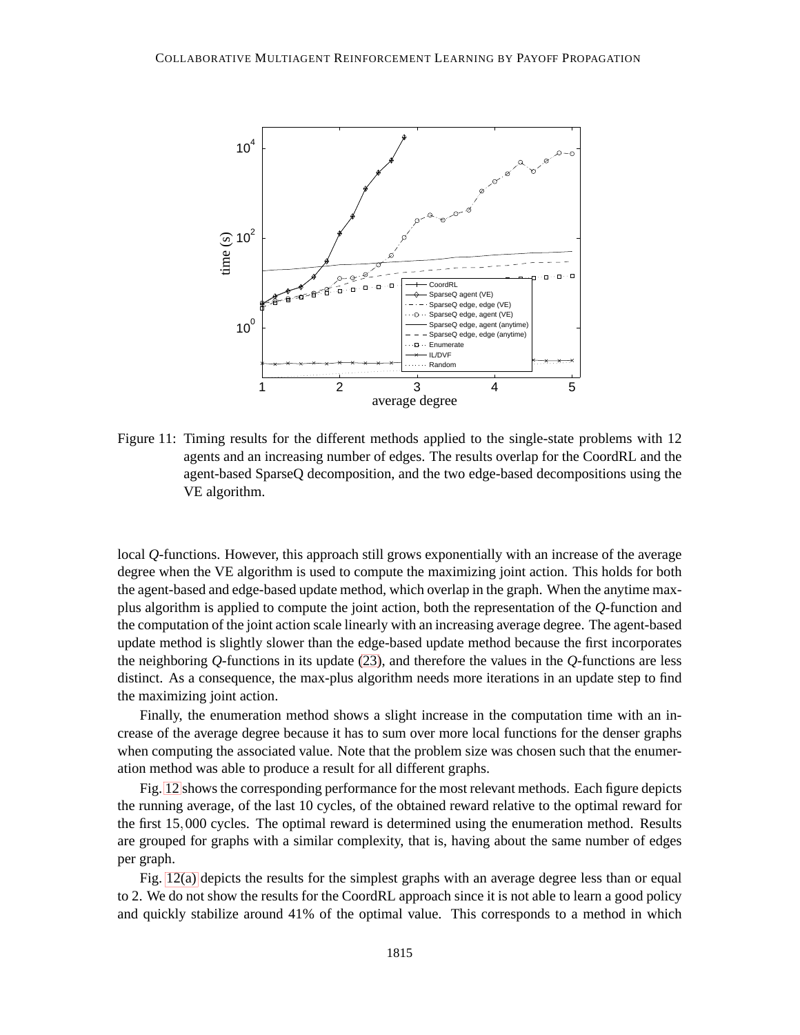Figure 11: Timing results for the different methods applied to the single-state problems with 12 agents and an increasing number of edges. The results overlap for the CoordRL and the agent-based SparseQ decomposition, and the two edge-based decompositions using the VE algorithm.

local *Q*-functions. However, this approach still grows exponentially with an increase of the average degree when the VE algorithm is used to compute the maximizing joint action. This holds for both the agent-based and edge-based update method, which overlap in the graph. When the anytime max-plus algorithm is applied to compute the joint action, both the representation of the *Q*-function and the computation of the joint action scale linearly with an increasing average degree. The agent-based update method is slightly slower than the edge-based update method because the first incorporates the neighboring *Q*-functions in its update (23), and therefore the values in the *Q*-functions are less distinct. As a consequence, the max-plus algorithm needs more iterations in an update step to find the maximizing joint action.

Finally, the enumeration method shows a slight increase in the computation time with an increase of the average degree because it has to sum over more local functions for the denser graphs when computing the associated value. Note that the problem size was chosen such that the enumeration method was able to produce a result for all different graphs.

Fig. 12 shows the corresponding performance for the most relevant methods. Each figure depicts the running average, of the last 10 cycles, of the obtained reward relative to the optimal reward for the first $15,000$ cycles. The optimal reward is determined using the enumeration method. Results are grouped for graphs with a similar complexity, that is, having about the same number of edges per graph.

Fig. 12(a) depicts the results for the simplest graphs with an average degree less than or equal to 2. We do not show the results for the CoordRL approach since it is not able to learn a good policy and quickly stabilize around 41% of the optimal value. This corresponds to a method in which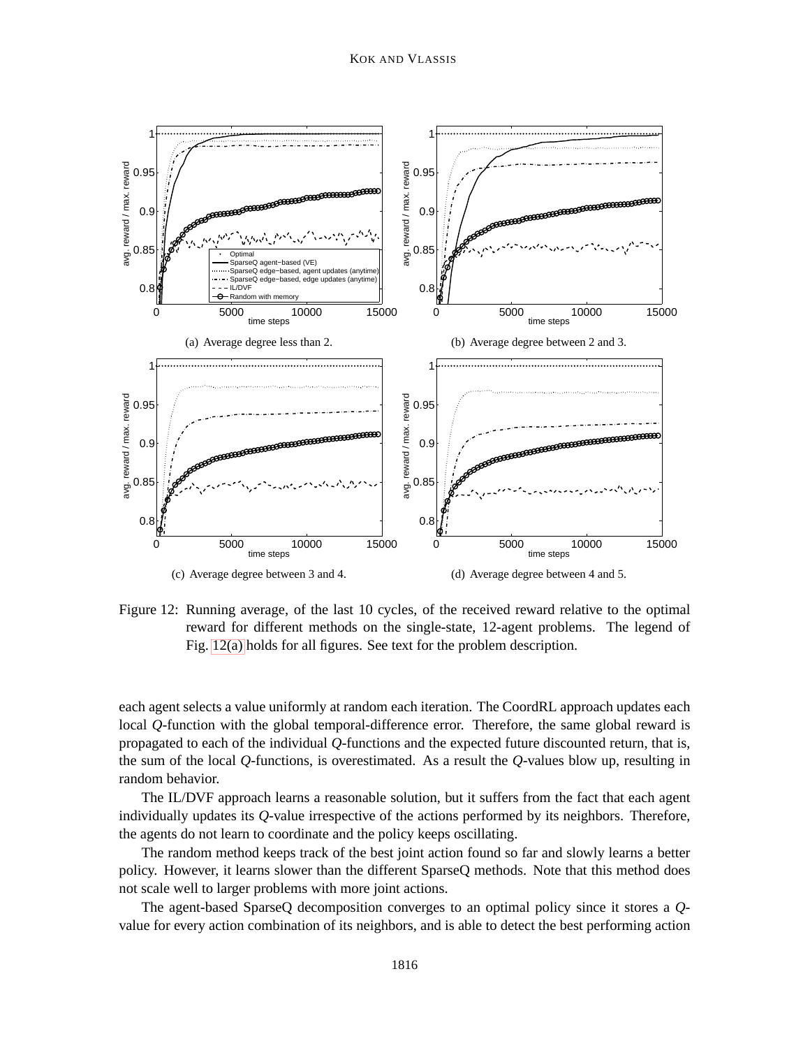Figure 12: Running average, of the last 10 cycles, of the received reward relative to the optimal reward for different methods on the single-state, 12-agent problems. The legend of Fig. 12(a) holds for all figures. See text for the problem description.

(a) Average degree less than 2.

(b) Average degree between 2 and 3.

(c) Average degree between 3 and 4.

(d) Average degree between 4 and 5.

each agent selects a value uniformly at random each iteration. The CoordRL approach updates each local *Q*-function with the global temporal-difference error. Therefore, the same global reward is propagated to each of the individual *Q*-functions and the expected future discounted return, that is, the sum of the local *Q*-functions, is overestimated. As a result the *Q*-values blow up, resulting in random behavior.

The IL/DVF approach learns a reasonable solution, but it suffers from the fact that each agent individually updates its *Q*-value irrespective of the actions performed by its neighbors. Therefore, the agents do not learn to coordinate and the policy keeps oscillating.

The random method keeps track of the best joint action found so far and slowly learns a better policy. However, it learns slower than the different SparseQ methods. Note that this method does not scale well to larger problems with more joint actions.

The agent-based SparseQ decomposition converges to an optimal policy since it stores a *Q*-value for every action combination of its neighbors, and is able to detect the best performing action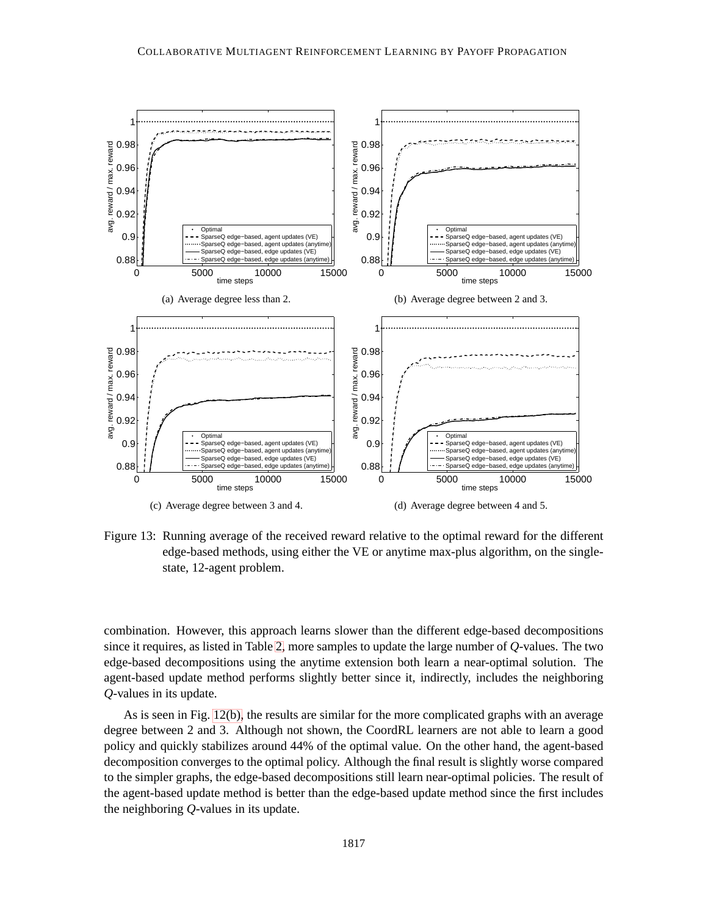(a) Average degree less than 2.

(b) Average degree between 2 and 3.

(c) Average degree between 3 and 4.

(d) Average degree between 4 and 5.

Figure 13: Running average of the received reward relative to the optimal reward for the different edge-based methods, using either the VE or anytime max-plus algorithm, on the single-state, 12-agent problem.

combination. However, this approach learns slower than the different edge-based decompositions since it requires, as listed in Table 2, more samples to update the large number of $Q$-values. The two edge-based decompositions using the anytime extension both learn a near-optimal solution. The agent-based update method performs slightly better since it, indirectly, includes the neighboring $Q$-values in its update.

As is seen in Fig. 12(b), the results are similar for the more complicated graphs with an average degree between 2 and 3. Although not shown, the CoordRL learners are not able to learn a good policy and quickly stabilizes around 44% of the optimal value. On the other hand, the agent-based decomposition converges to the optimal policy. Although the final result is slightly worse compared to the simpler graphs, the edge-based decompositions still learn near-optimal policies. The result of the agent-based update method is better than the edge-based update method since the first includes the neighboring $Q$-values in its update.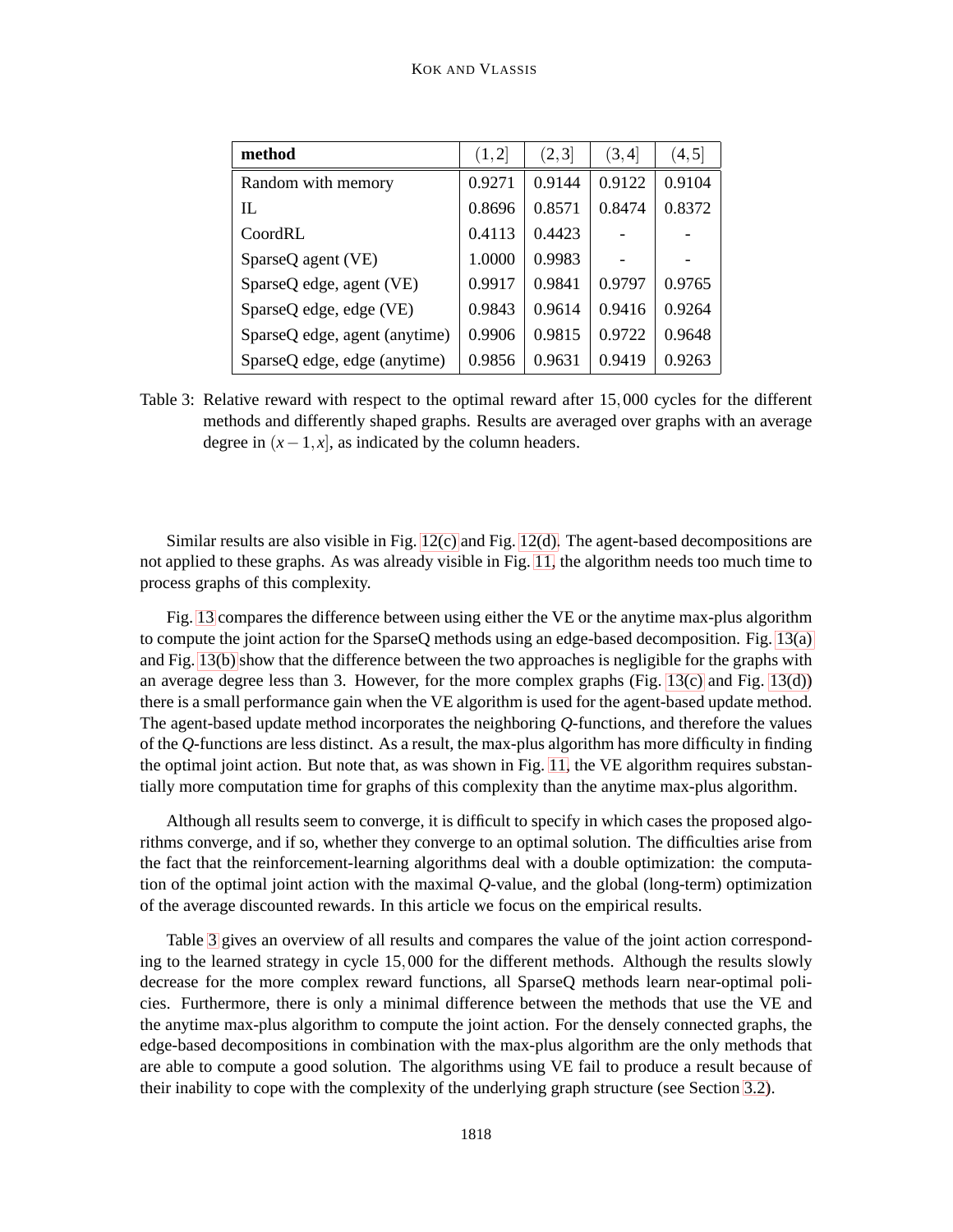| **method** | $(1,2]$ | $(2,3]$ | $(3,4]$ | $(4,5]$ |
|---|---|---|---|---|
| Random with memory | 0.9271 | 0.9144 | 0.9122 | 0.9104 |
| IL | 0.8696 | 0.8571 | 0.8474 | 0.8372 |
| CoordRL | 0.4113 | 0.4423 | - | - |
| SparseQ agent (VE) | 1.0000 | 0.9983 | - | - |
| SparseQ edge, agent (VE) | 0.9917 | 0.9841 | 0.9797 | 0.9765 |
| SparseQ edge, edge (VE) | 0.9843 | 0.9614 | 0.9416 | 0.9264 |
| SparseQ edge, agent (anytime) | 0.9906 | 0.9815 | 0.9722 | 0.9648 |
| SparseQ edge, edge (anytime) | 0.9856 | 0.9631 | 0.9419 | 0.9263 |

Table 3: Relative reward with respect to the optimal reward after $15,000$ cycles for the different methods and differently shaped graphs. Results are averaged over graphs with an average degree in $(x-1,x]$, as indicated by the column headers.

Similar results are also visible in Fig. 12(c) and Fig. 12(d). The agent-based decompositions are not applied to these graphs. As was already visible in Fig. 11, the algorithm needs too much time to process graphs of this complexity.

Fig. 13 compares the difference between using either the VE or the anytime max-plus algorithm to compute the joint action for the SparseQ methods using an edge-based decomposition. Fig. 13(a) and Fig. 13(b) show that the difference between the two approaches is negligible for the graphs with an average degree less than 3. However, for the more complex graphs (Fig. 13(c) and Fig. 13(d)) there is a small performance gain when the VE algorithm is used for the agent-based update method. The agent-based update method incorporates the neighboring $Q$-functions, and therefore the values of the $Q$-functions are less distinct. As a result, the max-plus algorithm has more difficulty in finding the optimal joint action. But note that, as was shown in Fig. 11, the VE algorithm requires substantially more computation time for graphs of this complexity than the anytime max-plus algorithm.

Although all results seem to converge, it is difficult to specify in which cases the proposed algorithms converge, and if so, whether they converge to an optimal solution. The difficulties arise from the fact that the reinforcement-learning algorithms deal with a double optimization: the computation of the optimal joint action with the maximal $Q$-value, and the global (long-term) optimization of the average discounted rewards. In this article we focus on the empirical results.

Table 3 gives an overview of all results and compares the value of the joint action corresponding to the learned strategy in cycle $15,000$ for the different methods. Although the results slowly decrease for the more complex reward functions, all SparseQ methods learn near-optimal policies. Furthermore, there is only a minimal difference between the methods that use the VE and the anytime max-plus algorithm to compute the joint action. For the densely connected graphs, the edge-based decompositions in combination with the max-plus algorithm are the only methods that are able to compute a good solution. The algorithms using VE fail to produce a result because of their inability to cope with the complexity of the underlying graph structure (see Section 3.2).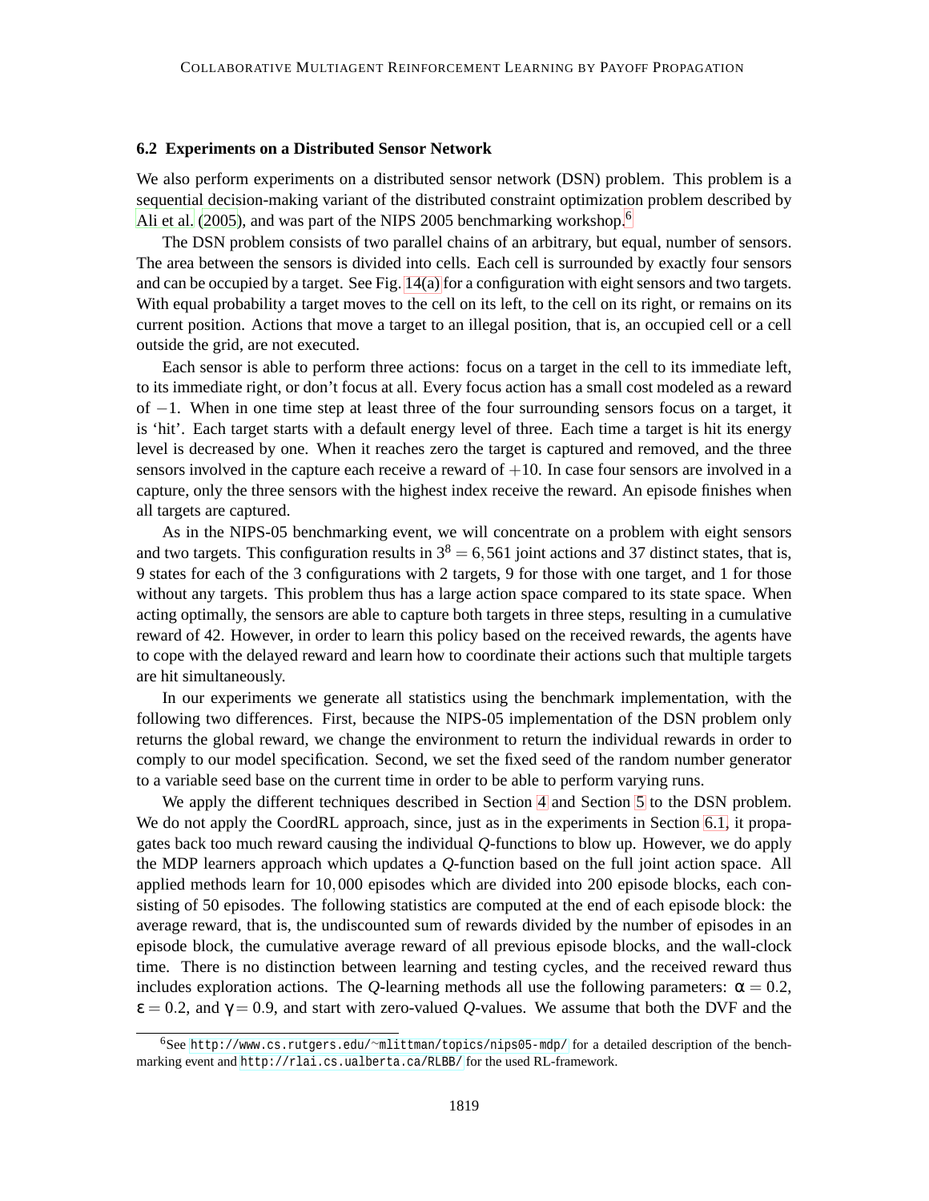### 6.2 Experiments on a Distributed Sensor Network

We also perform experiments on a distributed sensor network (DSN) problem. This problem is a sequential decision-making variant of the distributed constraint optimization problem described by Ali et al. (2005), and was part of the NIPS 2005 benchmarking workshop.[6]

The DSN problem consists of two parallel chains of an arbitrary, but equal, number of sensors. The area between the sensors is divided into cells. Each cell is surrounded by exactly four sensors and can be occupied by a target. See Fig. 14(a) for a configuration with eight sensors and two targets. With equal probability a target moves to the cell on its left, to the cell on its right, or remains on its current position. Actions that move a target to an illegal position, that is, an occupied cell or a cell outside the grid, are not executed.

Each sensor is able to perform three actions: focus on a target in the cell to its immediate left, to its immediate right, or don't focus at all. Every focus action has a small cost modeled as a reward of $-1$. When in one time step at least three of the four surrounding sensors focus on a target, it is 'hit'. Each target starts with a default energy level of three. Each time a target is hit its energy level is decreased by one. When it reaches zero the target is captured and removed, and the three sensors involved in the capture each receive a reward of $+10$. In case four sensors are involved in a capture, only the three sensors with the highest index receive the reward. An episode finishes when all targets are captured.

As in the NIPS-05 benchmarking event, we will concentrate on a problem with eight sensors and two targets. This configuration results in $3^8 = 6,561$ joint actions and 37 distinct states, that is, 9 states for each of the 3 configurations with 2 targets, 9 for those with one target, and 1 for those without any targets. This problem thus has a large action space compared to its state space. When acting optimally, the sensors are able to capture both targets in three steps, resulting in a cumulative reward of 42. However, in order to learn this policy based on the received rewards, the agents have to cope with the delayed reward and learn how to coordinate their actions such that multiple targets are hit simultaneously.

In our experiments we generate all statistics using the benchmark implementation, with the following two differences. First, because the NIPS-05 implementation of the DSN problem only returns the global reward, we change the environment to return the individual rewards in order to comply to our model specification. Second, we set the fixed seed of the random number generator to a variable seed base on the current time in order to be able to perform varying runs.

We apply the different techniques described in Section 4 and Section 5 to the DSN problem. We do not apply the CoordRL approach, since, just as in the experiments in Section 6.1, it propagates back too much reward causing the individual $Q$-functions to blow up. However, we do apply the MDP learners approach which updates a $Q$-function based on the full joint action space. All applied methods learn for $10,000$ episodes which are divided into 200 episode blocks, each consisting of 50 episodes. The following statistics are computed at the end of each episode block: the average reward, that is, the undiscounted sum of rewards divided by the number of episodes in an episode block, the cumulative average reward of all previous episode blocks, and the wall-clock time. There is no distinction between learning and testing cycles, and the received reward thus includes exploration actions. The $Q$-learning methods all use the following parameters: $\alpha = 0.2$, $\epsilon = 0.2$, and $\gamma = 0.9$, and start with zero-valued $Q$-values. We assume that both the DVF and the

[6] See http://www.cs.rutgers.edu/~mlittman/topics/nips05-mdp/ for a detailed description of the benchmarking event and http://rlai.cs.ualberta.ca/RLBB/ for the used RL-framework.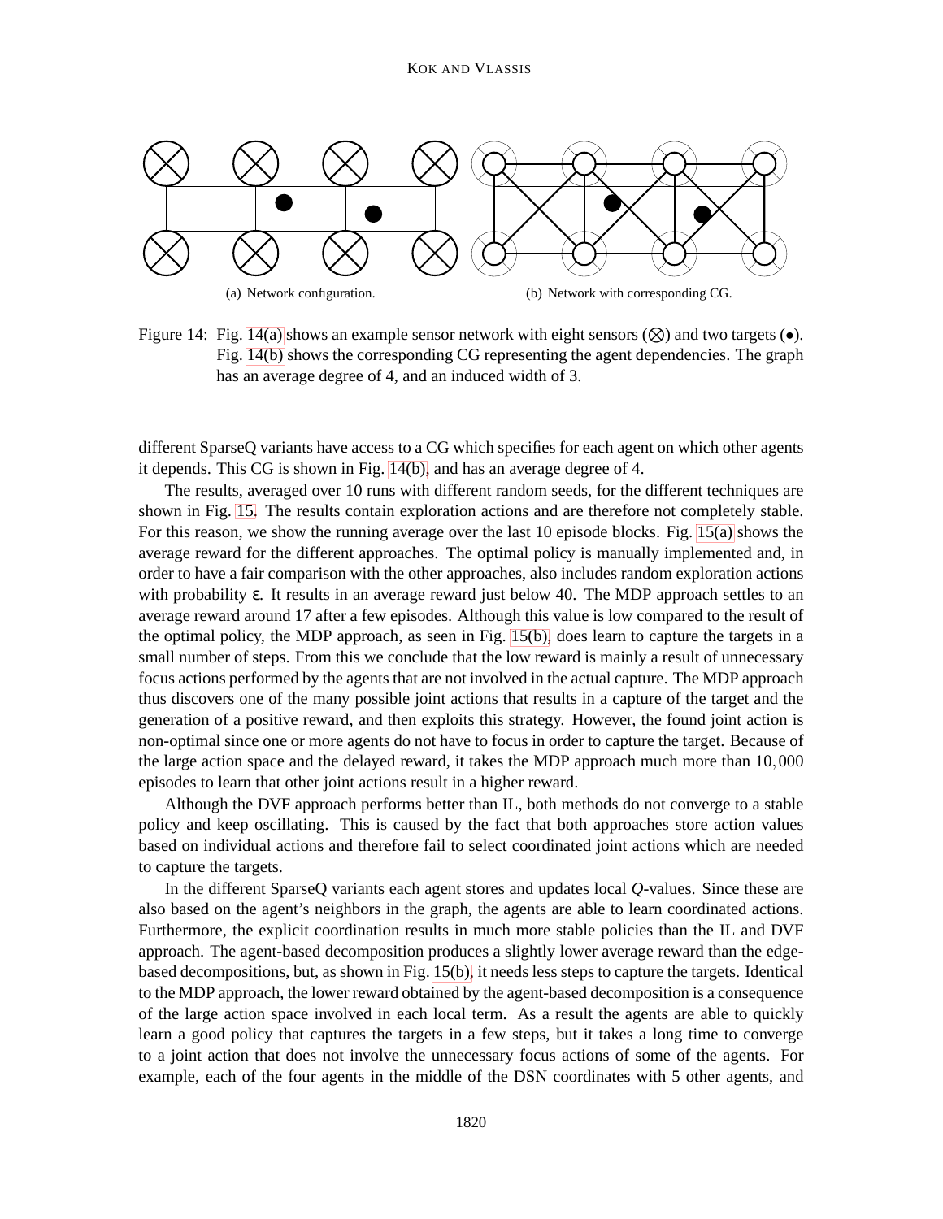(a) Network configuration.

(b) Network with corresponding CG.

Figure 14: Fig. 14(a) shows an example sensor network with eight sensors (⊗) and two targets (•). Fig. 14(b) shows the corresponding CG representing the agent dependencies. The graph has an average degree of 4, and an induced width of 3.

different SparseQ variants have access to a CG which specifies for each agent on which other agents it depends. This CG is shown in Fig. 14(b), and has an average degree of 4.

The results, averaged over 10 runs with different random seeds, for the different techniques are shown in Fig. 15. The results contain exploration actions and are therefore not completely stable. For this reason, we show the running average over the last 10 episode blocks. Fig. 15(a) shows the average reward for the different approaches. The optimal policy is manually implemented and, in order to have a fair comparison with the other approaches, also includes random exploration actions with probability $\varepsilon$. It results in an average reward just below 40. The MDP approach settles to an average reward around 17 after a few episodes. Although this value is low compared to the result of the optimal policy, the MDP approach, as seen in Fig. 15(b), does learn to capture the targets in a small number of steps. From this we conclude that the low reward is mainly a result of unnecessary focus actions performed by the agents that are not involved in the actual capture. The MDP approach thus discovers one of the many possible joint actions that results in a capture of the target and the generation of a positive reward, and then exploits this strategy. However, the found joint action is non-optimal since one or more agents do not have to focus in order to capture the target. Because of the large action space and the delayed reward, it takes the MDP approach much more than $10,000$ episodes to learn that other joint actions result in a higher reward.

Although the DVF approach performs better than IL, both methods do not converge to a stable policy and keep oscillating. This is caused by the fact that both approaches store action values based on individual actions and therefore fail to select coordinated joint actions which are needed to capture the targets.

In the different SparseQ variants each agent stores and updates local $Q$-values. Since these are also based on the agent's neighbors in the graph, the agents are able to learn coordinated actions. Furthermore, the explicit coordination results in much more stable policies than the IL and DVF approach. The agent-based decomposition produces a slightly lower average reward than the edge-based decompositions, but, as shown in Fig. 15(b), it needs less steps to capture the targets. Identical to the MDP approach, the lower reward obtained by the agent-based decomposition is a consequence of the large action space involved in each local term. As a result the agents are able to quickly learn a good policy that captures the targets in a few steps, but it takes a long time to converge to a joint action that does not involve the unnecessary focus actions of some of the agents. For example, each of the four agents in the middle of the DSN coordinates with 5 other agents, and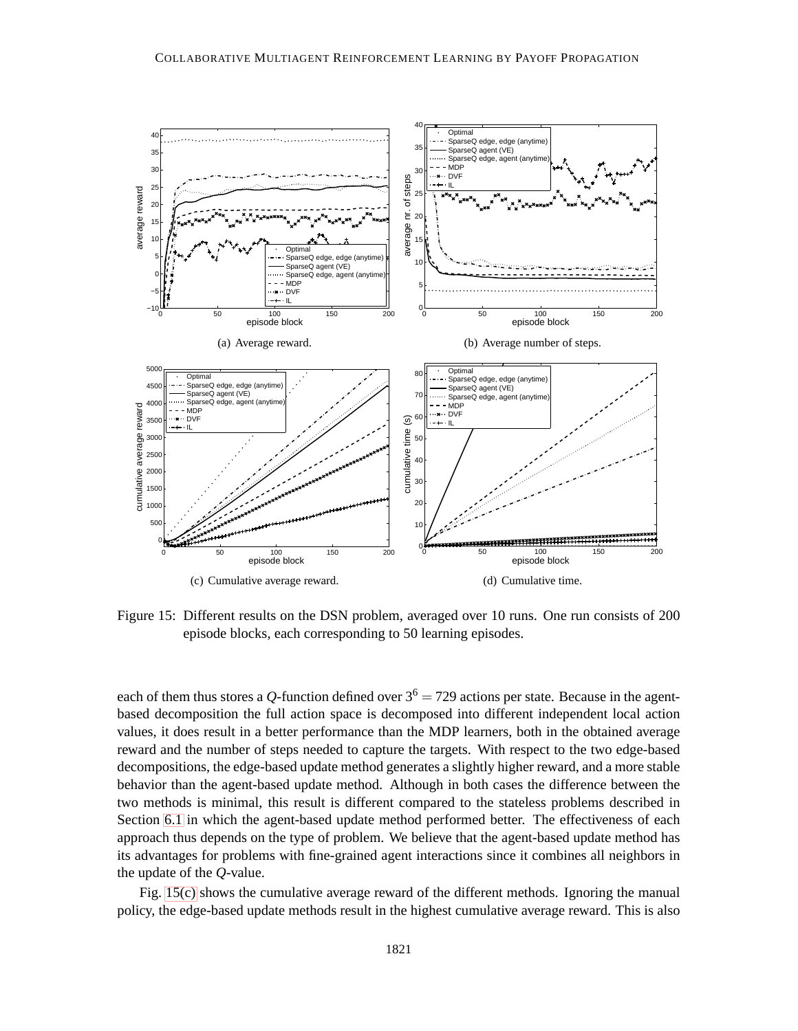(a) Average reward.

(b) Average number of steps.

(c) Cumulative average reward.

(d) Cumulative time.

Figure 15: Different results on the DSN problem, averaged over 10 runs. One run consists of 200 episode blocks, each corresponding to 50 learning episodes.

each of them thus stores a $Q$-function defined over $3^6 = 729$ actions per state. Because in the agent-based decomposition the full action space is decomposed into different independent local action values, it does result in a better performance than the MDP learners, both in the obtained average reward and the number of steps needed to capture the targets. With respect to the two edge-based decompositions, the edge-based update method generates a slightly higher reward, and a more stable behavior than the agent-based update method. Although in both cases the difference between the two methods is minimal, this result is different compared to the stateless problems described in Section 6.1 in which the agent-based update method performed better. The effectiveness of each approach thus depends on the type of problem. We believe that the agent-based update method has its advantages for problems with fine-grained agent interactions since it combines all neighbors in the update of the $Q$-value.

Fig. 15(c) shows the cumulative average reward of the different methods. Ignoring the manual policy, the edge-based update methods result in the highest cumulative average reward. This is also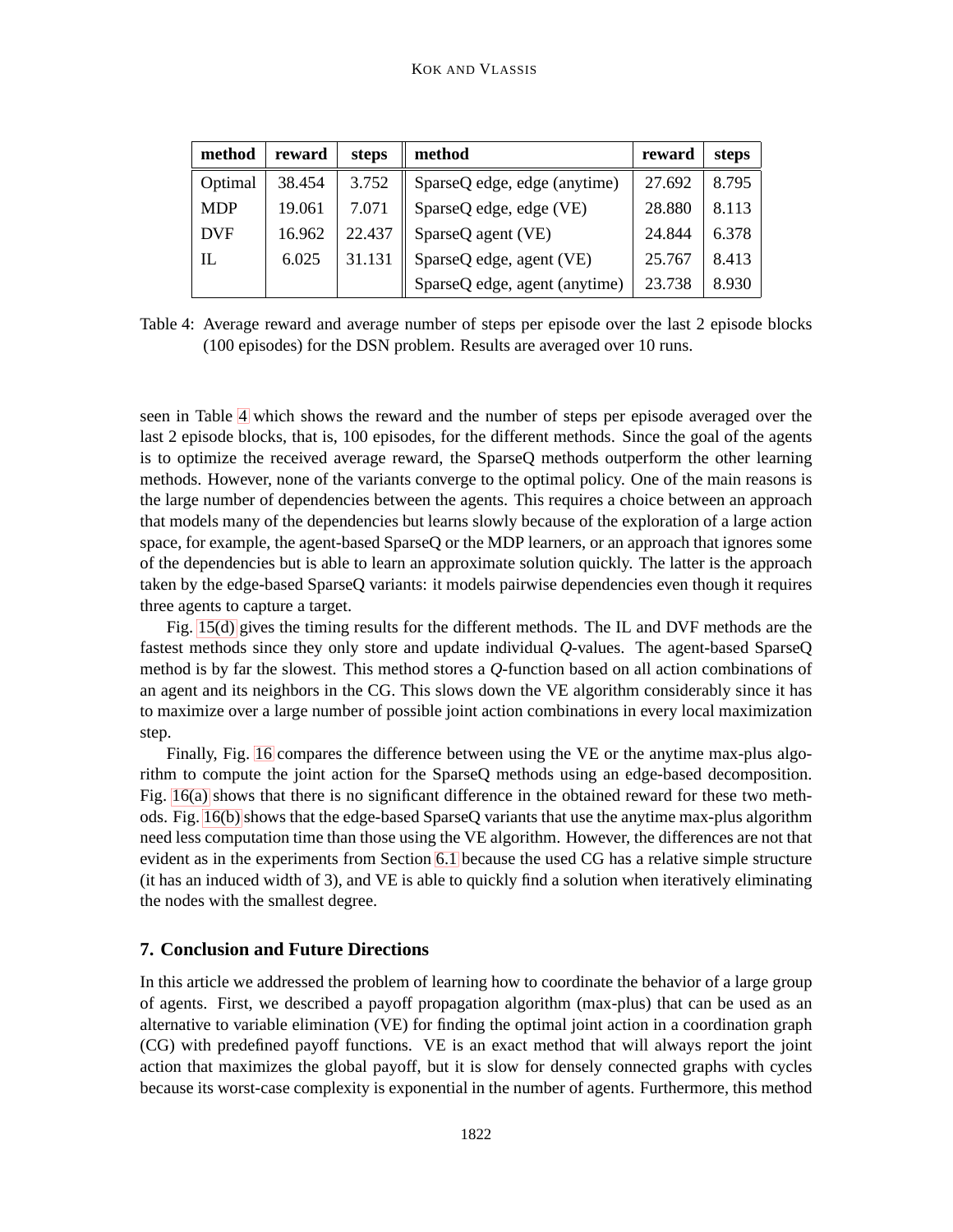| method | reward | steps | method | reward | steps |
|---|---|---|---|---|---|
| Optimal | 38.454 | 3.752 | SparseQ edge, edge (anytime) | 27.692 | 8.795 |
| MDP | 19.061 | 7.071 | SparseQ edge, edge (VE) | 28.880 | 8.113 |
| DVF | 16.962 | 22.437 | SparseQ agent (VE) | 24.844 | 6.378 |
| IL | 6.025 | 31.131 | SparseQ edge, agent (VE) | 25.767 | 8.413 |
| | | | SparseQ edge, agent (anytime) | 23.738 | 8.930 |

Table 4: Average reward and average number of steps per episode over the last 2 episode blocks (100 episodes) for the DSN problem. Results are averaged over 10 runs.

seen in Table 4 which shows the reward and the number of steps per episode averaged over the last 2 episode blocks, that is, 100 episodes, for the different methods. Since the goal of the agents is to optimize the received average reward, the SparseQ methods outperform the other learning methods. However, none of the variants converge to the optimal policy. One of the main reasons is the large number of dependencies between the agents. This requires a choice between an approach that models many of the dependencies but learns slowly because of the exploration of a large action space, for example, the agent-based SparseQ or the MDP learners, or an approach that ignores some of the dependencies but is able to learn an approximate solution quickly. The latter is the approach taken by the edge-based SparseQ variants: it models pairwise dependencies even though it requires three agents to capture a target.

Fig. 15(d) gives the timing results for the different methods. The IL and DVF methods are the fastest methods since they only store and update individual $Q$-values. The agent-based SparseQ method is by far the slowest. This method stores a $Q$-function based on all action combinations of an agent and its neighbors in the CG. This slows down the VE algorithm considerably since it has to maximize over a large number of possible joint action combinations in every local maximization step.

Finally, Fig. 16 compares the difference between using the VE or the anytime max-plus algorithm to compute the joint action for the SparseQ methods using an edge-based decomposition. Fig. 16(a) shows that there is no significant difference in the obtained reward for these two methods. Fig. 16(b) shows that the edge-based SparseQ variants that use the anytime max-plus algorithm need less computation time than those using the VE algorithm. However, the differences are not that evident as in the experiments from Section 6.1 because the used CG has a relative simple structure (it has an induced width of 3), and VE is able to quickly find a solution when iteratively eliminating the nodes with the smallest degree.

## 7. Conclusion and Future Directions

In this article we addressed the problem of learning how to coordinate the behavior of a large group of agents. First, we described a payoff propagation algorithm (max-plus) that can be used as an alternative to variable elimination (VE) for finding the optimal joint action in a coordination graph (CG) with predefined payoff functions. VE is an exact method that will always report the joint action that maximizes the global payoff, but it is slow for densely connected graphs with cycles because its worst-case complexity is exponential in the number of agents. Furthermore, this method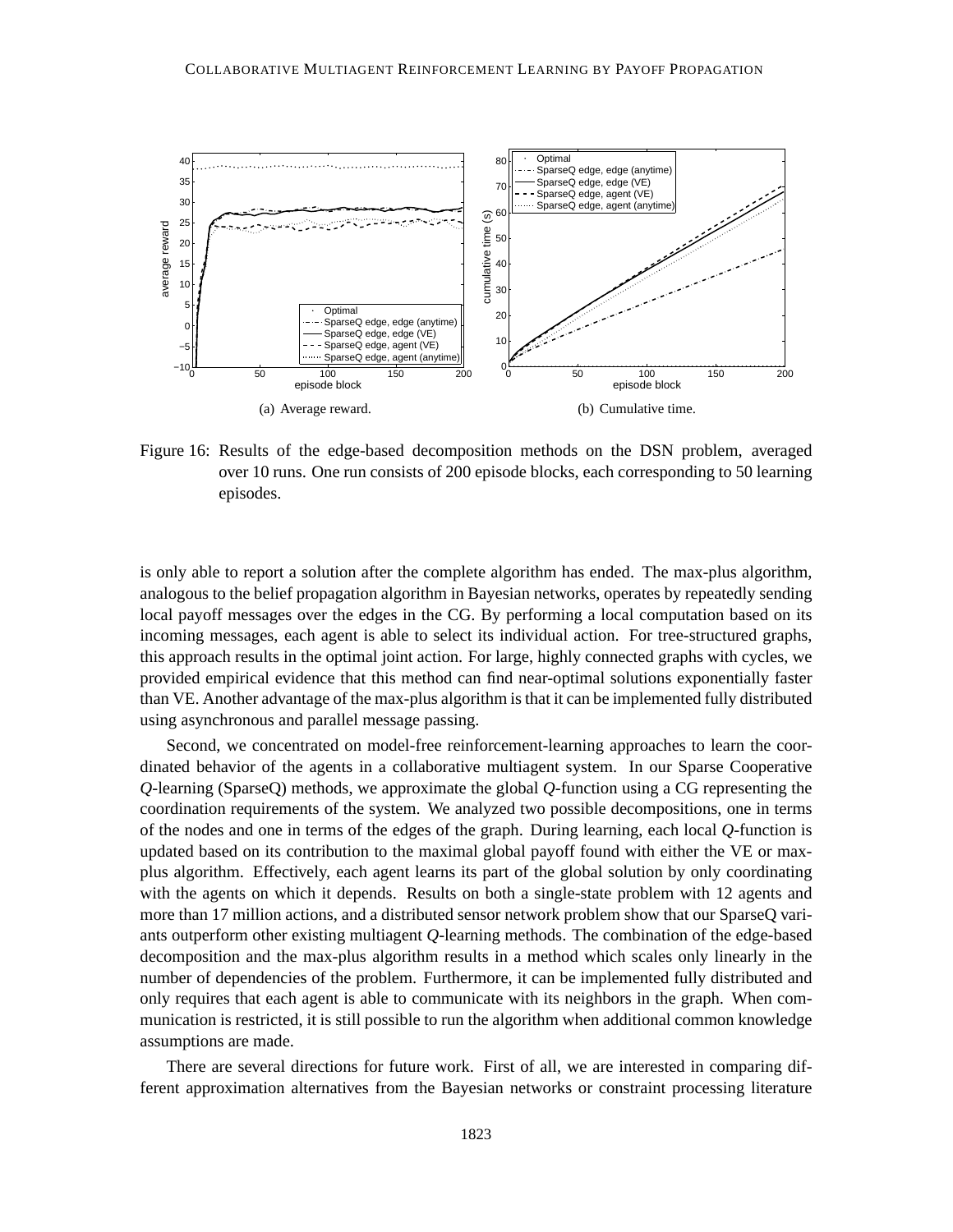(a) Average reward.

(b) Cumulative time.

Figure 16: Results of the edge-based decomposition methods on the DSN problem, averaged over 10 runs. One run consists of 200 episode blocks, each corresponding to 50 learning episodes.

is only able to report a solution after the complete algorithm has ended. The max-plus algorithm, analogous to the belief propagation algorithm in Bayesian networks, operates by repeatedly sending local payoff messages over the edges in the CG. By performing a local computation based on its incoming messages, each agent is able to select its individual action. For tree-structured graphs, this approach results in the optimal joint action. For large, highly connected graphs with cycles, we provided empirical evidence that this method can find near-optimal solutions exponentially faster than VE. Another advantage of the max-plus algorithm is that it can be implemented fully distributed using asynchronous and parallel message passing.

Second, we concentrated on model-free reinforcement-learning approaches to learn the coordinated behavior of the agents in a collaborative multiagent system. In our Sparse Cooperative $Q$-learning (SparseQ) methods, we approximate the global $Q$-function using a CG representing the coordination requirements of the system. We analyzed two possible decompositions, one in terms of the nodes and one in terms of the edges of the graph. During learning, each local $Q$-function is updated based on its contribution to the maximal global payoff found with either the VE or max-plus algorithm. Effectively, each agent learns its part of the global solution by only coordinating with the agents on which it depends. Results on both a single-state problem with 12 agents and more than 17 million actions, and a distributed sensor network problem show that our SparseQ variants outperform other existing multiagent $Q$-learning methods. The combination of the edge-based decomposition and the max-plus algorithm results in a method which scales only linearly in the number of dependencies of the problem. Furthermore, it can be implemented fully distributed and only requires that each agent is able to communicate with its neighbors in the graph. When communication is restricted, it is still possible to run the algorithm when additional common knowledge assumptions are made.

There are several directions for future work. First of all, we are interested in comparing different approximation alternatives from the Bayesian networks or constraint processing literature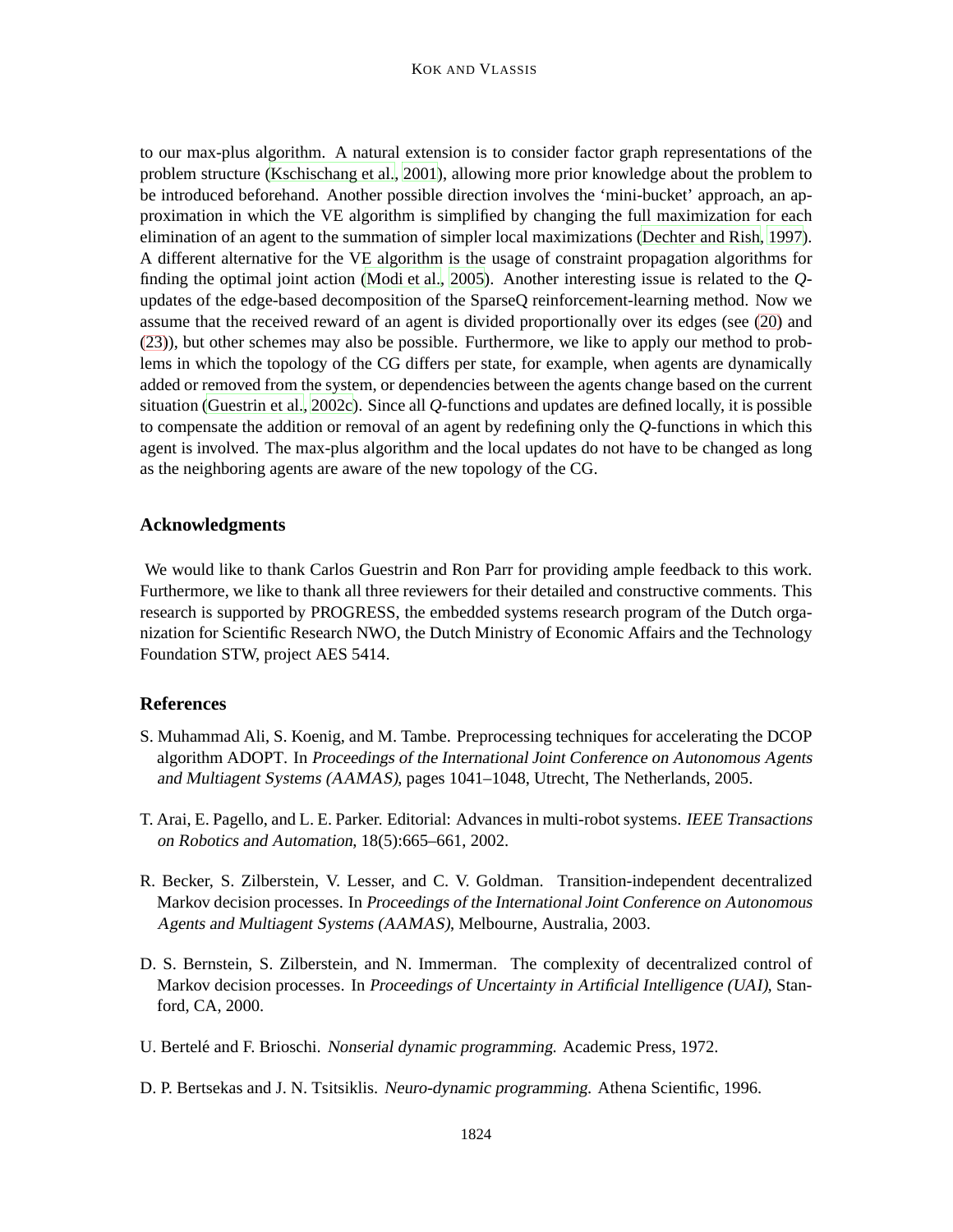to our max-plus algorithm. A natural extension is to consider factor graph representations of the problem structure (Kschischang et al., 2001), allowing more prior knowledge about the problem to be introduced beforehand. Another possible direction involves the 'mini-bucket' approach, an approximation in which the VE algorithm is simplified by changing the full maximization for each elimination of an agent to the summation of simpler local maximizations (Dechter and Rish, 1997). A different alternative for the VE algorithm is the usage of constraint propagation algorithms for finding the optimal joint action (Modi et al., 2005). Another interesting issue is related to the $Q$-updates of the edge-based decomposition of the SparseQ reinforcement-learning method. Now we assume that the received reward of an agent is divided proportionally over its edges (see (20) and (23)), but other schemes may also be possible. Furthermore, we like to apply our method to problems in which the topology of the CG differs per state, for example, when agents are dynamically added or removed from the system, or dependencies between the agents change based on the current situation (Guestrin et al., 2002c). Since all $Q$-functions and updates are defined locally, it is possible to compensate the addition or removal of an agent by redefining only the $Q$-functions in which this agent is involved. The max-plus algorithm and the local updates do not have to be changed as long as the neighboring agents are aware of the new topology of the CG.

## Acknowledgments

We would like to thank Carlos Guestrin and Ron Parr for providing ample feedback to this work. Furthermore, we like to thank all three reviewers for their detailed and constructive comments. This research is supported by PROGRESS, the embedded systems research program of the Dutch organization for Scientific Research NWO, the Dutch Ministry of Economic Affairs and the Technology Foundation STW, project AES 5414.

## References

S. Muhammad Ali, S. Koenig, and M. Tambe. Preprocessing techniques for accelerating the DCOP algorithm ADOPT. In *Proceedings of the International Joint Conference on Autonomous Agents and Multiagent Systems (AAMAS)*, pages 1041–1048, Utrecht, The Netherlands, 2005.

T. Arai, E. Pagello, and L. E. Parker. Editorial: Advances in multi-robot systems. *IEEE Transactions on Robotics and Automation*, 18(5):665–661, 2002.

R. Becker, S. Zilberstein, V. Lesser, and C. V. Goldman. Transition-independent decentralized Markov decision processes. In *Proceedings of the International Joint Conference on Autonomous Agents and Multiagent Systems (AAMAS)*, Melbourne, Australia, 2003.

D. S. Bernstein, S. Zilberstein, and N. Immerman. The complexity of decentralized control of Markov decision processes. In *Proceedings of Uncertainty in Artificial Intelligence (UAI)*, Stanford, CA, 2000.

U. Bertelé and F. Brioschi. *Nonserial dynamic programming*. Academic Press, 1972.

D. P. Bertsekas and J. N. Tsitsiklis. *Neuro-dynamic programming*. Athena Scientific, 1996.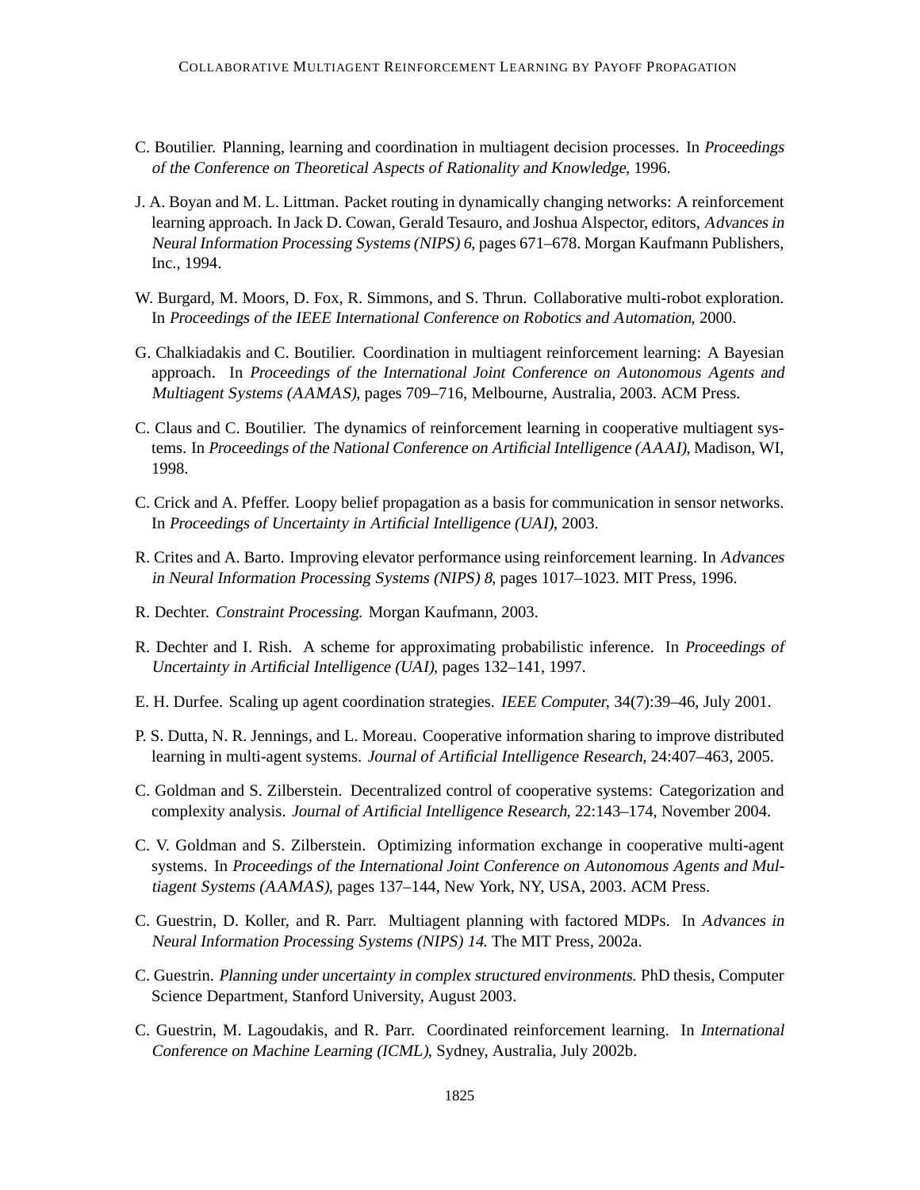C. Boutilier. Planning, learning and coordination in multiagent decision processes. In *Proceedings of the Conference on Theoretical Aspects of Rationality and Knowledge*, 1996.

J. A. Boyan and M. L. Littman. Packet routing in dynamically changing networks: A reinforcement learning approach. In Jack D. Cowan, Gerald Tesauro, and Joshua Alspector, editors, *Advances in Neural Information Processing Systems (NIPS) 6*, pages 671–678. Morgan Kaufmann Publishers, Inc., 1994.

W. Burgard, M. Moors, D. Fox, R. Simmons, and S. Thrun. Collaborative multi-robot exploration. In *Proceedings of the IEEE International Conference on Robotics and Automation*, 2000.

G. Chalkiadakis and C. Boutilier. Coordination in multiagent reinforcement learning: A Bayesian approach. In *Proceedings of the International Joint Conference on Autonomous Agents and Multiagent Systems (AAMAS)*, pages 709–716, Melbourne, Australia, 2003. ACM Press.

C. Claus and C. Boutilier. The dynamics of reinforcement learning in cooperative multiagent systems. In *Proceedings of the National Conference on Artificial Intelligence (AAAI)*, Madison, WI, 1998.

C. Crick and A. Pfeffer. Loopy belief propagation as a basis for communication in sensor networks. In *Proceedings of Uncertainty in Artificial Intelligence (UAI)*, 2003.

R. Crites and A. Barto. Improving elevator performance using reinforcement learning. In *Advances in Neural Information Processing Systems (NIPS) 8*, pages 1017–1023. MIT Press, 1996.

R. Dechter. *Constraint Processing*. Morgan Kaufmann, 2003.

R. Dechter and I. Rish. A scheme for approximating probabilistic inference. In *Proceedings of Uncertainty in Artificial Intelligence (UAI)*, pages 132–141, 1997.

E. H. Durfee. Scaling up agent coordination strategies. *IEEE Computer*, 34(7):39–46, July 2001.

P. S. Dutta, N. R. Jennings, and L. Moreau. Cooperative information sharing to improve distributed learning in multi-agent systems. *Journal of Artificial Intelligence Research*, 24:407–463, 2005.

C. Goldman and S. Zilberstein. Decentralized control of cooperative systems: Categorization and complexity analysis. *Journal of Artificial Intelligence Research*, 22:143–174, November 2004.

C. V. Goldman and S. Zilberstein. Optimizing information exchange in cooperative multi-agent systems. In *Proceedings of the International Joint Conference on Autonomous Agents and Multiagent Systems (AAMAS)*, pages 137–144, New York, NY, USA, 2003. ACM Press.

C. Guestrin, D. Koller, and R. Parr. Multiagent planning with factored MDPs. In *Advances in Neural Information Processing Systems (NIPS) 14*. The MIT Press, 2002a.

C. Guestrin. *Planning under uncertainty in complex structured environments*. PhD thesis, Computer Science Department, Stanford University, August 2003.

C. Guestrin, M. Lagoudakis, and R. Parr. Coordinated reinforcement learning. In *International Conference on Machine Learning (ICML)*, Sydney, Australia, July 2002b.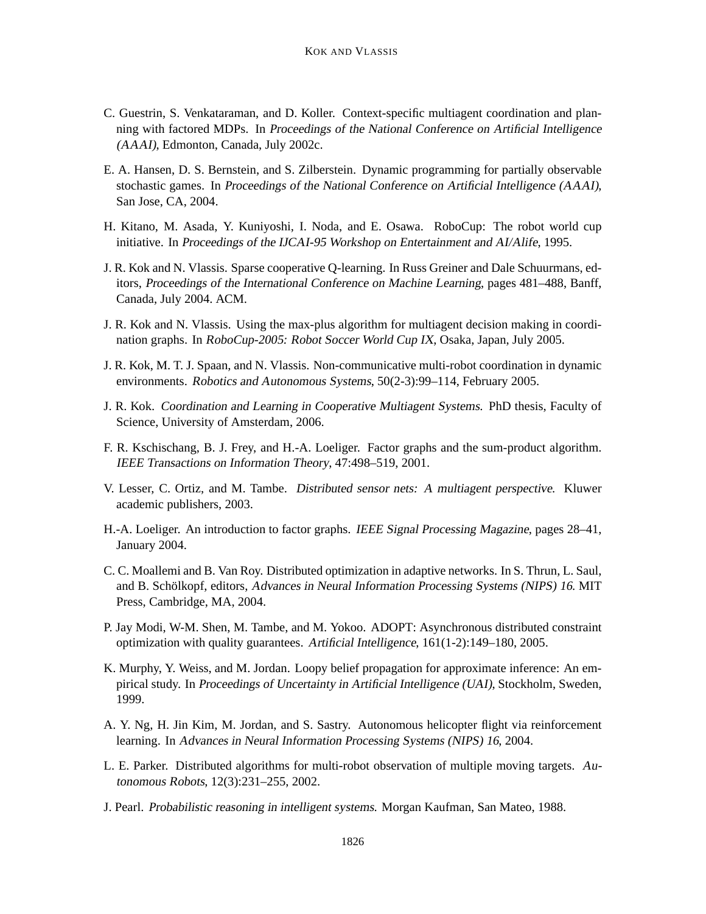C. Guestrin, S. Venkataraman, and D. Koller. Context-specific multiagent coordination and planning with factored MDPs. In *Proceedings of the National Conference on Artificial Intelligence (AAAI)*, Edmonton, Canada, July 2002c.

E. A. Hansen, D. S. Bernstein, and S. Zilberstein. Dynamic programming for partially observable stochastic games. In *Proceedings of the National Conference on Artificial Intelligence (AAAI)*, San Jose, CA, 2004.

H. Kitano, M. Asada, Y. Kuniyoshi, I. Noda, and E. Osawa. RoboCup: The robot world cup initiative. In *Proceedings of the IJCAI-95 Workshop on Entertainment and AI/Alife*, 1995.

J. R. Kok and N. Vlassis. Sparse cooperative Q-learning. In Russ Greiner and Dale Schuurmans, editors, *Proceedings of the International Conference on Machine Learning*, pages 481–488, Banff, Canada, July 2004. ACM.

J. R. Kok and N. Vlassis. Using the max-plus algorithm for multiagent decision making in coordination graphs. In *RoboCup-2005: Robot Soccer World Cup IX*, Osaka, Japan, July 2005.

J. R. Kok, M. T. J. Spaan, and N. Vlassis. Non-communicative multi-robot coordination in dynamic environments. *Robotics and Autonomous Systems*, 50(2-3):99–114, February 2005.

J. R. Kok. *Coordination and Learning in Cooperative Multiagent Systems*. PhD thesis, Faculty of Science, University of Amsterdam, 2006.

F. R. Kschischang, B. J. Frey, and H.-A. Loeliger. Factor graphs and the sum-product algorithm. *IEEE Transactions on Information Theory*, 47:498–519, 2001.

V. Lesser, C. Ortiz, and M. Tambe. *Distributed sensor nets: A multiagent perspective*. Kluwer academic publishers, 2003.

H.-A. Loeliger. An introduction to factor graphs. *IEEE Signal Processing Magazine*, pages 28–41, January 2004.

C. C. Moallemi and B. Van Roy. Distributed optimization in adaptive networks. In S. Thrun, L. Saul, and B. Schölkopf, editors, *Advances in Neural Information Processing Systems (NIPS) 16*. MIT Press, Cambridge, MA, 2004.

P. Jay Modi, W-M. Shen, M. Tambe, and M. Yokoo. ADOPT: Asynchronous distributed constraint optimization with quality guarantees. *Artificial Intelligence*, 161(1-2):149–180, 2005.

K. Murphy, Y. Weiss, and M. Jordan. Loopy belief propagation for approximate inference: An empirical study. In *Proceedings of Uncertainty in Artificial Intelligence (UAI)*, Stockholm, Sweden, 1999.

A. Y. Ng, H. Jin Kim, M. Jordan, and S. Sastry. Autonomous helicopter flight via reinforcement learning. In *Advances in Neural Information Processing Systems (NIPS) 16*, 2004.

L. E. Parker. Distributed algorithms for multi-robot observation of multiple moving targets. *Autonomous Robots*, 12(3):231–255, 2002.

J. Pearl. *Probabilistic reasoning in intelligent systems*. Morgan Kaufman, San Mateo, 1988.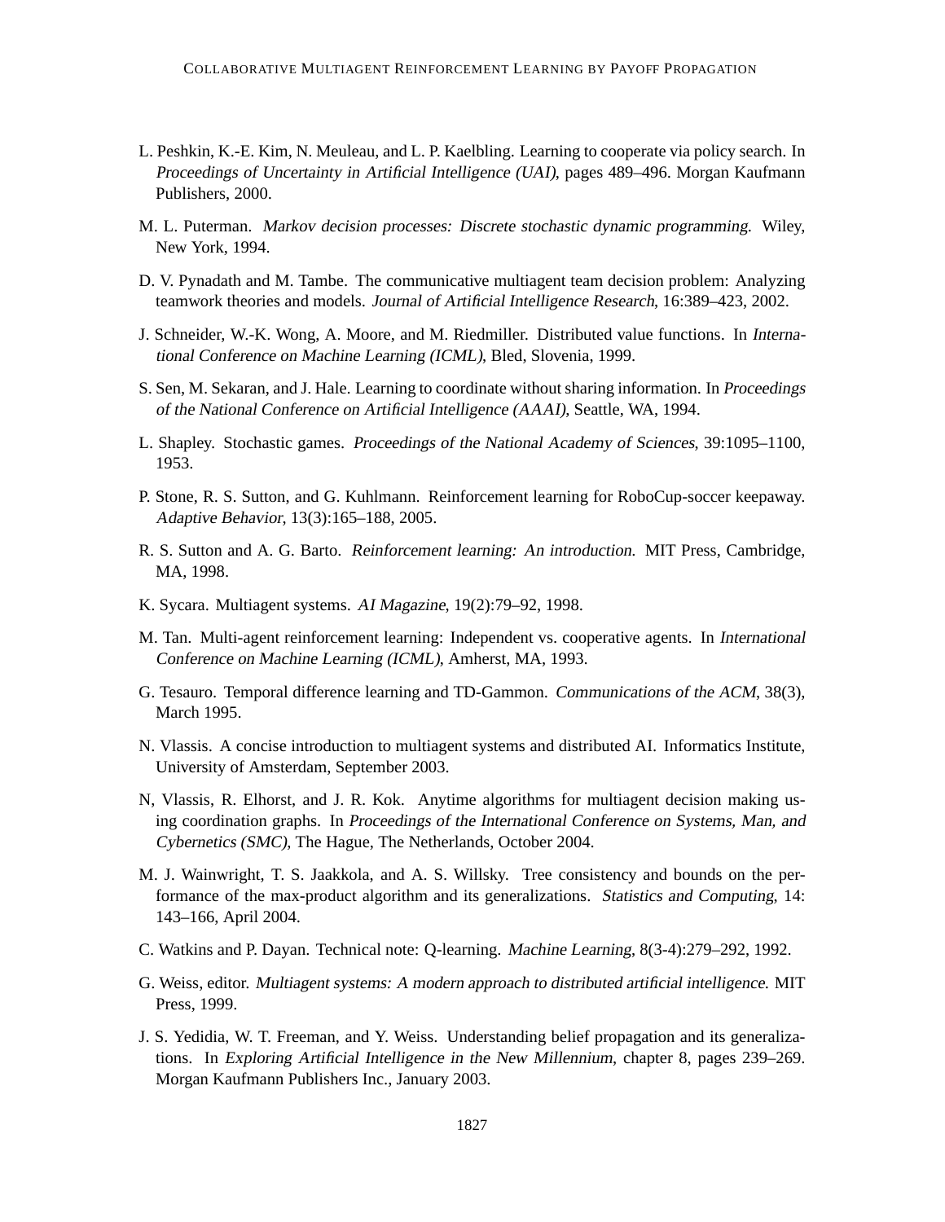L. Peshkin, K.-E. Kim, N. Meuleau, and L. P. Kaelbling. Learning to cooperate via policy search. In *Proceedings of Uncertainty in Artificial Intelligence (UAI)*, pages 489–496. Morgan Kaufmann Publishers, 2000.

M. L. Puterman. *Markov decision processes: Discrete stochastic dynamic programming*. Wiley, New York, 1994.

D. V. Pynadath and M. Tambe. The communicative multiagent team decision problem: Analyzing teamwork theories and models. *Journal of Artificial Intelligence Research*, 16:389–423, 2002.

J. Schneider, W.-K. Wong, A. Moore, and M. Riedmiller. Distributed value functions. In *International Conference on Machine Learning (ICML)*, Bled, Slovenia, 1999.

S. Sen, M. Sekaran, and J. Hale. Learning to coordinate without sharing information. In *Proceedings of the National Conference on Artificial Intelligence (AAAI)*, Seattle, WA, 1994.

L. Shapley. Stochastic games. *Proceedings of the National Academy of Sciences*, 39:1095–1100, 1953.

P. Stone, R. S. Sutton, and G. Kuhlmann. Reinforcement learning for RoboCup-soccer keepaway. *Adaptive Behavior*, 13(3):165–188, 2005.

R. S. Sutton and A. G. Barto. *Reinforcement learning: An introduction*. MIT Press, Cambridge, MA, 1998.

K. Sycara. Multiagent systems. *AI Magazine*, 19(2):79–92, 1998.

M. Tan. Multi-agent reinforcement learning: Independent vs. cooperative agents. In *International Conference on Machine Learning (ICML)*, Amherst, MA, 1993.

G. Tesauro. Temporal difference learning and TD-Gammon. *Communications of the ACM*, 38(3), March 1995.

N. Vlassis. A concise introduction to multiagent systems and distributed AI. Informatics Institute, University of Amsterdam, September 2003.

N, Vlassis, R. Elhorst, and J. R. Kok. Anytime algorithms for multiagent decision making using coordination graphs. In *Proceedings of the International Conference on Systems, Man, and Cybernetics (SMC)*, The Hague, The Netherlands, October 2004.

M. J. Wainwright, T. S. Jaakkola, and A. S. Willsky. Tree consistency and bounds on the performance of the max-product algorithm and its generalizations. *Statistics and Computing*, 14: 143–166, April 2004.

C. Watkins and P. Dayan. Technical note: Q-learning. *Machine Learning*, 8(3-4):279–292, 1992.

G. Weiss, editor. *Multiagent systems: A modern approach to distributed artificial intelligence*. MIT Press, 1999.

J. S. Yedidia, W. T. Freeman, and Y. Weiss. Understanding belief propagation and its generalizations. In *Exploring Artificial Intelligence in the New Millennium*, chapter 8, pages 239–269. Morgan Kaufmann Publishers Inc., January 2003.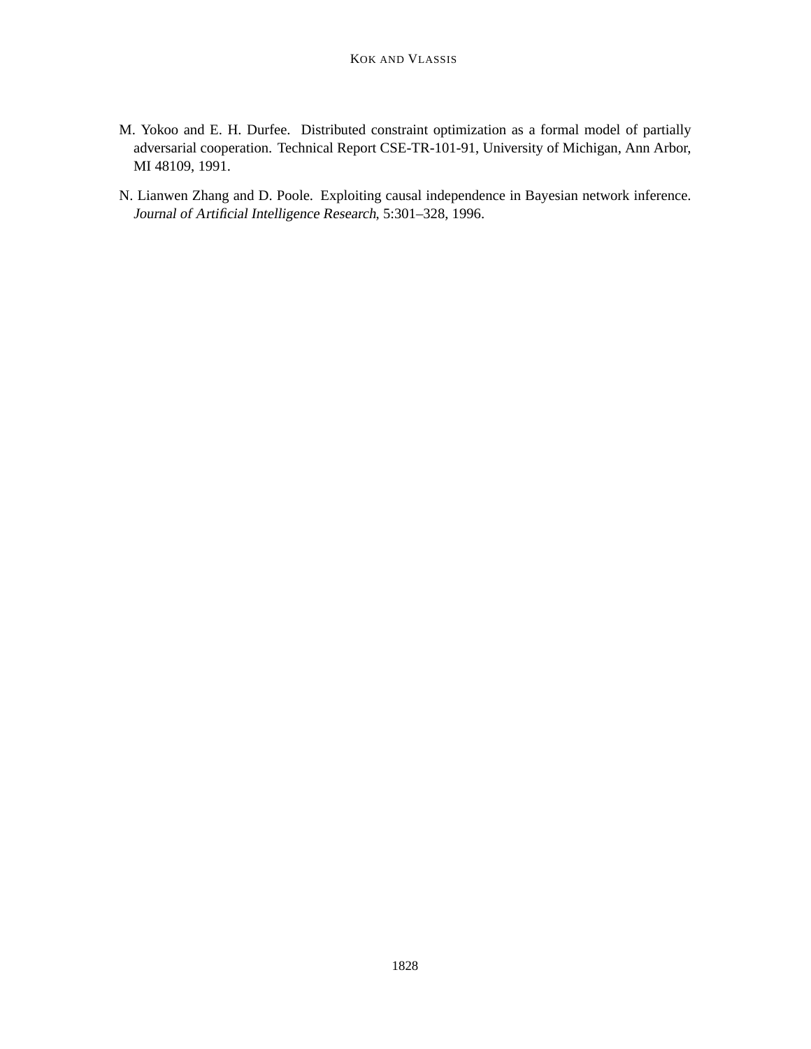M. Yokoo and E. H. Durfee. Distributed constraint optimization as a formal model of partially adversarial cooperation. Technical Report CSE-TR-101-91, University of Michigan, Ann Arbor, MI 48109, 1991.

N. Lianwen Zhang and D. Poole. Exploiting causal independence in Bayesian network inference. *Journal of Artificial Intelligence Research*, 5:301–328, 1996.